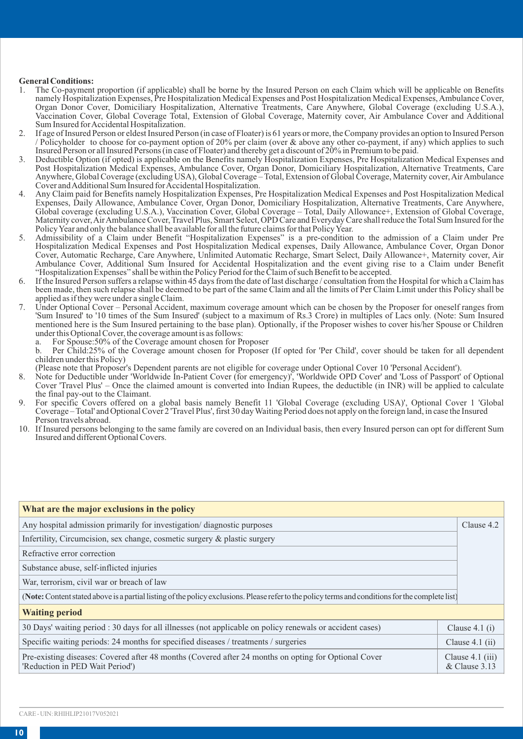**General Conditions:**

1. The Co-payment proportion (if applicable) shall be borne by the Insured Person on each Claim which will be applicable on Benefits namely Hospitalization Expenses, Pre Hospitalization Medical Expenses and Post Hospitalization Medical Expenses, Ambulance Cover, Organ Donor Cover, Domiciliary Hospitalization, Alternative Treatments, Care Anywhere, Global Coverage (excluding U.S.A.), Vaccination Cover, Global Coverage Total, Extension of Global Coverage, Maternity cover, Air Ambulance Cover and Additional Sum Insured for Accidental Hospitalization.
2. If age of Insured Person or eldest Insured Person (in case of Floater) is 61 years or more, the Company provides an option to Insured Person / Policyholder to choose for co-payment option of 20% per claim (over & above any other co-payment, if any) which applies to such Insured Person or all Insured Persons (in case of Floater) and thereby get a discount of 20% in Premium to be paid.
3. Deductible Option (if opted) is applicable on the Benefits namely Hospitalization Expenses, Pre Hospitalization Medical Expenses and Post Hospitalization Medical Expenses, Ambulance Cover, Organ Donor, Domiciliary Hospitalization, Alternative Treatments, Care Anywhere, Global Coverage (excluding USA), Global Coverage – Total, Extension of Global Coverage, Maternity cover, Air Ambulance Cover and Additional Sum Insured for Accidental Hospitalization.
4. Any Claim paid for Benefits namely Hospitalization Expenses, Pre Hospitalization Medical Expenses and Post Hospitalization Medical Expenses, Daily Allowance, Ambulance Cover, Organ Donor, Domiciliary Hospitalization, Alternative Treatments, Care Anywhere, Global coverage (excluding U.S.A.), Vaccination Cover, Global Coverage – Total, Daily Allowance+, Extension of Global Coverage, Maternity cover, Air Ambulance Cover, Travel Plus, Smart Select, OPD Care and Everyday Care shall reduce the Total Sum Insured for the Policy Year and only the balance shall be available for all the future claims for that Policy Year.
5. Admissibility of a Claim under Benefit "Hospitalization Expenses" is a pre-condition to the admission of a Claim under Pre Hospitalization Medical Expenses and Post Hospitalization Medical expenses, Daily Allowance, Ambulance Cover, Organ Donor Cover, Automatic Recharge, Care Anywhere, Unlimited Automatic Recharge, Smart Select, Daily Allowance+, Maternity cover, Air Ambulance Cover, Additional Sum Insured for Accidental Hospitalization and the event giving rise to a Claim under Benefit "Hospitalization Expenses" shall be within the Policy Period for the Claim of such Benefit to be accepted.
6. If the Insured Person suffers a relapse within 45 days from the date of last discharge / consultation from the Hospital for which a Claim has been made, then such relapse shall be deemed to be part of the same Claim and all the limits of Per Claim Limit under this Policy shall be applied as if they were under a single Claim.
7. Under Optional Cover – Personal Accident, maximum coverage amount which can be chosen by the Proposer for oneself ranges from 'Sum Insured' to '10 times of the Sum Insured' (subject to a maximum of Rs.3 Crore) in multiples of Lacs only. (Note: Sum Insured mentioned here is the Sum Insured pertaining to the base plan). Optionally, if the Proposer wishes to cover his/her Spouse or Children under this Optional Cover, the coverage amount is as follows:
   a. For Spouse:50% of the Coverage amount chosen for Proposer
   b. Per Child:25% of the Coverage amount chosen for Proposer (If opted for 'Per Child', cover should be taken for all dependent children under this Policy)
   
   (Please note that Proposer's Dependent parents are not eligible for coverage under Optional Cover 10 'Personal Accident').
8. Note for Deductible under 'Worldwide In-Patient Cover (for emergency)', 'Worldwide OPD Cover' and 'Loss of Passport' of Optional Cover 'Travel Plus' – Once the claimed amount is converted into Indian Rupees, the deductible (in INR) will be applied to calculate the final pay-out to the Claimant.
9. For specific Covers offered on a global basis namely Benefit 11 'Global Coverage (excluding USA)', Optional Cover 1 'Global Coverage – Total' and Optional Cover 2 'Travel Plus', first 30 day Waiting Period does not apply on the foreign land, in case the Insured Person travels abroad.
10. If Insured persons belonging to the same family are covered on an Individual basis, then every Insured person can opt for different Sum Insured and different Optional Covers.

| **What are the major exclusions in the policy** | |
|---|---|
| Any hospital admission primarily for investigation/ diagnostic purposes | Clause 4.2 |
| Infertility, Circumcision, sex change, cosmetic surgery & plastic surgery | |
| Refractive error correction | |
| Substance abuse, self-inflicted injuries | |
| War, terrorism, civil war or breach of law | |
| (**Note:** Content stated above is a partial listing of the policy exclusions. Please refer to the policy terms and conditions for the complete list) | |
| **Waiting period** | |
| 30 Days' waiting period : 30 days for all illnesses (not applicable on policy renewals or accident cases) | Clause 4.1 (i) |
| Specific waiting periods: 24 months for specified diseases / treatments / surgeries | Clause 4.1 (ii) |
| Pre-existing diseases: Covered after 48 months (Covered after 24 months on opting for Optional Cover 'Reduction in PED Wait Period') | Clause 4.1 (iii) & Clause 3.13 |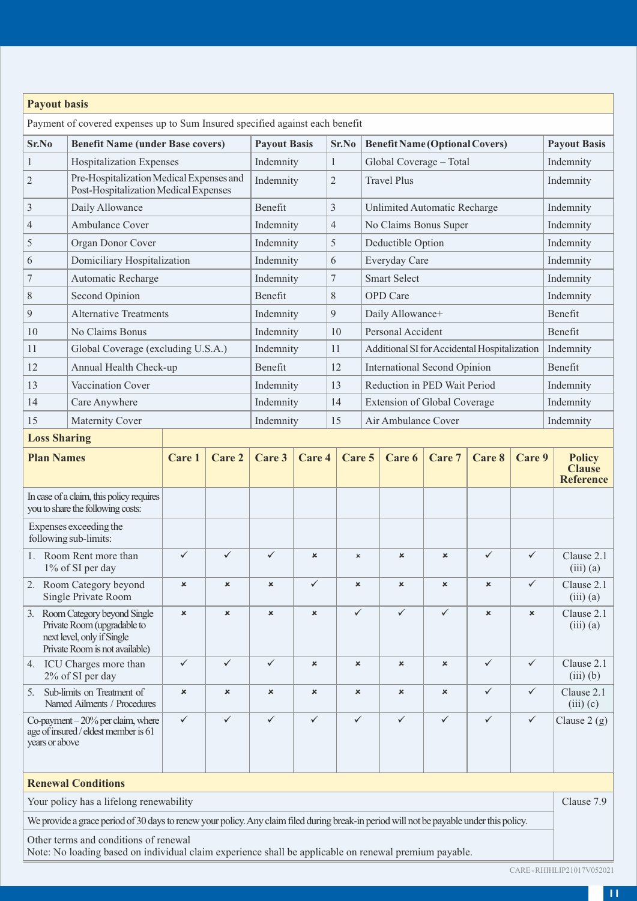## Payout basis

Payment of covered expenses up to Sum Insured specified against each benefit

| Sr.No | Benefit Name (under Base covers) | Payout Basis | Sr.No | Benefit Name (Optional Covers) | Payout Basis |
|---|---|---|---|---|---|
| 1 | Hospitalization Expenses | Indemnity | 1 | Global Coverage – Total | Indemnity |
| 2 | Pre-Hospitalization Medical Expenses and Post-Hospitalization Medical Expenses | Indemnity | 2 | Travel Plus | Indemnity |
| 3 | Daily Allowance | Benefit | 3 | Unlimited Automatic Recharge | Indemnity |
| 4 | Ambulance Cover | Indemnity | 4 | No Claims Bonus Super | Indemnity |
| 5 | Organ Donor Cover | Indemnity | 5 | Deductible Option | Indemnity |
| 6 | Domiciliary Hospitalization | Indemnity | 6 | Everyday Care | Indemnity |
| 7 | Automatic Recharge | Indemnity | 7 | Smart Select | Indemnity |
| 8 | Second Opinion | Benefit | 8 | OPD Care | Indemnity |
| 9 | Alternative Treatments | Indemnity | 9 | Daily Allowance+ | Benefit |
| 10 | No Claims Bonus | Indemnity | 10 | Personal Accident | Benefit |
| 11 | Global Coverage (excluding U.S.A.) | Indemnity | 11 | Additional SI for Accidental Hospitalization | Indemnity |
| 12 | Annual Health Check-up | Benefit | 12 | International Second Opinion | Benefit |
| 13 | Vaccination Cover | Indemnity | 13 | Reduction in PED Wait Period | Indemnity |
| 14 | Care Anywhere | Indemnity | 14 | Extension of Global Coverage | Indemnity |
| 15 | Maternity Cover | Indemnity | 15 | Air Ambulance Cover | Indemnity |

## Loss Sharing

| Plan Names | Care 1 | Care 2 | Care 3 | Care 4 | Care 5 | Care 6 | Care 7 | Care 8 | Care 9 | Policy Clause Reference |
|---|---|---|---|---|---|---|---|---|---|---|
| In case of a claim, this policy requires you to share the following costs: | | | | | | | | | | |
| Expenses exceeding the following sub-limits: | | | | | | | | | | |
| 1. Room Rent more than 1% of SI per day | ✓ | ✓ | ✓ | × | × | × | × | ✓ | ✓ | Clause 2.1 (iii) (a) |
| 2. Room Category beyond Single Private Room | × | × | × | ✓ | × | × | × | × | ✓ | Clause 2.1 (iii) (a) |
| 3. Room Category beyond Single Private Room (upgradable to next level, only if Single Private Room is not available) | × | × | × | × | ✓ | ✓ | ✓ | × | × | Clause 2.1 (iii) (a) |
| 4. ICU Charges more than 2% of SI per day | ✓ | ✓ | ✓ | × | × | × | × | ✓ | ✓ | Clause 2.1 (iii) (b) |
| 5. Sub-limits on Treatment of Named Ailments / Procedures | × | × | × | × | × | × | × | ✓ | ✓ | Clause 2.1 (iii) (c) |
| Co-payment – 20% per claim, where age of insured / eldest member is 61 years or above | ✓ | ✓ | ✓ | ✓ | ✓ | ✓ | ✓ | ✓ | ✓ | Clause 2 (g) |

## Renewal Conditions

| | |
|---|---|
| Your policy has a lifelong renewability | Clause 7.9 |
| We provide a grace period of 30 days to renew your policy. Any claim filed during break-in period will not be payable under this policy. | |
| Other terms and conditions of renewal<br>Note: No loading based on individual claim experience shall be applicable on renewal premium payable. | |

CARE - RHIHLIP21017V052021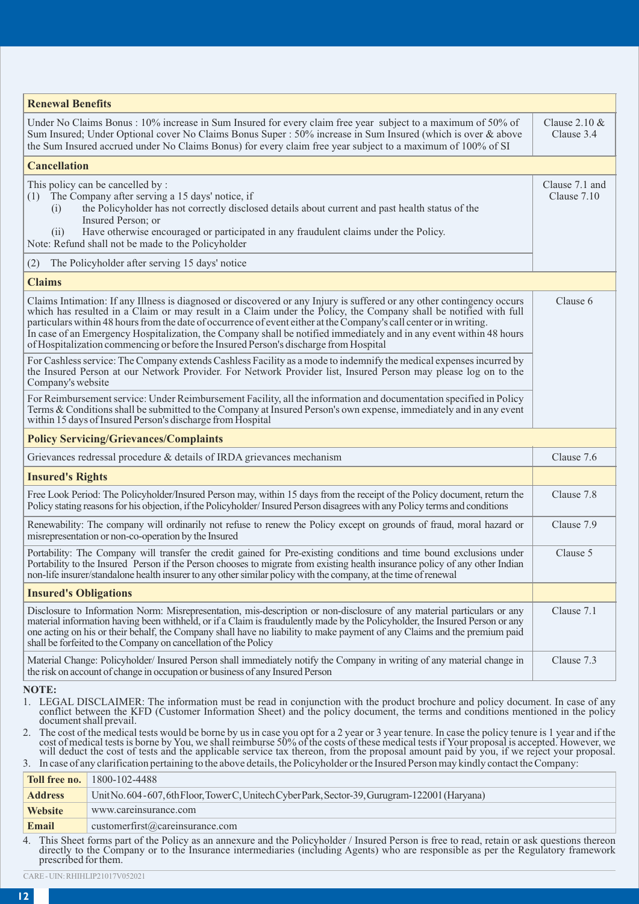| Renewal Benefits | |
|---|---|
| Under No Claims Bonus : 10% increase in Sum Insured for every claim free year subject to a maximum of 50% of Sum Insured; Under Optional cover No Claims Bonus Super : 50% increase in Sum Insured (which is over & above the Sum Insured accrued under No Claims Bonus) for every claim free year subject to a maximum of 100% of SI | Clause 2.10 & Clause 3.4 |
| **Cancellation** | |
| This policy can be cancelled by :<br>(1) The Company after serving a 15 days' notice, if<br>(i) the Policyholder has not correctly disclosed details about current and past health status of the Insured Person; or<br>(ii) Have otherwise encouraged or participated in any fraudulent claims under the Policy.<br>Note: Refund shall not be made to the Policyholder | Clause 7.1 and Clause 7.10 |
| (2) The Policyholder after serving 15 days' notice | |
| **Claims** | |
| Claims Intimation: If any Illness is diagnosed or discovered or any Injury is suffered or any other contingency occurs which has resulted in a Claim or may result in a Claim under the Policy, the Company shall be notified with full particulars within 48 hours from the date of occurrence of event either at the Company's call center or in writing.<br>In case of an Emergency Hospitalization, the Company shall be notified immediately and in any event within 48 hours of Hospitalization commencing or before the Insured Person's discharge from Hospital | Clause 6 |
| For Cashless service: The Company extends Cashless Facility as a mode to indemnify the medical expenses incurred by the Insured Person at our Network Provider. For Network Provider list, Insured Person may please log on to the Company's website | |
| For Reimbursement service: Under Reimbursement Facility, all the information and documentation specified in Policy Terms & Conditions shall be submitted to the Company at Insured Person's own expense, immediately and in any event within 15 days of Insured Person's discharge from Hospital | |
| **Policy Servicing/Grievances/Complaints** | |
| Grievances redressal procedure & details of IRDA grievances mechanism | Clause 7.6 |
| **Insured's Rights** | |
| Free Look Period: The Policyholder/Insured Person may, within 15 days from the receipt of the Policy document, return the Policy stating reasons for his objection, if the Policyholder/ Insured Person disagrees with any Policy terms and conditions | Clause 7.8 |
| Renewability: The company will ordinarily not refuse to renew the Policy except on grounds of fraud, moral hazard or misrepresentation or non-co-operation by the Insured | Clause 7.9 |
| Portability: The Company will transfer the credit gained for Pre-existing conditions and time bound exclusions under Portability to the Insured Person if the Person chooses to migrate from existing health insurance policy of any other Indian non-life insurer/standalone health insurer to any other similar policy with the company, at the time of renewal | Clause 5 |
| **Insured's Obligations** | |
| Disclosure to Information Norm: Misrepresentation, mis-description or non-disclosure of any material particulars or any material information having been withheld, or if a Claim is fraudulently made by the Policyholder, the Insured Person or any one acting on his or their behalf, the Company shall have no liability to make payment of any Claims and the premium paid shall be forfeited to the Company on cancellation of the Policy | Clause 7.1 |
| Material Change: Policyholder/ Insured Person shall immediately notify the Company in writing of any material change in the risk on account of change in occupation or business of any Insured Person | Clause 7.3 |

**NOTE:**

1. LEGAL DISCLAIMER: The information must be read in conjunction with the product brochure and policy document. In case of any conflict between the KFD (Customer Information Sheet) and the policy document, the terms and conditions mentioned in the policy document shall prevail.
2. The cost of the medical tests would be borne by us in case you opt for a 2 year or 3 year tenure. In case the policy tenure is 1 year and if the cost of medical tests is borne by You, we shall reimburse 50% of the costs of these medical tests if Your proposal is accepted. However, we will deduct the cost of tests and the applicable service tax thereon, from the proposal amount paid by you, if we reject your proposal.
3. In case of any clarification pertaining to the above details, the Policyholder or the Insured Person may kindly contact the Company:

| **Toll free no.** | 1800-102-4488 |
|---|---|
| **Address** | Unit No. 604 - 607, 6th Floor, Tower C, Unitech Cyber Park, Sector-39, Gurugram-122001 (Haryana) |
| **Website** | www.careinsurance.com |
| **Email** | customerfirst@careinsurance.com |

4. This Sheet forms part of the Policy as an annexure and the Policyholder / Insured Person is free to read, retain or ask questions thereon directly to the Company or to the Insurance intermediaries (including Agents) who are responsible as per the Regulatory framework prescribed for them.

CARE - UIN: RHIHLIP21017V052021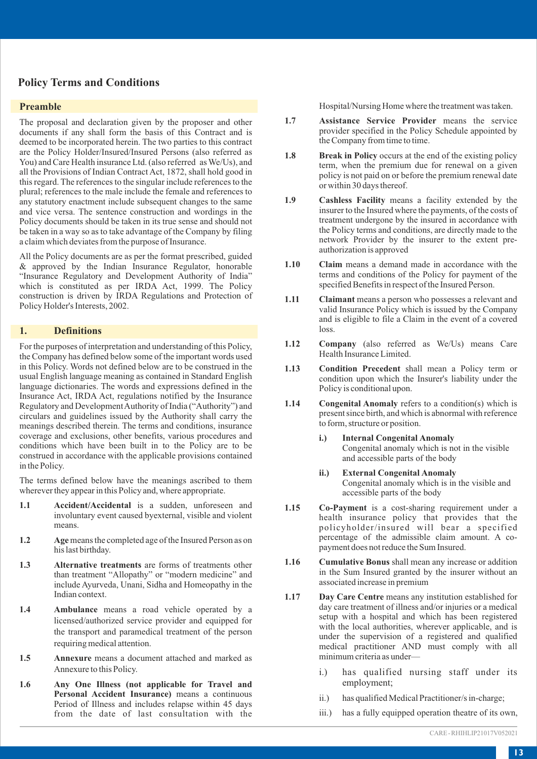## Policy Terms and Conditions

### Preamble

The proposal and declaration given by the proposer and other documents if any shall form the basis of this Contract and is deemed to be incorporated herein. The two parties to this contract are the Policy Holder/Insured/Insured Persons (also referred as You) and Care Health insurance Ltd. (also referred as We/Us), and all the Provisions of Indian Contract Act, 1872, shall hold good in this regard. The references to the singular include references to the plural; references to the male include the female and references to any statutory enactment include subsequent changes to the same and vice versa. The sentence construction and wordings in the Policy documents should be taken in its true sense and should not be taken in a way so as to take advantage of the Company by filing a claim which deviates from the purpose of Insurance.

All the Policy documents are as per the format prescribed, guided & approved by the Indian Insurance Regulator, honorable "Insurance Regulatory and Development Authority of India" which is constituted as per IRDA Act, 1999. The Policy construction is driven by IRDA Regulations and Protection of Policy Holder's Interests, 2002.

### 1. Definitions

For the purposes of interpretation and understanding of this Policy, the Company has defined below some of the important words used in this Policy. Words not defined below are to be construed in the usual English language meaning as contained in Standard English language dictionaries. The words and expressions defined in the Insurance Act, IRDA Act, regulations notified by the Insurance Regulatory and Development Authority of India ("Authority") and circulars and guidelines issued by the Authority shall carry the meanings described therein. The terms and conditions, insurance coverage and exclusions, other benefits, various procedures and conditions which have been built in to the Policy are to be construed in accordance with the applicable provisions contained in the Policy.

The terms defined below have the meanings ascribed to them wherever they appear in this Policy and, where appropriate.

**1.1** **Accident/Accidental** is a sudden, unforeseen and involuntary event caused byexternal, visible and violent means.

**1.2** **Age** means the completed age of the Insured Person as on his last birthday.

**1.3** **Alternative treatments** are forms of treatments other than treatment "Allopathy" or "modern medicine" and include Ayurveda, Unani, Sidha and Homeopathy in the Indian context.

**1.4** **Ambulance** means a road vehicle operated by a licensed/authorized service provider and equipped for the transport and paramedical treatment of the person requiring medical attention.

**1.5** **Annexure** means a document attached and marked as Annexure to this Policy.

**1.6** **Any One Illness (not applicable for Travel and Personal Accident Insurance)** means a continuous Period of Illness and includes relapse within 45 days from the date of last consultation with the Hospital/Nursing Home where the treatment was taken.

**1.7** **Assistance Service Provider** means the service provider specified in the Policy Schedule appointed by the Company from time to time.

**1.8** **Break in Policy** occurs at the end of the existing policy term, when the premium due for renewal on a given policy is not paid on or before the premium renewal date or within 30 days thereof.

**1.9** **Cashless Facility** means a facility extended by the insurer to the Insured where the payments, of the costs of treatment undergone by the insured in accordance with the Policy terms and conditions, are directly made to the network Provider by the insurer to the extent pre-authorization is approved

**1.10** **Claim** means a demand made in accordance with the terms and conditions of the Policy for payment of the specified Benefits in respect of the Insured Person.

**1.11** **Claimant** means a person who possesses a relevant and valid Insurance Policy which is issued by the Company and is eligible to file a Claim in the event of a covered loss.

**1.12** **Company** (also referred as We/Us) means Care Health Insurance Limited.

**1.13** **Condition Precedent** shall mean a Policy term or condition upon which the Insurer's liability under the Policy is conditional upon.

**1.14** **Congenital Anomaly** refers to a condition(s) which is present since birth, and which is abnormal with reference to form, structure or position.

- **i.)** **Internal Congenital Anomaly**
  Congenital anomaly which is not in the visible and accessible parts of the body
- **ii.)** **External Congenital Anomaly**
  Congenital anomaly which is in the visible and accessible parts of the body

**1.15** **Co-Payment** is a cost-sharing requirement under a health insurance policy that provides that the policyholder/insured will bear a specified percentage of the admissible claim amount. A co-payment does not reduce the Sum Insured.

**1.16** **Cumulative Bonus** shall mean any increase or addition in the Sum Insured granted by the insurer without an associated increase in premium

**1.17** **Day Care Centre** means any institution established for day care treatment of illness and/or injuries or a medical setup with a hospital and which has been registered with the local authorities, wherever applicable, and is under the supervision of a registered and qualified medical practitioner AND must comply with all minimum criteria as under—

- i.) has qualified nursing staff under its employment;
- ii.) has qualified Medical Practitioner/s in-charge;
- iii.) has a fully equipped operation theatre of its own,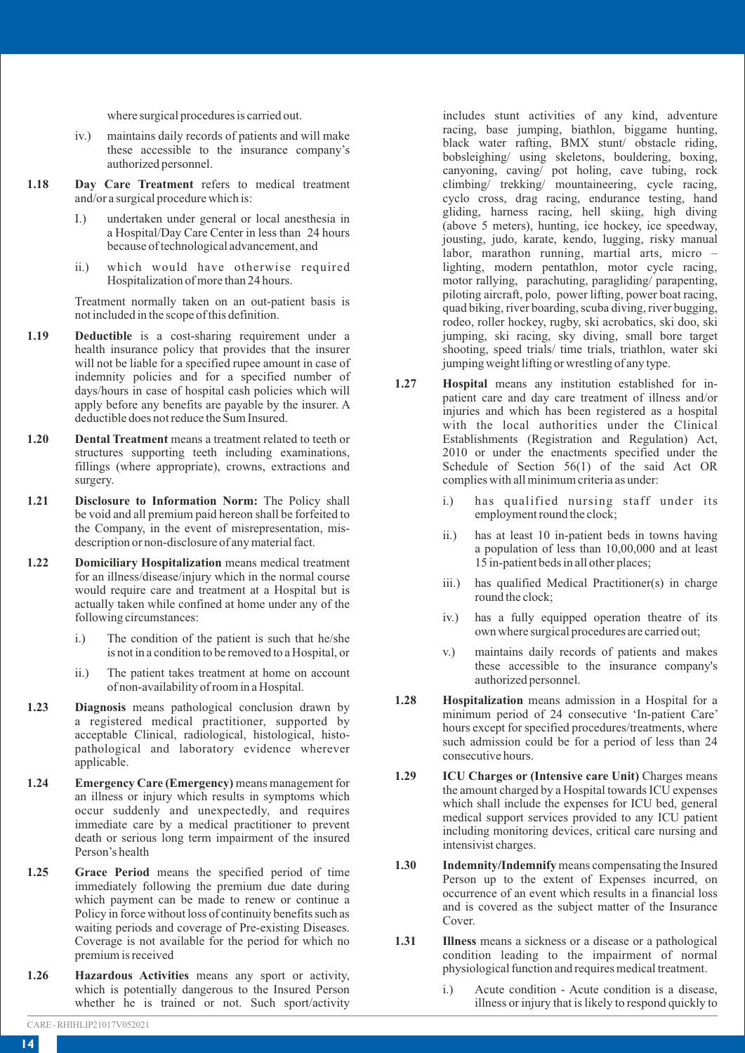where surgical procedures is carried out.

iv.) maintains daily records of patients and will make these accessible to the insurance company's authorized personnel.

**1.18 Day Care Treatment** refers to medical treatment and/or a surgical procedure which is:

I.) undertaken under general or local anesthesia in a Hospital/Day Care Center in less than 24 hours because of technological advancement, and

ii.) which would have otherwise required Hospitalization of more than 24 hours.

Treatment normally taken on an out-patient basis is not included in the scope of this definition.

**1.19 Deductible** is a cost-sharing requirement under a health insurance policy that provides that the insurer will not be liable for a specified rupee amount in case of indemnity policies and for a specified number of days/hours in case of hospital cash policies which will apply before any benefits are payable by the insurer. A deductible does not reduce the Sum Insured.

**1.20 Dental Treatment** means a treatment related to teeth or structures supporting teeth including examinations, fillings (where appropriate), crowns, extractions and surgery.

**1.21 Disclosure to Information Norm:** The Policy shall be void and all premium paid hereon shall be forfeited to the Company, in the event of misrepresentation, mis-description or non-disclosure of any material fact.

**1.22 Domiciliary Hospitalization** means medical treatment for an illness/disease/injury which in the normal course would require care and treatment at a Hospital but is actually taken while confined at home under any of the following circumstances:

i.) The condition of the patient is such that he/she is not in a condition to be removed to a Hospital, or

ii.) The patient takes treatment at home on account of non-availability of room in a Hospital.

**1.23 Diagnosis** means pathological conclusion drawn by a registered medical practitioner, supported by acceptable Clinical, radiological, histological, histo-pathological and laboratory evidence wherever applicable.

**1.24 Emergency Care (Emergency)** means management for an illness or injury which results in symptoms which occur suddenly and unexpectedly, and requires immediate care by a medical practitioner to prevent death or serious long term impairment of the insured Person's health

**1.25 Grace Period** means the specified period of time immediately following the premium due date during which payment can be made to renew or continue a Policy in force without loss of continuity benefits such as waiting periods and coverage of Pre-existing Diseases. Coverage is not available for the period for which no premium is received

**1.26 Hazardous Activities** means any sport or activity, which is potentially dangerous to the Insured Person whether he is trained or not. Such sport/activity includes stunt activities of any kind, adventure racing, base jumping, biathlon, biggame hunting, black water rafting, BMX stunt/ obstacle riding, bobsleighing/ using skeletons, bouldering, boxing, canyoning, caving/ pot holing, cave tubing, rock climbing/ trekking/ mountaineering, cycle racing, cyclo cross, drag racing, endurance testing, hand gliding, harness racing, hell skiing, high diving (above 5 meters), hunting, ice hockey, ice speedway, jousting, judo, karate, kendo, lugging, risky manual labor, marathon running, martial arts, micro – lighting, modern pentathlon, motor cycle racing, motor rallying, parachuting, paragliding/ parapenting, piloting aircraft, polo, power lifting, power boat racing, quad biking, river boarding, scuba diving, river bugging, rodeo, roller hockey, rugby, ski acrobatics, ski doo, ski jumping, ski racing, sky diving, small bore target shooting, speed trials/ time trials, triathlon, water ski jumping weight lifting or wrestling of any type.

**1.27 Hospital** means any institution established for in-patient care and day care treatment of illness and/or injuries and which has been registered as a hospital with the local authorities under the Clinical Establishments (Registration and Regulation) Act, 2010 or under the enactments specified under the Schedule of Section 56(1) of the said Act OR complies with all minimum criteria as under:

i.) has qualified nursing staff under its employment round the clock;

ii.) has at least 10 in-patient beds in towns having a population of less than 10,00,000 and at least 15 in-patient beds in all other places;

iii.) has qualified Medical Practitioner(s) in charge round the clock;

iv.) has a fully equipped operation theatre of its own where surgical procedures are carried out;

v.) maintains daily records of patients and makes these accessible to the insurance company's authorized personnel.

**1.28 Hospitalization** means admission in a Hospital for a minimum period of 24 consecutive 'In-patient Care' hours except for specified procedures/treatments, where such admission could be for a period of less than 24 consecutive hours.

**1.29 ICU Charges or (Intensive care Unit)** Charges means the amount charged by a Hospital towards ICU expenses which shall include the expenses for ICU bed, general medical support services provided to any ICU patient including monitoring devices, critical care nursing and intensivist charges.

**1.30 Indemnity/Indemnify** means compensating the Insured Person up to the extent of Expenses incurred, on occurrence of an event which results in a financial loss and is covered as the subject matter of the Insurance Cover.

**1.31 Illness** means a sickness or a disease or a pathological condition leading to the impairment of normal physiological function and requires medical treatment.

i.) Acute condition - Acute condition is a disease, illness or injury that is likely to respond quickly to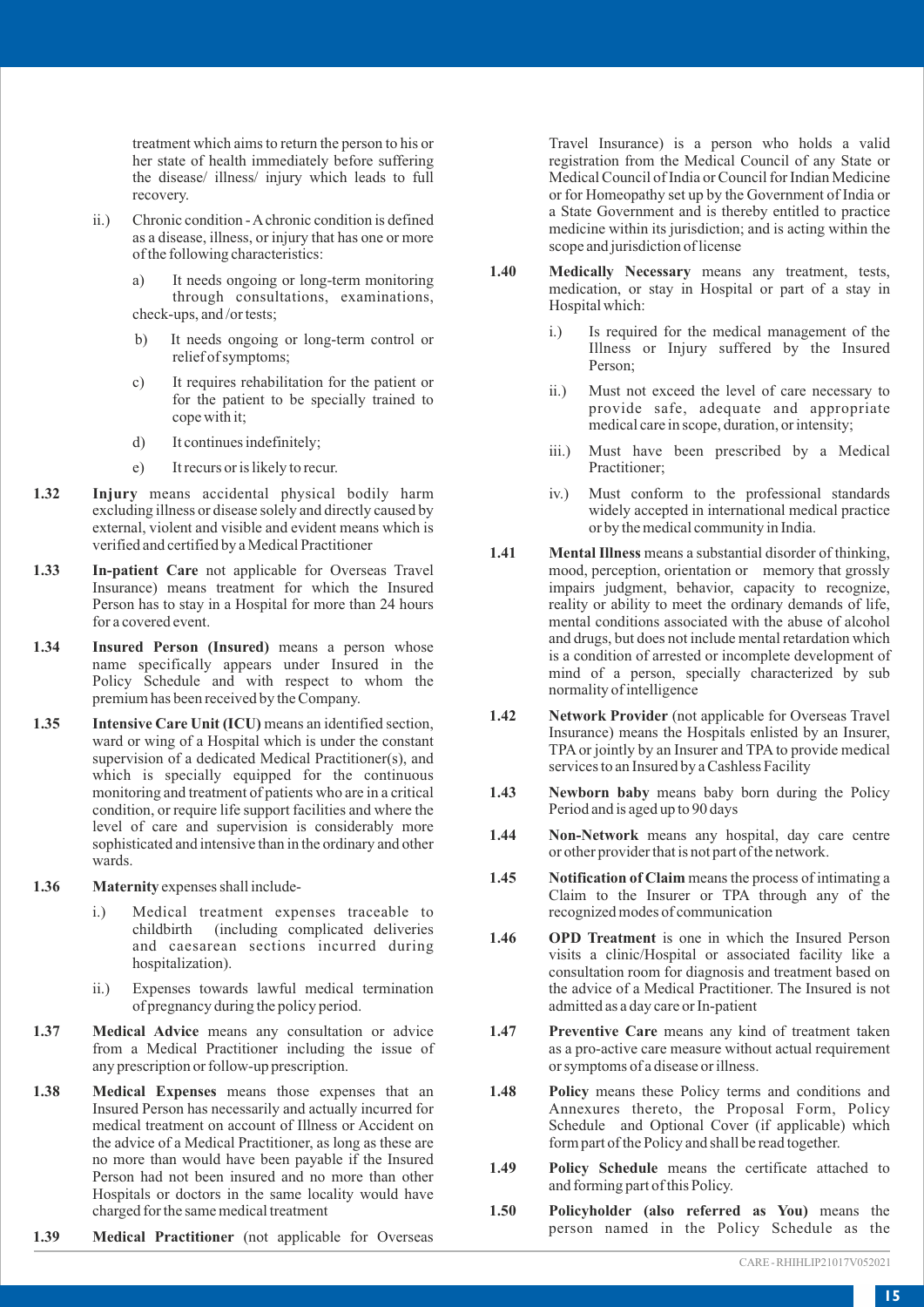treatment which aims to return the person to his or her state of health immediately before suffering the disease/ illness/ injury which leads to full recovery.

ii.) Chronic condition - A chronic condition is defined as a disease, illness, or injury that has one or more of the following characteristics:

a) It needs ongoing or long-term monitoring through consultations, examinations, check-ups, and /or tests;

b) It needs ongoing or long-term control or relief of symptoms;

c) It requires rehabilitation for the patient or for the patient to be specially trained to cope with it;

d) It continues indefinitely;

e) It recurs or is likely to recur.

**1.32 Injury** means accidental physical bodily harm excluding illness or disease solely and directly caused by external, violent and visible and evident means which is verified and certified by a Medical Practitioner

**1.33 In-patient Care** not applicable for Overseas Travel Insurance) means treatment for which the Insured Person has to stay in a Hospital for more than 24 hours for a covered event.

**1.34 Insured Person (Insured)** means a person whose name specifically appears under Insured in the Policy Schedule and with respect to whom the premium has been received by the Company.

**1.35 Intensive Care Unit (ICU)** means an identified section, ward or wing of a Hospital which is under the constant supervision of a dedicated Medical Practitioner(s), and which is specially equipped for the continuous monitoring and treatment of patients who are in a critical condition, or require life support facilities and where the level of care and supervision is considerably more sophisticated and intensive than in the ordinary and other wards.

**1.36 Maternity** expenses shall include-

i.) Medical treatment expenses traceable to childbirth (including complicated deliveries and caesarean sections incurred during hospitalization).

ii.) Expenses towards lawful medical termination of pregnancy during the policy period.

**1.37 Medical Advice** means any consultation or advice from a Medical Practitioner including the issue of any prescription or follow-up prescription.

**1.38 Medical Expenses** means those expenses that an Insured Person has necessarily and actually incurred for medical treatment on account of Illness or Accident on the advice of a Medical Practitioner, as long as these are no more than would have been payable if the Insured Person had not been insured and no more than other Hospitals or doctors in the same locality would have charged for the same medical treatment

**1.39 Medical Practitioner** (not applicable for Overseas Travel Insurance) is a person who holds a valid registration from the Medical Council of any State or Medical Council of India or Council for Indian Medicine or for Homeopathy set up by the Government of India or a State Government and is thereby entitled to practice medicine within its jurisdiction; and is acting within the scope and jurisdiction of license

**1.40 Medically Necessary** means any treatment, tests, medication, or stay in Hospital or part of a stay in Hospital which:

i.) Is required for the medical management of the Illness or Injury suffered by the Insured Person;

ii.) Must not exceed the level of care necessary to provide safe, adequate and appropriate medical care in scope, duration, or intensity;

iii.) Must have been prescribed by a Medical Practitioner;

iv.) Must conform to the professional standards widely accepted in international medical practice or by the medical community in India.

**1.41 Mental Illness** means a substantial disorder of thinking, mood, perception, orientation or memory that grossly impairs judgment, behavior, capacity to recognize, reality or ability to meet the ordinary demands of life, mental conditions associated with the abuse of alcohol and drugs, but does not include mental retardation which is a condition of arrested or incomplete development of mind of a person, specially characterized by sub normality of intelligence

**1.42 Network Provider** (not applicable for Overseas Travel Insurance) means the Hospitals enlisted by an Insurer, TPA or jointly by an Insurer and TPA to provide medical services to an Insured by a Cashless Facility

**1.43 Newborn baby** means baby born during the Policy Period and is aged up to 90 days

**1.44 Non-Network** means any hospital, day care centre or other provider that is not part of the network.

**1.45 Notification of Claim** means the process of intimating a Claim to the Insurer or TPA through any of the recognized modes of communication

**1.46 OPD Treatment** is one in which the Insured Person visits a clinic/Hospital or associated facility like a consultation room for diagnosis and treatment based on the advice of a Medical Practitioner. The Insured is not admitted as a day care or In-patient

**1.47 Preventive Care** means any kind of treatment taken as a pro-active care measure without actual requirement or symptoms of a disease or illness.

**1.48 Policy** means these Policy terms and conditions and Annexures thereto, the Proposal Form, Policy Schedule and Optional Cover (if applicable) which form part of the Policy and shall be read together.

**1.49 Policy Schedule** means the certificate attached to and forming part of this Policy.

**1.50 Policyholder (also referred as You)** means the person named in the Policy Schedule as the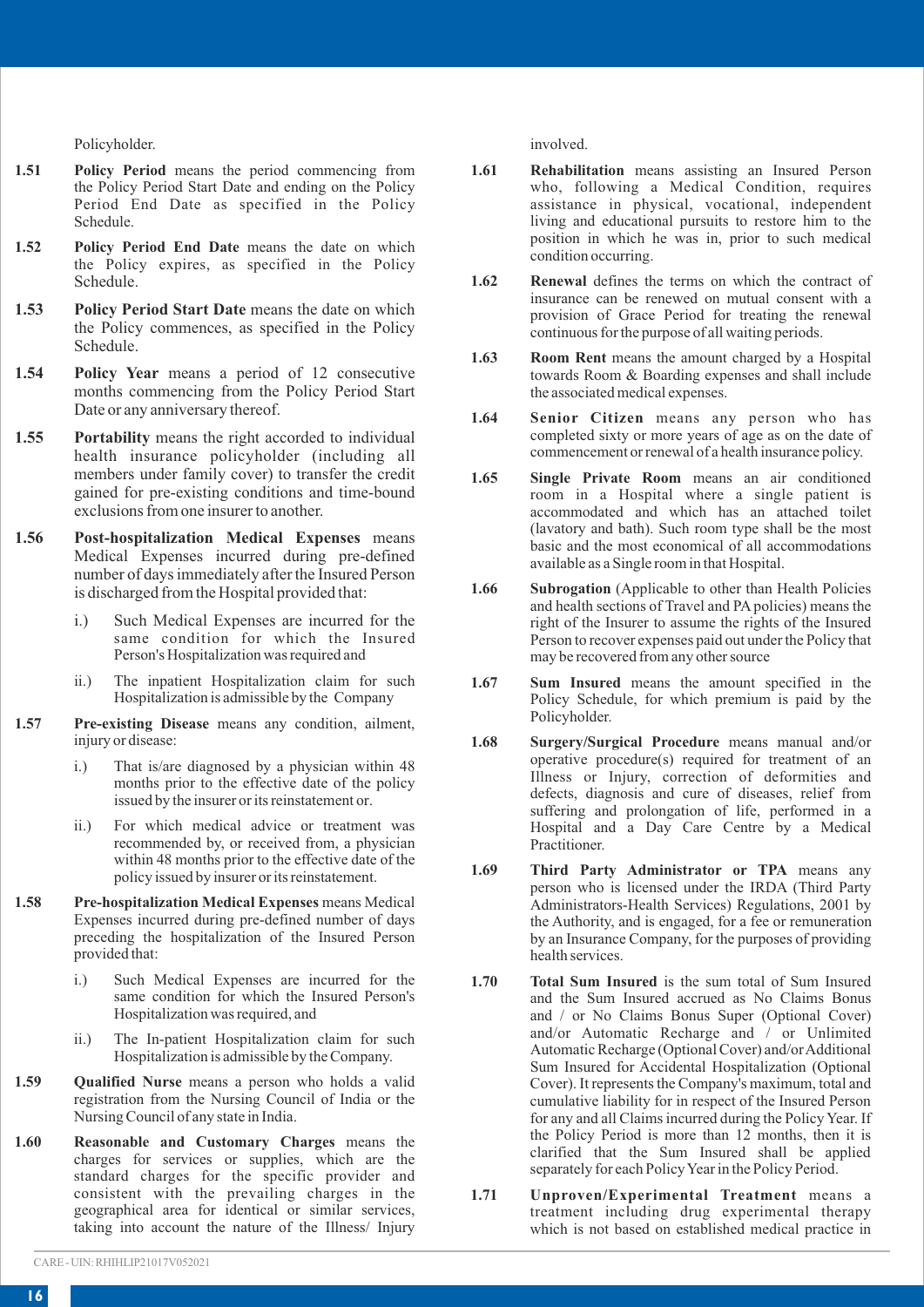Policyholder.

**1.51** **Policy Period** means the period commencing from the Policy Period Start Date and ending on the Policy Period End Date as specified in the Policy Schedule.

**1.52** **Policy Period End Date** means the date on which the Policy expires, as specified in the Policy Schedule.

**1.53** **Policy Period Start Date** means the date on which the Policy commences, as specified in the Policy Schedule.

**1.54** **Policy Year** means a period of 12 consecutive months commencing from the Policy Period Start Date or any anniversary thereof.

**1.55** **Portability** means the right accorded to individual health insurance policyholder (including all members under family cover) to transfer the credit gained for pre-existing conditions and time-bound exclusions from one insurer to another.

**1.56** **Post-hospitalization Medical Expenses** means Medical Expenses incurred during pre-defined number of days immediately after the Insured Person is discharged from the Hospital provided that:

- i.) Such Medical Expenses are incurred for the same condition for which the Insured Person's Hospitalization was required and
- ii.) The inpatient Hospitalization claim for such Hospitalization is admissible by the Company

**1.57** **Pre-existing Disease** means any condition, ailment, injury or disease:

- i.) That is/are diagnosed by a physician within 48 months prior to the effective date of the policy issued by the insurer or its reinstatement or.
- ii.) For which medical advice or treatment was recommended by, or received from, a physician within 48 months prior to the effective date of the policy issued by insurer or its reinstatement.

**1.58** **Pre-hospitalization Medical Expenses** means Medical Expenses incurred during pre-defined number of days preceding the hospitalization of the Insured Person provided that:

- i.) Such Medical Expenses are incurred for the same condition for which the Insured Person's Hospitalization was required, and
- ii.) The In-patient Hospitalization claim for such Hospitalization is admissible by the Company.

**1.59** **Qualified Nurse** means a person who holds a valid registration from the Nursing Council of India or the Nursing Council of any state in India.

**1.60** **Reasonable and Customary Charges** means the charges for services or supplies, which are the standard charges for the specific provider and consistent with the prevailing charges in the geographical area for identical or similar services, taking into account the nature of the Illness/ Injury involved.

**1.61** **Rehabilitation** means assisting an Insured Person who, following a Medical Condition, requires assistance in physical, vocational, independent living and educational pursuits to restore him to the position in which he was in, prior to such medical condition occurring.

**1.62** **Renewal** defines the terms on which the contract of insurance can be renewed on mutual consent with a provision of Grace Period for treating the renewal continuous for the purpose of all waiting periods.

**1.63** **Room Rent** means the amount charged by a Hospital towards Room & Boarding expenses and shall include the associated medical expenses.

**1.64** **Senior Citizen** means any person who has completed sixty or more years of age as on the date of commencement or renewal of a health insurance policy.

**1.65** **Single Private Room** means an air conditioned room in a Hospital where a single patient is accommodated and which has an attached toilet (lavatory and bath). Such room type shall be the most basic and the most economical of all accommodations available as a Single room in that Hospital.

**1.66** **Subrogation** (Applicable to other than Health Policies and health sections of Travel and PA policies) means the right of the Insurer to assume the rights of the Insured Person to recover expenses paid out under the Policy that may be recovered from any other source

**1.67** **Sum Insured** means the amount specified in the Policy Schedule, for which premium is paid by the Policyholder.

**1.68** **Surgery/Surgical Procedure** means manual and/or operative procedure(s) required for treatment of an Illness or Injury, correction of deformities and defects, diagnosis and cure of diseases, relief from suffering and prolongation of life, performed in a Hospital and a Day Care Centre by a Medical Practitioner.

**1.69** **Third Party Administrator or TPA** means any person who is licensed under the IRDA (Third Party Administrators-Health Services) Regulations, 2001 by the Authority, and is engaged, for a fee or remuneration by an Insurance Company, for the purposes of providing health services.

**1.70** **Total Sum Insured** is the sum total of Sum Insured and the Sum Insured accrued as No Claims Bonus and / or No Claims Bonus Super (Optional Cover) and/or Automatic Recharge and / or Unlimited Automatic Recharge (Optional Cover) and/or Additional Sum Insured for Accidental Hospitalization (Optional Cover). It represents the Company's maximum, total and cumulative liability for in respect of the Insured Person for any and all Claims incurred during the Policy Year. If the Policy Period is more than 12 months, then it is clarified that the Sum Insured shall be applied separately for each Policy Year in the Policy Period.

**1.71** **Unproven/Experimental Treatment** means a treatment including drug experimental therapy which is not based on established medical practice in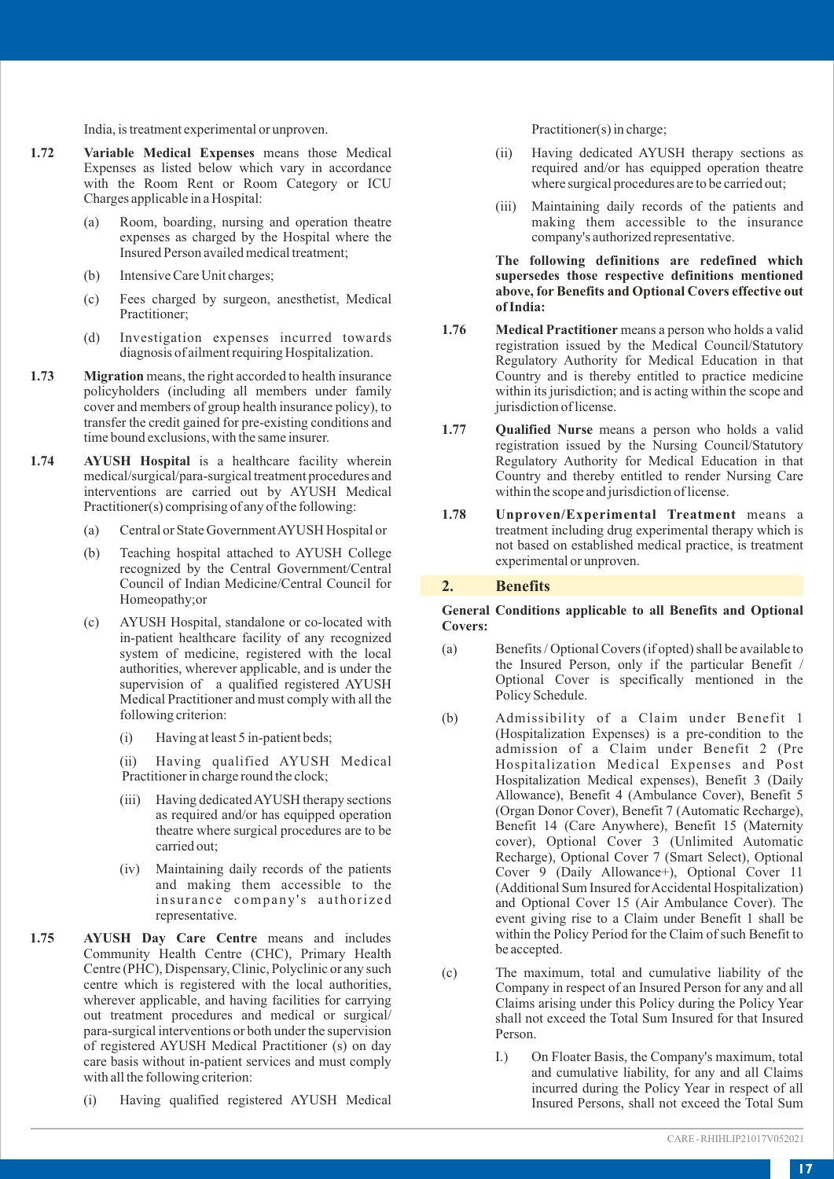India, is treatment experimental or unproven.

**1.72** **Variable Medical Expenses** means those Medical Expenses as listed below which vary in accordance with the Room Rent or Room Category or ICU Charges applicable in a Hospital:

(a) Room, boarding, nursing and operation theatre expenses as charged by the Hospital where the Insured Person availed medical treatment;

(b) Intensive Care Unit charges;

(c) Fees charged by surgeon, anesthetist, Medical Practitioner;

(d) Investigation expenses incurred towards diagnosis of ailment requiring Hospitalization.

**1.73** **Migration** means, the right accorded to health insurance policyholders (including all members under family cover and members of group health insurance policy), to transfer the credit gained for pre-existing conditions and time bound exclusions, with the same insurer.

**1.74** **AYUSH Hospital** is a healthcare facility wherein medical/surgical/para-surgical treatment procedures and interventions are carried out by AYUSH Medical Practitioner(s) comprising of any of the following:

(a) Central or State Government AYUSH Hospital or

(b) Teaching hospital attached to AYUSH College recognized by the Central Government/Central Council of Indian Medicine/Central Council for Homeopathy;or

(c) AYUSH Hospital, standalone or co-located with in-patient healthcare facility of any recognized system of medicine, registered with the local authorities, wherever applicable, and is under the supervision of a qualified registered AYUSH Medical Practitioner and must comply with all the following criterion:

(i) Having at least 5 in-patient beds;

(ii) Having qualified AYUSH Medical Practitioner in charge round the clock;

(iii) Having dedicated AYUSH therapy sections as required and/or has equipped operation theatre where surgical procedures are to be carried out;

(iv) Maintaining daily records of the patients and making them accessible to the insurance company's authorized representative.

**1.75** **AYUSH Day Care Centre** means and includes Community Health Centre (CHC), Primary Health Centre (PHC), Dispensary, Clinic, Polyclinic or any such centre which is registered with the local authorities, wherever applicable, and having facilities for carrying out treatment procedures and medical or surgical/para-surgical interventions or both under the supervision of registered AYUSH Medical Practitioner (s) on day care basis without in-patient services and must comply with all the following criterion:

(i) Having qualified registered AYUSH Medical Practitioner(s) in charge;

(ii) Having dedicated AYUSH therapy sections as required and/or has equipped operation theatre where surgical procedures are to be carried out;

(iii) Maintaining daily records of the patients and making them accessible to the insurance company's authorized representative.

**The following definitions are redefined which supersedes those respective definitions mentioned above, for Benefits and Optional Covers effective out of India:**

**1.76** **Medical Practitioner** means a person who holds a valid registration issued by the Medical Council/Statutory Regulatory Authority for Medical Education in that Country and is thereby entitled to practice medicine within its jurisdiction; and is acting within the scope and jurisdiction of license.

**1.77** **Qualified Nurse** means a person who holds a valid registration issued by the Nursing Council/Statutory Regulatory Authority for Medical Education in that Country and thereby entitled to render Nursing Care within the scope and jurisdiction of license.

**1.78** **Unproven/Experimental Treatment** means a treatment including drug experimental therapy which is not based on established medical practice, is treatment experimental or unproven.

## 2. Benefits

**General Conditions applicable to all Benefits and Optional Covers:**

(a) Benefits / Optional Covers (if opted) shall be available to the Insured Person, only if the particular Benefit / Optional Cover is specifically mentioned in the Policy Schedule.

(b) Admissibility of a Claim under Benefit 1 (Hospitalization Expenses) is a pre-condition to the admission of a Claim under Benefit 2 (Pre Hospitalization Medical Expenses and Post Hospitalization Medical expenses), Benefit 3 (Daily Allowance), Benefit 4 (Ambulance Cover), Benefit 5 (Organ Donor Cover), Benefit 7 (Automatic Recharge), Benefit 14 (Care Anywhere), Benefit 15 (Maternity cover), Optional Cover 3 (Unlimited Automatic Recharge), Optional Cover 7 (Smart Select), Optional Cover 9 (Daily Allowance+), Optional Cover 11 (Additional Sum Insured for Accidental Hospitalization) and Optional Cover 15 (Air Ambulance Cover). The event giving rise to a Claim under Benefit 1 shall be within the Policy Period for the Claim of such Benefit to be accepted.

(c) The maximum, total and cumulative liability of the Company in respect of an Insured Person for any and all Claims arising under this Policy during the Policy Year shall not exceed the Total Sum Insured for that Insured Person.

I.) On Floater Basis, the Company's maximum, total and cumulative liability, for any and all Claims incurred during the Policy Year in respect of all Insured Persons, shall not exceed the Total Sum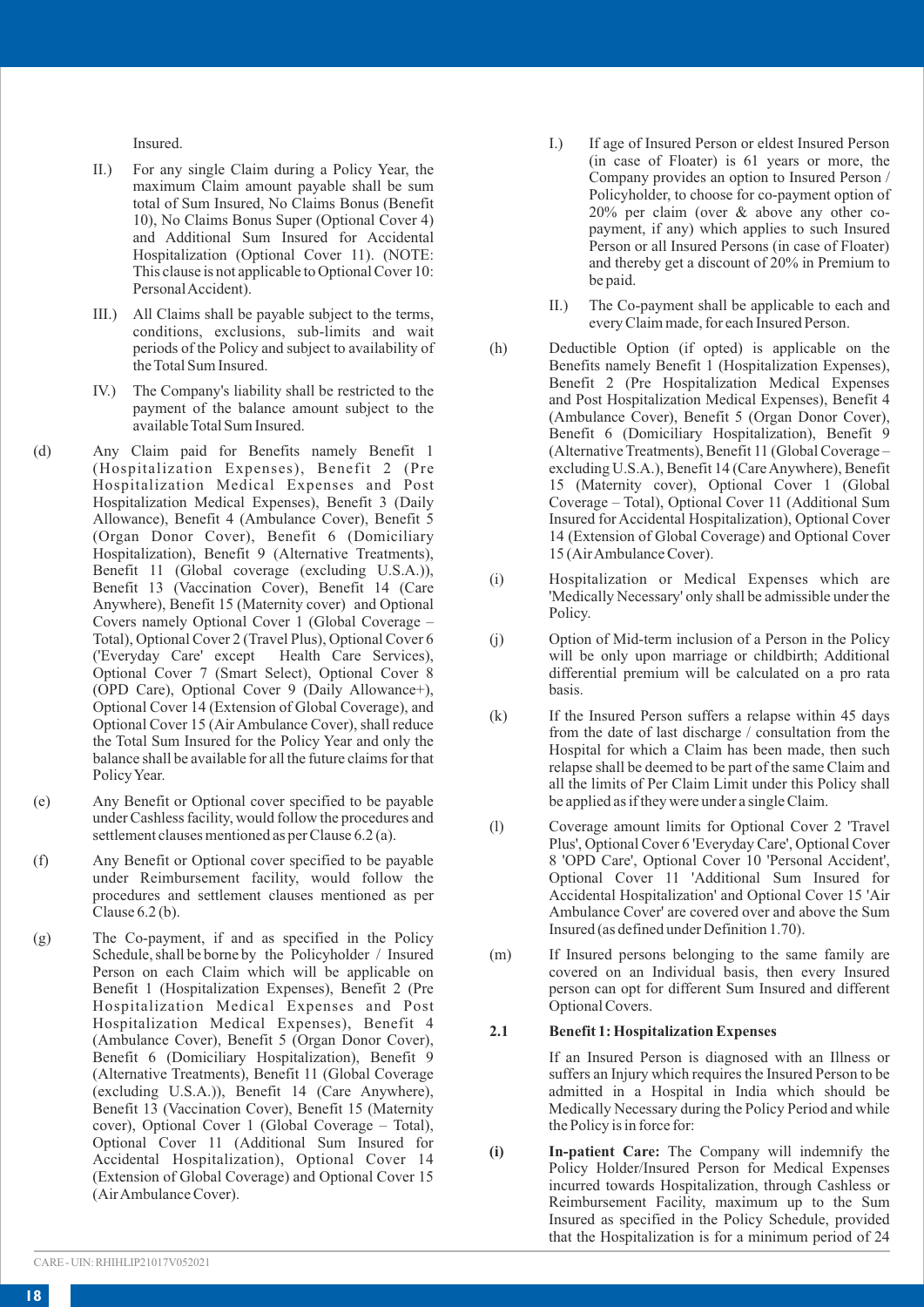Insured.

II.) For any single Claim during a Policy Year, the maximum Claim amount payable shall be sum total of Sum Insured, No Claims Bonus (Benefit 10), No Claims Bonus Super (Optional Cover 4) and Additional Sum Insured for Accidental Hospitalization (Optional Cover 11). (NOTE: This clause is not applicable to Optional Cover 10: Personal Accident).

III.) All Claims shall be payable subject to the terms, conditions, exclusions, sub-limits and wait periods of the Policy and subject to availability of the Total Sum Insured.

IV.) The Company's liability shall be restricted to the payment of the balance amount subject to the available Total Sum Insured.

(d) Any Claim paid for Benefits namely Benefit 1 (Hospitalization Expenses), Benefit 2 (Pre Hospitalization Medical Expenses and Post Hospitalization Medical Expenses), Benefit 3 (Daily Allowance), Benefit 4 (Ambulance Cover), Benefit 5 (Organ Donor Cover), Benefit 6 (Domiciliary Hospitalization), Benefit 9 (Alternative Treatments), Benefit 11 (Global coverage (excluding U.S.A.)), Benefit 13 (Vaccination Cover), Benefit 14 (Care Anywhere), Benefit 15 (Maternity cover) and Optional Covers namely Optional Cover 1 (Global Coverage – Total), Optional Cover 2 (Travel Plus), Optional Cover 6 ('Everyday Care' except Health Care Services), Optional Cover 7 (Smart Select), Optional Cover 8 (OPD Care), Optional Cover 9 (Daily Allowance+), Optional Cover 14 (Extension of Global Coverage), and Optional Cover 15 (Air Ambulance Cover), shall reduce the Total Sum Insured for the Policy Year and only the balance shall be available for all the future claims for that Policy Year.

(e) Any Benefit or Optional cover specified to be payable under Cashless facility, would follow the procedures and settlement clauses mentioned as per Clause 6.2 (a).

(f) Any Benefit or Optional cover specified to be payable under Reimbursement facility, would follow the procedures and settlement clauses mentioned as per Clause 6.2 (b).

(g) The Co-payment, if and as specified in the Policy Schedule, shall be borne by the Policyholder / Insured Person on each Claim which will be applicable on Benefit 1 (Hospitalization Expenses), Benefit 2 (Pre Hospitalization Medical Expenses and Post Hospitalization Medical Expenses), Benefit 4 (Ambulance Cover), Benefit 5 (Organ Donor Cover), Benefit 6 (Domiciliary Hospitalization), Benefit 9 (Alternative Treatments), Benefit 11 (Global Coverage (excluding U.S.A.)), Benefit 14 (Care Anywhere), Benefit 13 (Vaccination Cover), Benefit 15 (Maternity cover), Optional Cover 1 (Global Coverage – Total), Optional Cover 11 (Additional Sum Insured for Accidental Hospitalization), Optional Cover 14 (Extension of Global Coverage) and Optional Cover 15 (Air Ambulance Cover).

I.) If age of Insured Person or eldest Insured Person (in case of Floater) is 61 years or more, the Company provides an option to Insured Person / Policyholder, to choose for co-payment option of 20% per claim (over & above any other co-payment, if any) which applies to such Insured Person or all Insured Persons (in case of Floater) and thereby get a discount of 20% in Premium to be paid.

II.) The Co-payment shall be applicable to each and every Claim made, for each Insured Person.

(h) Deductible Option (if opted) is applicable on the Benefits namely Benefit 1 (Hospitalization Expenses), Benefit 2 (Pre Hospitalization Medical Expenses and Post Hospitalization Medical Expenses), Benefit 4 (Ambulance Cover), Benefit 5 (Organ Donor Cover), Benefit 6 (Domiciliary Hospitalization), Benefit 9 (Alternative Treatments), Benefit 11 (Global Coverage – excluding U.S.A.), Benefit 14 (Care Anywhere), Benefit 15 (Maternity cover), Optional Cover 1 (Global Coverage – Total), Optional Cover 11 (Additional Sum Insured for Accidental Hospitalization), Optional Cover 14 (Extension of Global Coverage) and Optional Cover 15 (Air Ambulance Cover).

(i) Hospitalization or Medical Expenses which are 'Medically Necessary' only shall be admissible under the Policy.

(j) Option of Mid-term inclusion of a Person in the Policy will be only upon marriage or childbirth; Additional differential premium will be calculated on a pro rata basis.

(k) If the Insured Person suffers a relapse within 45 days from the date of last discharge / consultation from the Hospital for which a Claim has been made, then such relapse shall be deemed to be part of the same Claim and all the limits of Per Claim Limit under this Policy shall be applied as if they were under a single Claim.

(l) Coverage amount limits for Optional Cover 2 'Travel Plus', Optional Cover 6 'Everyday Care', Optional Cover 8 'OPD Care', Optional Cover 10 'Personal Accident', Optional Cover 11 'Additional Sum Insured for Accidental Hospitalization' and Optional Cover 15 'Air Ambulance Cover' are covered over and above the Sum Insured (as defined under Definition 1.70).

(m) If Insured persons belonging to the same family are covered on an Individual basis, then every Insured person can opt for different Sum Insured and different Optional Covers.

### 2.1 Benefit 1: Hospitalization Expenses

If an Insured Person is diagnosed with an Illness or suffers an Injury which requires the Insured Person to be admitted in a Hospital in India which should be Medically Necessary during the Policy Period and while the Policy is in force for:

**(i)** **In-patient Care:** The Company will indemnify the Policy Holder/Insured Person for Medical Expenses incurred towards Hospitalization, through Cashless or Reimbursement Facility, maximum up to the Sum Insured as specified in the Policy Schedule, provided that the Hospitalization is for a minimum period of 24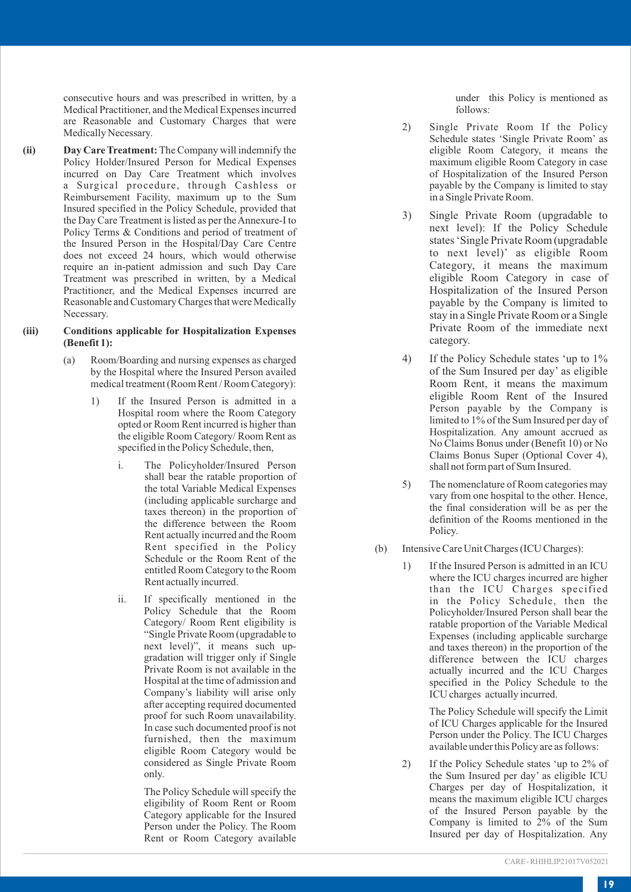consecutive hours and was prescribed in written, by a Medical Practitioner, and the Medical Expenses incurred are Reasonable and Customary Charges that were Medically Necessary.

**(ii) Day Care Treatment:** The Company will indemnify the Policy Holder/Insured Person for Medical Expenses incurred on Day Care Treatment which involves a Surgical procedure, through Cashless or Reimbursement Facility, maximum up to the Sum Insured specified in the Policy Schedule, provided that the Day Care Treatment is listed as per the Annexure-I to Policy Terms & Conditions and period of treatment of the Insured Person in the Hospital/Day Care Centre does not exceed 24 hours, which would otherwise require an in-patient admission and such Day Care Treatment was prescribed in written, by a Medical Practitioner, and the Medical Expenses incurred are Reasonable and Customary Charges that were Medically Necessary.

**(iii) Conditions applicable for Hospitalization Expenses (Benefit 1):**

(a) Room/Boarding and nursing expenses as charged by the Hospital where the Insured Person availed medical treatment (Room Rent / Room Category):

1) If the Insured Person is admitted in a Hospital room where the Room Category opted or Room Rent incurred is higher than the eligible Room Category/ Room Rent as specified in the Policy Schedule, then,

i. The Policyholder/Insured Person shall bear the ratable proportion of the total Variable Medical Expenses (including applicable surcharge and taxes thereon) in the proportion of the difference between the Room Rent actually incurred and the Room Rent specified in the Policy Schedule or the Room Rent of the entitled Room Category to the Room Rent actually incurred.

ii. If specifically mentioned in the Policy Schedule that the Room Category/ Room Rent eligibility is "Single Private Room (upgradable to next level)", it means such up-gradation will trigger only if Single Private Room is not available in the Hospital at the time of admission and Company's liability will arise only after accepting required documented proof for such Room unavailability. In case such documented proof is not furnished, then the maximum eligible Room Category would be considered as Single Private Room only.

The Policy Schedule will specify the eligibility of Room Rent or Room Category applicable for the Insured Person under the Policy. The Room Rent or Room Category available under this Policy is mentioned as follows:

2) Single Private Room If the Policy Schedule states 'Single Private Room' as eligible Room Category, it means the maximum eligible Room Category in case of Hospitalization of the Insured Person payable by the Company is limited to stay in a Single Private Room.

3) Single Private Room (upgradable to next level): If the Policy Schedule states 'Single Private Room (upgradable to next level)' as eligible Room Category, it means the maximum eligible Room Category in case of Hospitalization of the Insured Person payable by the Company is limited to stay in a Single Private Room or a Single Private Room of the immediate next category.

4) If the Policy Schedule states 'up to 1% of the Sum Insured per day' as eligible Room Rent, it means the maximum eligible Room Rent of the Insured Person payable by the Company is limited to 1% of the Sum Insured per day of Hospitalization. Any amount accrued as No Claims Bonus under (Benefit 10) or No Claims Bonus Super (Optional Cover 4), shall not form part of Sum Insured.

5) The nomenclature of Room categories may vary from one hospital to the other. Hence, the final consideration will be as per the definition of the Rooms mentioned in the Policy.

(b) Intensive Care Unit Charges (ICU Charges):

1) If the Insured Person is admitted in an ICU where the ICU charges incurred are higher than the ICU Charges specified in the Policy Schedule, then the Policyholder/Insured Person shall bear the ratable proportion of the Variable Medical Expenses (including applicable surcharge and taxes thereon) in the proportion of the difference between the ICU charges actually incurred and the ICU Charges specified in the Policy Schedule to the ICU charges actually incurred.

The Policy Schedule will specify the Limit of ICU Charges applicable for the Insured Person under the Policy. The ICU Charges available under this Policy are as follows:

2) If the Policy Schedule states 'up to 2% of the Sum Insured per day' as eligible ICU Charges per day of Hospitalization, it means the maximum eligible ICU charges of the Insured Person payable by the Company is limited to 2% of the Sum Insured per day of Hospitalization. Any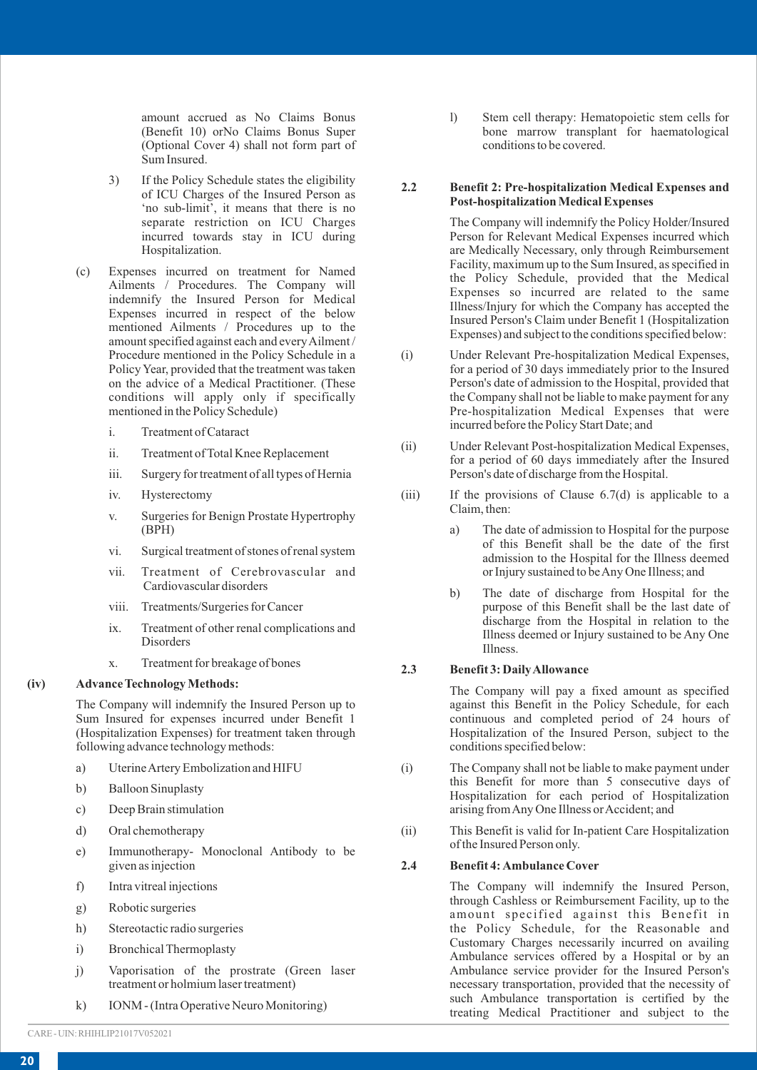amount accrued as No Claims Bonus (Benefit 10) orNo Claims Bonus Super (Optional Cover 4) shall not form part of Sum Insured.

3) If the Policy Schedule states the eligibility of ICU Charges of the Insured Person as 'no sub-limit', it means that there is no separate restriction on ICU Charges incurred towards stay in ICU during Hospitalization.

(c) Expenses incurred on treatment for Named Ailments / Procedures. The Company will indemnify the Insured Person for Medical Expenses incurred in respect of the below mentioned Ailments / Procedures up to the amount specified against each and every Ailment / Procedure mentioned in the Policy Schedule in a Policy Year, provided that the treatment was taken on the advice of a Medical Practitioner. (These conditions will apply only if specifically mentioned in the Policy Schedule)

i. Treatment of Cataract

ii. Treatment of Total Knee Replacement

iii. Surgery for treatment of all types of Hernia

iv. Hysterectomy

v. Surgeries for Benign Prostate Hypertrophy (BPH)

vi. Surgical treatment of stones of renal system

vii. Treatment of Cerebrovascular and Cardiovascular disorders

viii. Treatments/Surgeries for Cancer

ix. Treatment of other renal complications and Disorders

x. Treatment for breakage of bones

**(iv) Advance Technology Methods:**

The Company will indemnify the Insured Person up to Sum Insured for expenses incurred under Benefit 1 (Hospitalization Expenses) for treatment taken through following advance technology methods:

a) Uterine Artery Embolization and HIFU

b) Balloon Sinuplasty

c) Deep Brain stimulation

d) Oral chemotherapy

e) Immunotherapy- Monoclonal Antibody to be given as injection

f) Intra vitreal injections

g) Robotic surgeries

h) Stereotactic radio surgeries

i) Bronchical Thermoplasty

j) Vaporisation of the prostrate (Green laser treatment or holmium laser treatment)

k) IONM - (Intra Operative Neuro Monitoring)

l) Stem cell therapy: Hematopoietic stem cells for bone marrow transplant for haematological conditions to be covered.

## 2.2 Benefit 2: Pre-hospitalization Medical Expenses and Post-hospitalization Medical Expenses

The Company will indemnify the Policy Holder/Insured Person for Relevant Medical Expenses incurred which are Medically Necessary, only through Reimbursement Facility, maximum up to the Sum Insured, as specified in the Policy Schedule, provided that the Medical Expenses so incurred are related to the same Illness/Injury for which the Company has accepted the Insured Person's Claim under Benefit 1 (Hospitalization Expenses) and subject to the conditions specified below:

(i) Under Relevant Pre-hospitalization Medical Expenses, for a period of 30 days immediately prior to the Insured Person's date of admission to the Hospital, provided that the Company shall not be liable to make payment for any Pre-hospitalization Medical Expenses that were incurred before the Policy Start Date; and

(ii) Under Relevant Post-hospitalization Medical Expenses, for a period of 60 days immediately after the Insured Person's date of discharge from the Hospital.

(iii) If the provisions of Clause 6.7(d) is applicable to a Claim, then:

a) The date of admission to Hospital for the purpose of this Benefit shall be the date of the first admission to the Hospital for the Illness deemed or Injury sustained to be Any One Illness; and

b) The date of discharge from Hospital for the purpose of this Benefit shall be the last date of discharge from the Hospital in relation to the Illness deemed or Injury sustained to be Any One Illness.

## 2.3 Benefit 3: Daily Allowance

The Company will pay a fixed amount as specified against this Benefit in the Policy Schedule, for each continuous and completed period of 24 hours of Hospitalization of the Insured Person, subject to the conditions specified below:

(i) The Company shall not be liable to make payment under this Benefit for more than 5 consecutive days of Hospitalization for each period of Hospitalization arising from Any One Illness or Accident; and

(ii) This Benefit is valid for In-patient Care Hospitalization of the Insured Person only.

## 2.4 Benefit 4: Ambulance Cover

The Company will indemnify the Insured Person, through Cashless or Reimbursement Facility, up to the amount specified against this Benefit in the Policy Schedule, for the Reasonable and Customary Charges necessarily incurred on availing Ambulance services offered by a Hospital or by an Ambulance service provider for the Insured Person's necessary transportation, provided that the necessity of such Ambulance transportation is certified by the treating Medical Practitioner and subject to the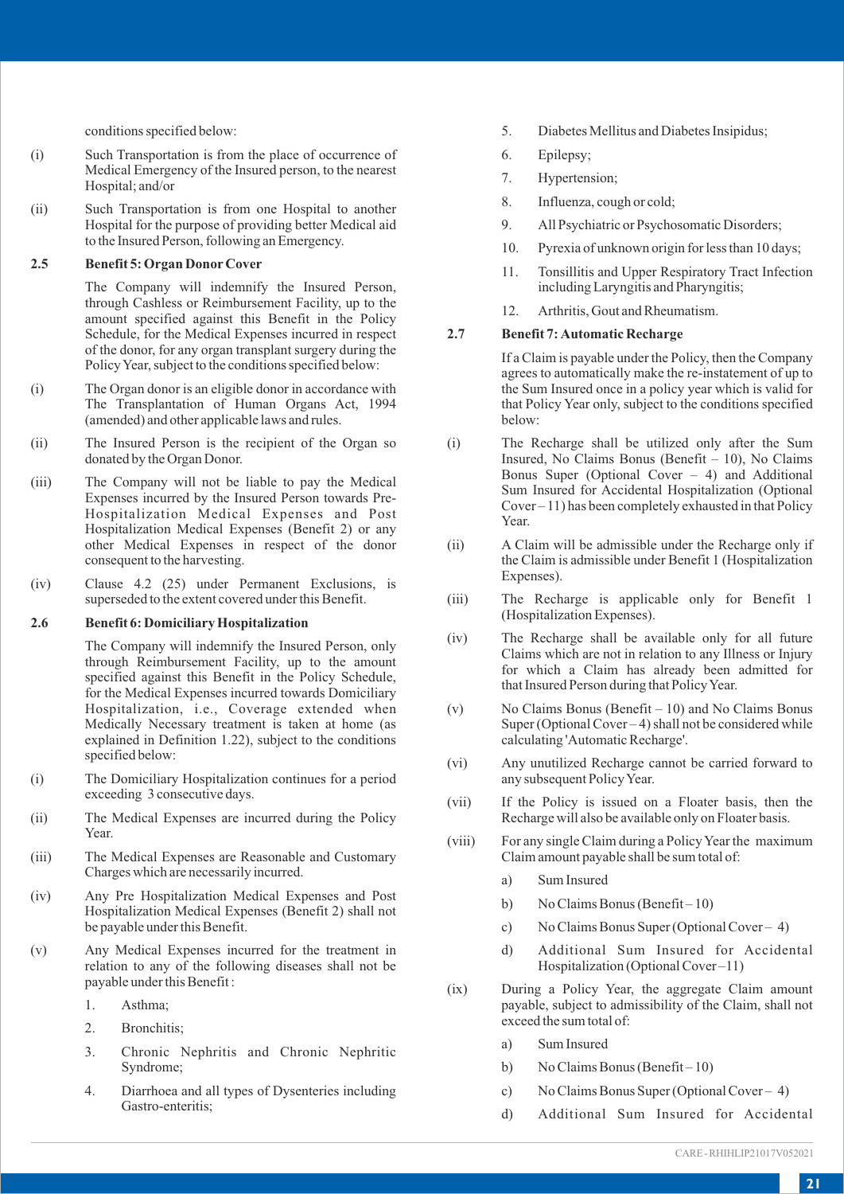conditions specified below:

(i) Such Transportation is from the place of occurrence of Medical Emergency of the Insured person, to the nearest Hospital; and/or

(ii) Such Transportation is from one Hospital to another Hospital for the purpose of providing better Medical aid to the Insured Person, following an Emergency.

### 2.5 Benefit 5: Organ Donor Cover

The Company will indemnify the Insured Person, through Cashless or Reimbursement Facility, up to the amount specified against this Benefit in the Policy Schedule, for the Medical Expenses incurred in respect of the donor, for any organ transplant surgery during the Policy Year, subject to the conditions specified below:

(i) The Organ donor is an eligible donor in accordance with The Transplantation of Human Organs Act, 1994 (amended) and other applicable laws and rules.

(ii) The Insured Person is the recipient of the Organ so donated by the Organ Donor.

(iii) The Company will not be liable to pay the Medical Expenses incurred by the Insured Person towards Pre-Hospitalization Medical Expenses and Post Hospitalization Medical Expenses (Benefit 2) or any other Medical Expenses in respect of the donor consequent to the harvesting.

(iv) Clause 4.2 (25) under Permanent Exclusions, is superseded to the extent covered under this Benefit.

### 2.6 Benefit 6: Domiciliary Hospitalization

The Company will indemnify the Insured Person, only through Reimbursement Facility, up to the amount specified against this Benefit in the Policy Schedule, for the Medical Expenses incurred towards Domiciliary Hospitalization, i.e., Coverage extended when Medically Necessary treatment is taken at home (as explained in Definition 1.22), subject to the conditions specified below:

(i) The Domiciliary Hospitalization continues for a period exceeding 3 consecutive days.

(ii) The Medical Expenses are incurred during the Policy Year.

(iii) The Medical Expenses are Reasonable and Customary Charges which are necessarily incurred.

(iv) Any Pre Hospitalization Medical Expenses and Post Hospitalization Medical Expenses (Benefit 2) shall not be payable under this Benefit.

(v) Any Medical Expenses incurred for the treatment in relation to any of the following diseases shall not be payable under this Benefit :

1. Asthma;
2. Bronchitis;
3. Chronic Nephritis and Chronic Nephritic Syndrome;
4. Diarrhoea and all types of Dysenteries including Gastro-enteritis;
5. Diabetes Mellitus and Diabetes Insipidus;
6. Epilepsy;
7. Hypertension;
8. Influenza, cough or cold;
9. All Psychiatric or Psychosomatic Disorders;
10. Pyrexia of unknown origin for less than 10 days;
11. Tonsillitis and Upper Respiratory Tract Infection including Laryngitis and Pharyngitis;
12. Arthritis, Gout and Rheumatism.

### 2.7 Benefit 7: Automatic Recharge

If a Claim is payable under the Policy, then the Company agrees to automatically make the re-instatement of up to the Sum Insured once in a policy year which is valid for that Policy Year only, subject to the conditions specified below:

(i) The Recharge shall be utilized only after the Sum Insured, No Claims Bonus (Benefit – 10), No Claims Bonus Super (Optional Cover – 4) and Additional Sum Insured for Accidental Hospitalization (Optional Cover – 11) has been completely exhausted in that Policy Year.

(ii) A Claim will be admissible under the Recharge only if the Claim is admissible under Benefit 1 (Hospitalization Expenses).

(iii) The Recharge is applicable only for Benefit 1 (Hospitalization Expenses).

(iv) The Recharge shall be available only for all future Claims which are not in relation to any Illness or Injury for which a Claim has already been admitted for that Insured Person during that Policy Year.

(v) No Claims Bonus (Benefit – 10) and No Claims Bonus Super (Optional Cover – 4) shall not be considered while calculating 'Automatic Recharge'.

(vi) Any unutilized Recharge cannot be carried forward to any subsequent Policy Year.

(vii) If the Policy is issued on a Floater basis, then the Recharge will also be available only on Floater basis.

(viii) For any single Claim during a Policy Year the maximum Claim amount payable shall be sum total of:

a) Sum Insured
b) No Claims Bonus (Benefit – 10)
c) No Claims Bonus Super (Optional Cover – 4)
d) Additional Sum Insured for Accidental Hospitalization (Optional Cover – 11)

(ix) During a Policy Year, the aggregate Claim amount payable, subject to admissibility of the Claim, shall not exceed the sum total of:

a) Sum Insured
b) No Claims Bonus (Benefit – 10)
c) No Claims Bonus Super (Optional Cover – 4)
d) Additional Sum Insured for Accidental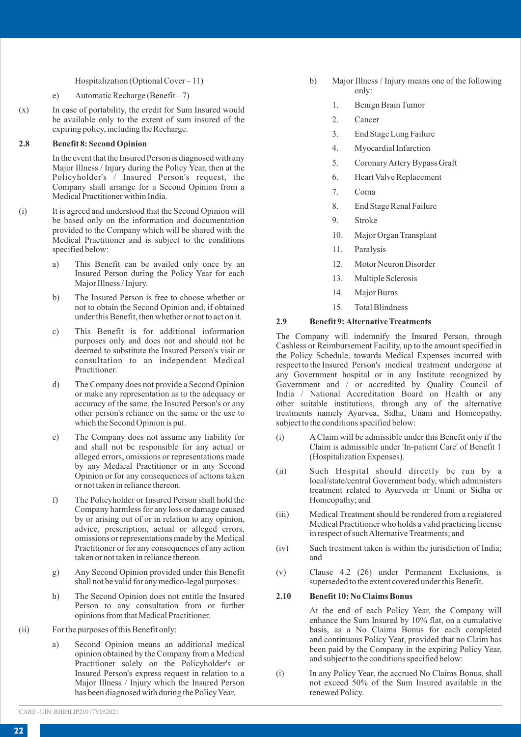Hospitalization (Optional Cover – 11)

e) Automatic Recharge (Benefit – 7)

(x) In case of portability, the credit for Sum Insured would be available only to the extent of sum insured of the expiring policy, including the Recharge.

**2.8 Benefit 8: Second Opinion**

In the event that the Insured Person is diagnosed with any Major Illness / Injury during the Policy Year, then at the Policyholder's / Insured Person's request, the Company shall arrange for a Second Opinion from a Medical Practitioner within India.

(i) It is agreed and understood that the Second Opinion will be based only on the information and documentation provided to the Company which will be shared with the Medical Practitioner and is subject to the conditions specified below:

a) This Benefit can be availed only once by an Insured Person during the Policy Year for each Major Illness / Injury.

b) The Insured Person is free to choose whether or not to obtain the Second Opinion and, if obtained under this Benefit, then whether or not to act on it.

c) This Benefit is for additional information purposes only and does not and should not be deemed to substitute the Insured Person's visit or consultation to an independent Medical Practitioner.

d) The Company does not provide a Second Opinion or make any representation as to the adequacy or accuracy of the same, the Insured Person's or any other person's reliance on the same or the use to which the Second Opinion is put.

e) The Company does not assume any liability for and shall not be responsible for any actual or alleged errors, omissions or representations made by any Medical Practitioner or in any Second Opinion or for any consequences of actions taken or not taken in reliance thereon.

f) The Policyholder or Insured Person shall hold the Company harmless for any loss or damage caused by or arising out of or in relation to any opinion, advice, prescription, actual or alleged errors, omissions or representations made by the Medical Practitioner or for any consequences of any action taken or not taken in reliance thereon.

g) Any Second Opinion provided under this Benefit shall not be valid for any medico-legal purposes.

h) The Second Opinion does not entitle the Insured Person to any consultation from or further opinions from that Medical Practitioner.

(ii) For the purposes of this Benefit only:

a) Second Opinion means an additional medical opinion obtained by the Company from a Medical Practitioner solely on the Policyholder's or Insured Person's express request in relation to a Major Illness / Injury which the Insured Person has been diagnosed with during the Policy Year.

b) Major Illness / Injury means one of the following only:

1. Benign Brain Tumor
2. Cancer
3. End Stage Lung Failure
4. Myocardial Infarction
5. Coronary Artery Bypass Graft
6. Heart Valve Replacement
7. Coma
8. End Stage Renal Failure
9. Stroke
10. Major Organ Transplant
11. Paralysis
12. Motor Neuron Disorder
13. Multiple Sclerosis
14. Major Burns
15. Total Blindness

**2.9 Benefit 9: Alternative Treatments**

The Company will indemnify the Insured Person, through Cashless or Reimbursement Facility, up to the amount specified in the Policy Schedule, towards Medical Expenses incurred with respect to the Insured Person's medical treatment undergone at any Government hospital or in any Institute recognized by Government and / or accredited by Quality Council of India / National Accreditation Board on Health or any other suitable institutions, through any of the alternative treatments namely Ayurvea, Sidha, Unani and Homeopathy, subject to the conditions specified below:

(i) A Claim will be admissible under this Benefit only if the Claim is admissible under 'In-patient Care' of Benefit 1 (Hospitalization Expenses).

(ii) Such Hospital should directly be run by a local/state/central Government body, which administers treatment related to Ayurveda or Unani or Sidha or Homeopathy; and

(iii) Medical Treatment should be rendered from a registered Medical Practitioner who holds a valid practicing license in respect of such Alternative Treatments; and

(iv) Such treatment taken is within the jurisdiction of India; and

(v) Clause 4.2 (26) under Permanent Exclusions, is superseded to the extent covered under this Benefit.

**2.10 Benefit 10: No Claims Bonus**

At the end of each Policy Year, the Company will enhance the Sum Insured by 10% flat, on a cumulative basis, as a No Claims Bonus for each completed and continuous Policy Year, provided that no Claim has been paid by the Company in the expiring Policy Year, and subject to the conditions specified below:

(i) In any Policy Year, the accrued No Claims Bonus, shall not exceed 50% of the Sum Insured available in the renewed Policy.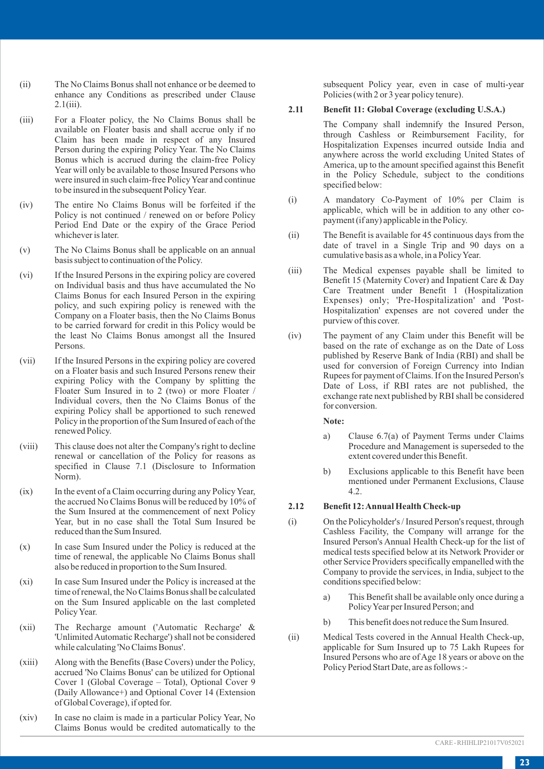(ii) The No Claims Bonus shall not enhance or be deemed to enhance any Conditions as prescribed under Clause 2.1(iii).

(iii) For a Floater policy, the No Claims Bonus shall be available on Floater basis and shall accrue only if no Claim has been made in respect of any Insured Person during the expiring Policy Year. The No Claims Bonus which is accrued during the claim-free Policy Year will only be available to those Insured Persons who were insured in such claim-free Policy Year and continue to be insured in the subsequent Policy Year.

(iv) The entire No Claims Bonus will be forfeited if the Policy is not continued / renewed on or before Policy Period End Date or the expiry of the Grace Period whichever is later.

(v) The No Claims Bonus shall be applicable on an annual basis subject to continuation of the Policy.

(vi) If the Insured Persons in the expiring policy are covered on Individual basis and thus have accumulated the No Claims Bonus for each Insured Person in the expiring policy, and such expiring policy is renewed with the Company on a Floater basis, then the No Claims Bonus to be carried forward for credit in this Policy would be the least No Claims Bonus amongst all the Insured Persons.

(vii) If the Insured Persons in the expiring policy are covered on a Floater basis and such Insured Persons renew their expiring Policy with the Company by splitting the Floater Sum Insured in to 2 (two) or more Floater / Individual covers, then the No Claims Bonus of the expiring Policy shall be apportioned to such renewed Policy in the proportion of the Sum Insured of each of the renewed Policy.

(viii) This clause does not alter the Company's right to decline renewal or cancellation of the Policy for reasons as specified in Clause 7.1 (Disclosure to Information Norm).

(ix) In the event of a Claim occurring during any Policy Year, the accrued No Claims Bonus will be reduced by 10% of the Sum Insured at the commencement of next Policy Year, but in no case shall the Total Sum Insured be reduced than the Sum Insured.

(x) In case Sum Insured under the Policy is reduced at the time of renewal, the applicable No Claims Bonus shall also be reduced in proportion to the Sum Insured.

(xi) In case Sum Insured under the Policy is increased at the time of renewal, the No Claims Bonus shall be calculated on the Sum Insured applicable on the last completed Policy Year.

(xii) The Recharge amount ('Automatic Recharge' & 'Unlimited Automatic Recharge') shall not be considered while calculating 'No Claims Bonus'.

(xiii) Along with the Benefits (Base Covers) under the Policy, accrued 'No Claims Bonus' can be utilized for Optional Cover 1 (Global Coverage – Total), Optional Cover 9 (Daily Allowance+) and Optional Cover 14 (Extension of Global Coverage), if opted for.

(xiv) In case no claim is made in a particular Policy Year, No Claims Bonus would be credited automatically to the subsequent Policy year, even in case of multi-year Policies (with 2 or 3 year policy tenure).

### 2.11 Benefit 11: Global Coverage (excluding U.S.A.)

The Company shall indemnify the Insured Person, through Cashless or Reimbursement Facility, for Hospitalization Expenses incurred outside India and anywhere across the world excluding United States of America, up to the amount specified against this Benefit in the Policy Schedule, subject to the conditions specified below:

(i) A mandatory Co-Payment of 10% per Claim is applicable, which will be in addition to any other co-payment (if any) applicable in the Policy.

(ii) The Benefit is available for 45 continuous days from the date of travel in a Single Trip and 90 days on a cumulative basis as a whole, in a Policy Year.

(iii) The Medical expenses payable shall be limited to Benefit 15 (Maternity Cover) and Inpatient Care & Day Care Treatment under Benefit 1 (Hospitalization Expenses) only; 'Pre-Hospitalization' and 'Post-Hospitalization' expenses are not covered under the purview of this cover.

(iv) The payment of any Claim under this Benefit will be based on the rate of exchange as on the Date of Loss published by Reserve Bank of India (RBI) and shall be used for conversion of Foreign Currency into Indian Rupees for payment of Claims. If on the Insured Person's Date of Loss, if RBI rates are not published, the exchange rate next published by RBI shall be considered for conversion.

**Note:**

a) Clause 6.7(a) of Payment Terms under Claims Procedure and Management is superseded to the extent covered under this Benefit.

b) Exclusions applicable to this Benefit have been mentioned under Permanent Exclusions, Clause 4.2.

### 2.12 Benefit 12: Annual Health Check-up

(i) On the Policyholder's / Insured Person's request, through Cashless Facility, the Company will arrange for the Insured Person's Annual Health Check-up for the list of medical tests specified below at its Network Provider or other Service Providers specifically empanelled with the Company to provide the services, in India, subject to the conditions specified below:

a) This Benefit shall be available only once during a Policy Year per Insured Person; and

b) This benefit does not reduce the Sum Insured.

(ii) Medical Tests covered in the Annual Health Check-up, applicable for Sum Insured up to 75 Lakh Rupees for Insured Persons who are of Age 18 years or above on the Policy Period Start Date, are as follows :-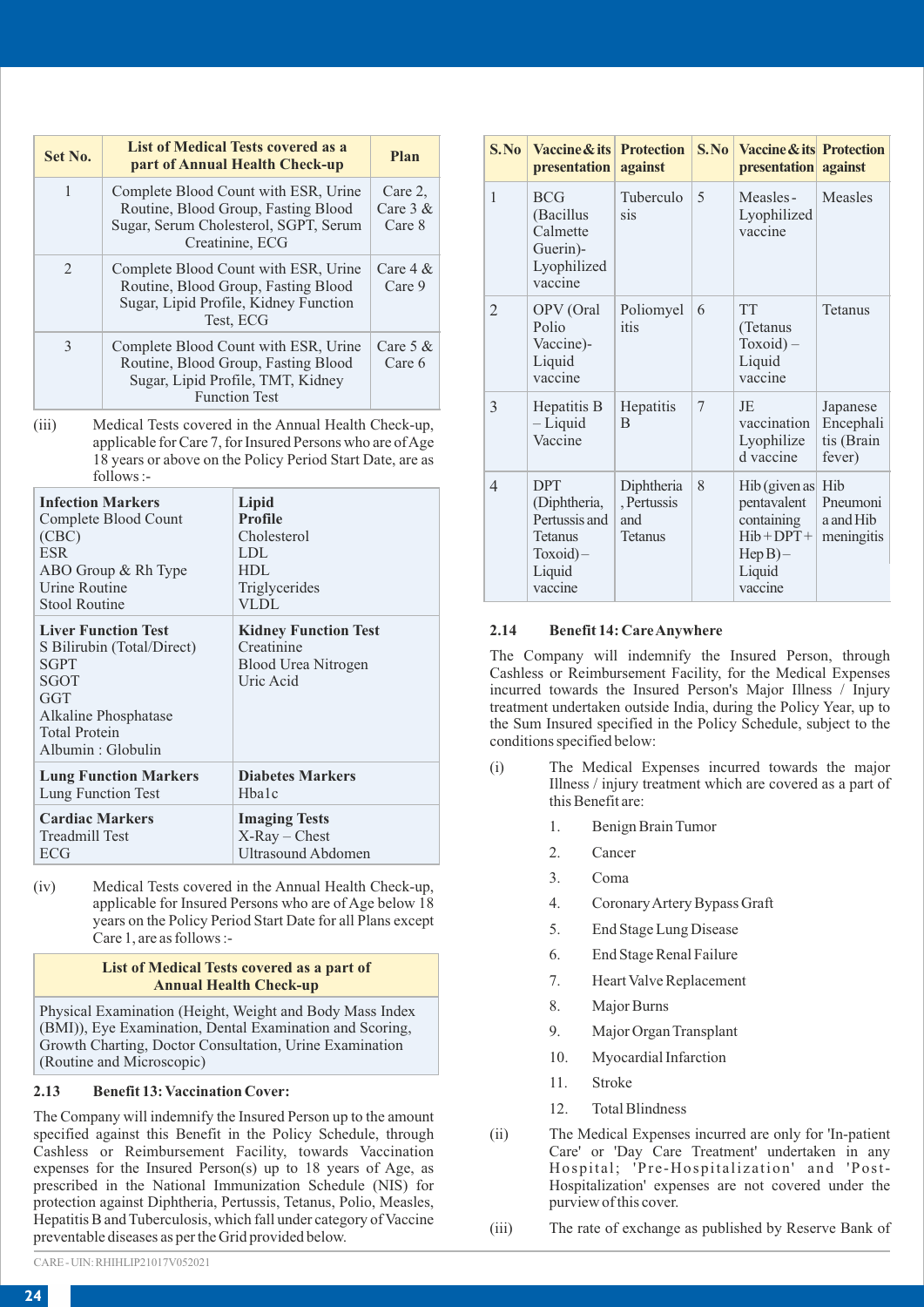| Set No. | List of Medical Tests covered as a part of Annual Health Check-up | Plan |
|---|---|---|
| 1 | Complete Blood Count with ESR, Urine Routine, Blood Group, Fasting Blood Sugar, Serum Cholesterol, SGPT, Serum Creatinine, ECG | Care 2, Care 3 & Care 8 |
| 2 | Complete Blood Count with ESR, Urine Routine, Blood Group, Fasting Blood Sugar, Lipid Profile, Kidney Function Test, ECG | Care 4 & Care 9 |
| 3 | Complete Blood Count with ESR, Urine Routine, Blood Group, Fasting Blood Sugar, Lipid Profile, TMT, Kidney Function Test | Care 5 & Care 6 |

(iii) Medical Tests covered in the Annual Health Check-up, applicable for Care 7, for Insured Persons who are of Age 18 years or above on the Policy Period Start Date, are as follows :-

| **Infection Markers**<br>Complete Blood Count (CBC)<br>ESR<br>ABO Group & Rh Type<br>Urine Routine<br>Stool Routine | **Lipid Profile**<br>Cholesterol<br>LDL<br>HDL<br>Triglycerides<br>VLDL |
|---|---|
| **Liver Function Test**<br>S Bilirubin (Total/Direct)<br>SGPT<br>SGOT<br>GGT<br>Alkaline Phosphatase<br>Total Protein<br>Albumin : Globulin | **Kidney Function Test**<br>Creatinine<br>Blood Urea Nitrogen<br>Uric Acid |
| **Lung Function Markers**<br>Lung Function Test | **Diabetes Markers**<br>Hba1c |
| **Cardiac Markers**<br>Treadmill Test<br>ECG | **Imaging Tests**<br>X-Ray – Chest<br>Ultrasound Abdomen |

(iv) Medical Tests covered in the Annual Health Check-up, applicable for Insured Persons who are of Age below 18 years on the Policy Period Start Date for all Plans except Care 1, are as follows :-

| List of Medical Tests covered as a part of Annual Health Check-up |
|---|
| Physical Examination (Height, Weight and Body Mass Index (BMI)), Eye Examination, Dental Examination and Scoring, Growth Charting, Doctor Consultation, Urine Examination (Routine and Microscopic) |

### 2.13 Benefit 13: Vaccination Cover:

The Company will indemnify the Insured Person up to the amount specified against this Benefit in the Policy Schedule, through Cashless or Reimbursement Facility, towards Vaccination expenses for the Insured Person(s) up to 18 years of Age, as prescribed in the National Immunization Schedule (NIS) for protection against Diphtheria, Pertussis, Tetanus, Polio, Measles, Hepatitis B and Tuberculosis, which fall under category of Vaccine preventable diseases as per the Grid provided below.

| S.No | Vaccine & its presentation | Protection against | S.No | Vaccine & its presentation | Protection against |
|---|---|---|---|---|---|
| 1 | BCG (Bacillus Calmette Guerin)-Lyophilized vaccine | Tuberculosis | 5 | Measles-Lyophilized vaccine | Measles |
| 2 | OPV (Oral Polio Vaccine)-Liquid vaccine | Poliomyelitis | 6 | TT (Tetanus Toxoid) – Liquid vaccine | Tetanus |
| 3 | Hepatitis B – Liquid Vaccine | Hepatitis B | 7 | JE vaccination Lyophilized vaccine | Japanese Encephalitis (Brain fever) |
| 4 | DPT (Diphtheria, Pertussis and Tetanus Toxoid) – Liquid vaccine | Diphtheria, Pertussis and Tetanus | 8 | Hib (given as pentavalent containing Hib + DPT + Hep B) – Liquid vaccine | Hib Pneumonia and Hib meningitis |

### 2.14 Benefit 14: Care Anywhere

The Company will indemnify the Insured Person, through Cashless or Reimbursement Facility, for the Medical Expenses incurred towards the Insured Person's Major Illness / Injury treatment undertaken outside India, during the Policy Year, up to the Sum Insured specified in the Policy Schedule, subject to the conditions specified below:

(i) The Medical Expenses incurred towards the major Illness / injury treatment which are covered as a part of this Benefit are:

1. Benign Brain Tumor
2. Cancer
3. Coma
4. Coronary Artery Bypass Graft
5. End Stage Lung Disease
6. End Stage Renal Failure
7. Heart Valve Replacement
8. Major Burns
9. Major Organ Transplant
10. Myocardial Infarction
11. Stroke
12. Total Blindness

(ii) The Medical Expenses incurred are only for 'In-patient Care' or 'Day Care Treatment' undertaken in any Hospital; 'Pre-Hospitalization' and 'Post-Hospitalization' expenses are not covered under the purview of this cover.

(iii) The rate of exchange as published by Reserve Bank of

CARE - UIN: RHIHLIP21017V052021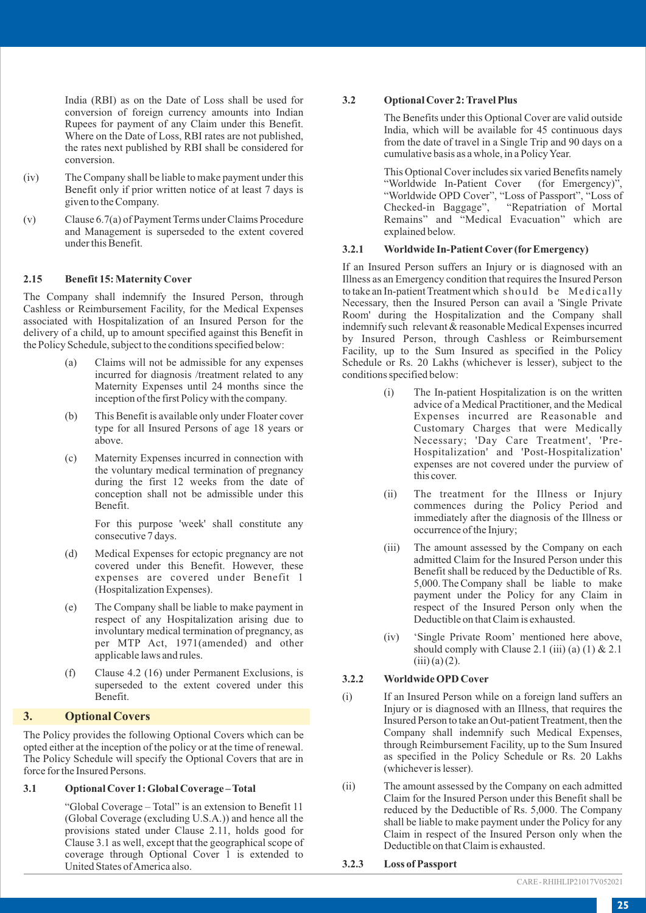India (RBI) as on the Date of Loss shall be used for conversion of foreign currency amounts into Indian Rupees for payment of any Claim under this Benefit. Where on the Date of Loss, RBI rates are not published, the rates next published by RBI shall be considered for conversion.

(iv) The Company shall be liable to make payment under this Benefit only if prior written notice of at least 7 days is given to the Company.

(v) Clause 6.7(a) of Payment Terms under Claims Procedure and Management is superseded to the extent covered under this Benefit.

### 2.15 Benefit 15: Maternity Cover

The Company shall indemnify the Insured Person, through Cashless or Reimbursement Facility, for the Medical Expenses associated with Hospitalization of an Insured Person for the delivery of a child, up to amount specified against this Benefit in the Policy Schedule, subject to the conditions specified below:

(a) Claims will not be admissible for any expenses incurred for diagnosis /treatment related to any Maternity Expenses until 24 months since the inception of the first Policy with the company.

(b) This Benefit is available only under Floater cover type for all Insured Persons of age 18 years or above.

(c) Maternity Expenses incurred in connection with the voluntary medical termination of pregnancy during the first 12 weeks from the date of conception shall not be admissible under this Benefit.

For this purpose 'week' shall constitute any consecutive 7 days.

(d) Medical Expenses for ectopic pregnancy are not covered under this Benefit. However, these expenses are covered under Benefit 1 (Hospitalization Expenses).

(e) The Company shall be liable to make payment in respect of any Hospitalization arising due to involuntary medical termination of pregnancy, as per MTP Act, 1971(amended) and other applicable laws and rules.

(f) Clause 4.2 (16) under Permanent Exclusions, is superseded to the extent covered under this Benefit.

## 3. Optional Covers

The Policy provides the following Optional Covers which can be opted either at the inception of the policy or at the time of renewal. The Policy Schedule will specify the Optional Covers that are in force for the Insured Persons.

### 3.1 Optional Cover 1: Global Coverage – Total

"Global Coverage – Total" is an extension to Benefit 11 (Global Coverage (excluding U.S.A.)) and hence all the provisions stated under Clause 2.11, holds good for Clause 3.1 as well, except that the geographical scope of coverage through Optional Cover 1 is extended to United States of America also.

### 3.2 Optional Cover 2: Travel Plus

The Benefits under this Optional Cover are valid outside India, which will be available for 45 continuous days from the date of travel in a Single Trip and 90 days on a cumulative basis as a whole, in a Policy Year.

This Optional Cover includes six varied Benefits namely "Worldwide In-Patient Cover (for Emergency)", "Worldwide OPD Cover", "Loss of Passport", "Loss of Checked-in Baggage", "Repatriation of Mortal Remains" and "Medical Evacuation" which are explained below.

#### 3.2.1 Worldwide In-Patient Cover (for Emergency)

If an Insured Person suffers an Injury or is diagnosed with an Illness as an Emergency condition that requires the Insured Person to take an In-patient Treatment which should be Medically Necessary, then the Insured Person can avail a 'Single Private Room' during the Hospitalization and the Company shall indemnify such relevant & reasonable Medical Expenses incurred by Insured Person, through Cashless or Reimbursement Facility, up to the Sum Insured as specified in the Policy Schedule or Rs. 20 Lakhs (whichever is lesser), subject to the conditions specified below:

(i) The In-patient Hospitalization is on the written advice of a Medical Practitioner, and the Medical Expenses incurred are Reasonable and Customary Charges that were Medically Necessary; 'Day Care Treatment', 'Pre-Hospitalization' and 'Post-Hospitalization' expenses are not covered under the purview of this cover.

(ii) The treatment for the Illness or Injury commences during the Policy Period and immediately after the diagnosis of the Illness or occurrence of the Injury;

(iii) The amount assessed by the Company on each admitted Claim for the Insured Person under this Benefit shall be reduced by the Deductible of Rs. 5,000. The Company shall be liable to make payment under the Policy for any Claim in respect of the Insured Person only when the Deductible on that Claim is exhausted.

(iv) 'Single Private Room' mentioned here above, should comply with Clause 2.1 (iii) (a) (1) & 2.1 (iii) (a) (2).

#### 3.2.2 Worldwide OPD Cover

(i) If an Insured Person while on a foreign land suffers an Injury or is diagnosed with an Illness, that requires the Insured Person to take an Out-patient Treatment, then the Company shall indemnify such Medical Expenses, through Reimbursement Facility, up to the Sum Insured as specified in the Policy Schedule or Rs. 20 Lakhs (whichever is lesser).

(ii) The amount assessed by the Company on each admitted Claim for the Insured Person under this Benefit shall be reduced by the Deductible of Rs. 5,000. The Company shall be liable to make payment under the Policy for any Claim in respect of the Insured Person only when the Deductible on that Claim is exhausted.

#### 3.2.3 Loss of Passport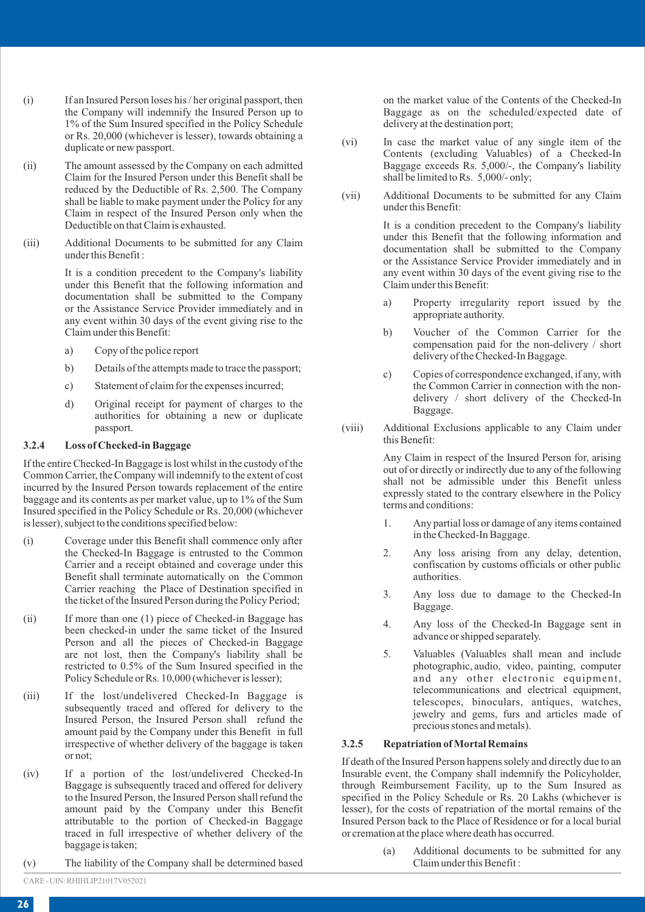(i) If an Insured Person loses his / her original passport, then the Company will indemnify the Insured Person up to 1% of the Sum Insured specified in the Policy Schedule or Rs. 20,000 (whichever is lesser), towards obtaining a duplicate or new passport.

(ii) The amount assessed by the Company on each admitted Claim for the Insured Person under this Benefit shall be reduced by the Deductible of Rs. 2,500. The Company shall be liable to make payment under the Policy for any Claim in respect of the Insured Person only when the Deductible on that Claim is exhausted.

(iii) Additional Documents to be submitted for any Claim under this Benefit :

It is a condition precedent to the Company's liability under this Benefit that the following information and documentation shall be submitted to the Company or the Assistance Service Provider immediately and in any event within 30 days of the event giving rise to the Claim under this Benefit:

a) Copy of the police report

b) Details of the attempts made to trace the passport;

c) Statement of claim for the expenses incurred;

d) Original receipt for payment of charges to the authorities for obtaining a new or duplicate passport.

### 3.2.4 Loss of Checked-in Baggage

If the entire Checked-In Baggage is lost whilst in the custody of the Common Carrier, the Company will indemnify to the extent of cost incurred by the Insured Person towards replacement of the entire baggage and its contents as per market value, up to 1% of the Sum Insured specified in the Policy Schedule or Rs. 20,000 (whichever is lesser), subject to the conditions specified below:

(i) Coverage under this Benefit shall commence only after the Checked-In Baggage is entrusted to the Common Carrier and a receipt obtained and coverage under this Benefit shall terminate automatically on the Common Carrier reaching the Place of Destination specified in the ticket of the Insured Person during the Policy Period;

(ii) If more than one (1) piece of Checked-in Baggage has been checked-in under the same ticket of the Insured Person and all the pieces of Checked-in Baggage are not lost, then the Company's liability shall be restricted to 0.5% of the Sum Insured specified in the Policy Schedule or Rs. 10,000 (whichever is lesser);

(iii) If the lost/undelivered Checked-In Baggage is subsequently traced and offered for delivery to the Insured Person, the Insured Person shall refund the amount paid by the Company under this Benefit in full irrespective of whether delivery of the baggage is taken or not;

(iv) If a portion of the lost/undelivered Checked-In Baggage is subsequently traced and offered for delivery to the Insured Person, the Insured Person shall refund the amount paid by the Company under this Benefit attributable to the portion of Checked-in Baggage traced in full irrespective of whether delivery of the baggage is taken;

(v) The liability of the Company shall be determined based on the market value of the Contents of the Checked-In Baggage as on the scheduled/expected date of delivery at the destination port;

(vi) In case the market value of any single item of the Contents (excluding Valuables) of a Checked-In Baggage exceeds Rs. 5,000/-, the Company's liability shall be limited to Rs. 5,000/- only;

(vii) Additional Documents to be submitted for any Claim under this Benefit:

It is a condition precedent to the Company's liability under this Benefit that the following information and documentation shall be submitted to the Company or the Assistance Service Provider immediately and in any event within 30 days of the event giving rise to the Claim under this Benefit:

a) Property irregularity report issued by the appropriate authority.

b) Voucher of the Common Carrier for the compensation paid for the non-delivery / short delivery of the Checked-In Baggage.

c) Copies of correspondence exchanged, if any, with the Common Carrier in connection with the non-delivery / short delivery of the Checked-In Baggage.

(viii) Additional Exclusions applicable to any Claim under this Benefit:

Any Claim in respect of the Insured Person for, arising out of or directly or indirectly due to any of the following shall not be admissible under this Benefit unless expressly stated to the contrary elsewhere in the Policy terms and conditions:

1. Any partial loss or damage of any items contained in the Checked-In Baggage.

2. Any loss arising from any delay, detention, confiscation by customs officials or other public authorities.

3. Any loss due to damage to the Checked-In Baggage.

4. Any loss of the Checked-In Baggage sent in advance or shipped separately.

5. Valuables (Valuables shall mean and include photographic, audio, video, painting, computer and any other electronic equipment, telecommunications and electrical equipment, telescopes, binoculars, antiques, watches, jewelry and gems, furs and articles made of precious stones and metals).

### 3.2.5 Repatriation of Mortal Remains

If death of the Insured Person happens solely and directly due to an Insurable event, the Company shall indemnify the Policyholder, through Reimbursement Facility, up to the Sum Insured as specified in the Policy Schedule or Rs. 20 Lakhs (whichever is lesser), for the costs of repatriation of the mortal remains of the Insured Person back to the Place of Residence or for a local burial or cremation at the place where death has occurred.

(a) Additional documents to be submitted for any Claim under this Benefit :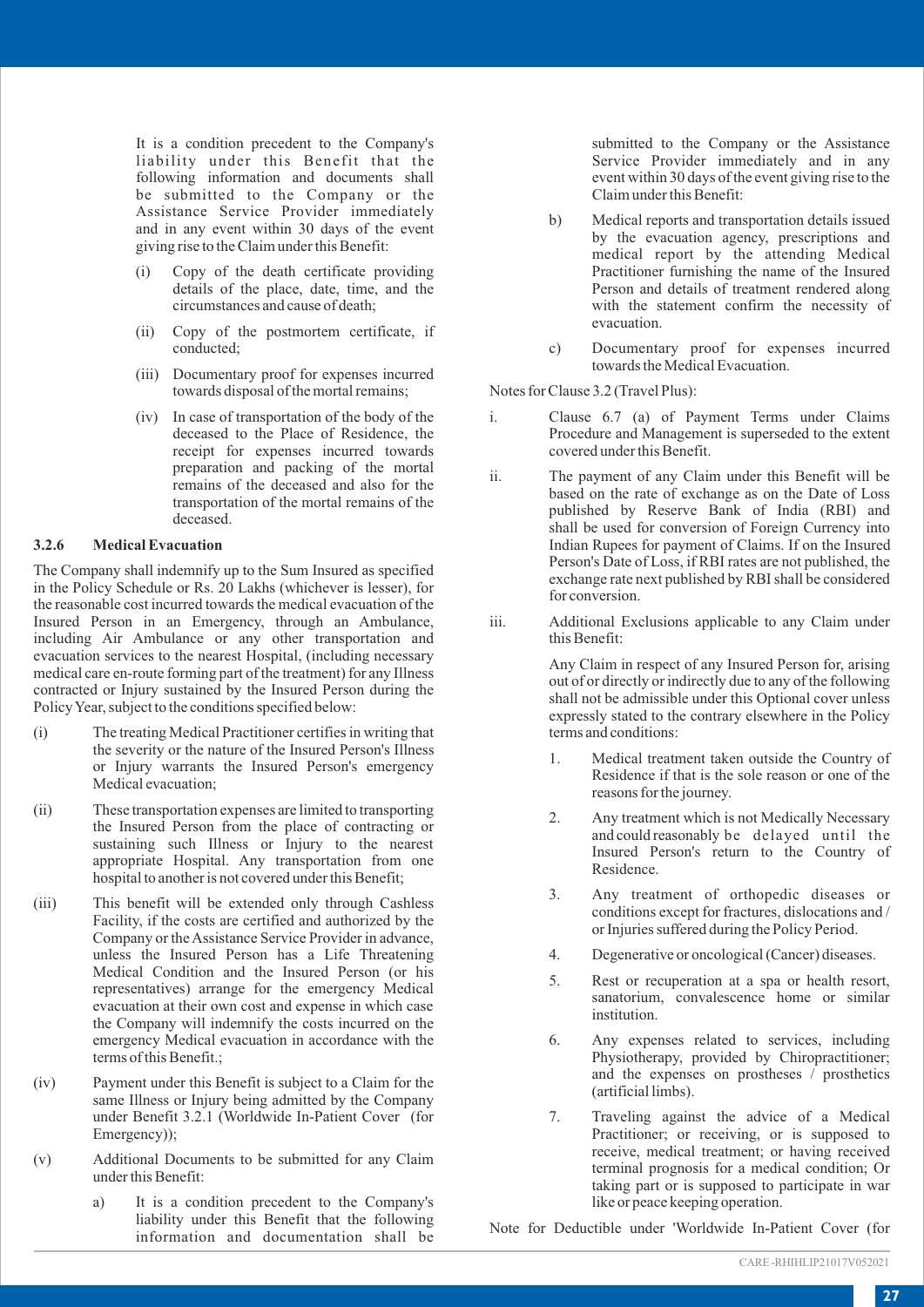It is a condition precedent to the Company's liability under this Benefit that the following information and documents shall be submitted to the Company or the Assistance Service Provider immediately and in any event within 30 days of the event giving rise to the Claim under this Benefit:

(i) Copy of the death certificate providing details of the place, date, time, and the circumstances and cause of death;

(ii) Copy of the postmortem certificate, if conducted;

(iii) Documentary proof for expenses incurred towards disposal of the mortal remains;

(iv) In case of transportation of the body of the deceased to the Place of Residence, the receipt for expenses incurred towards preparation and packing of the mortal remains of the deceased and also for the transportation of the mortal remains of the deceased.

### 3.2.6 Medical Evacuation

The Company shall indemnify up to the Sum Insured as specified in the Policy Schedule or Rs. 20 Lakhs (whichever is lesser), for the reasonable cost incurred towards the medical evacuation of the Insured Person in an Emergency, through an Ambulance, including Air Ambulance or any other transportation and evacuation services to the nearest Hospital, (including necessary medical care en-route forming part of the treatment) for any Illness contracted or Injury sustained by the Insured Person during the Policy Year, subject to the conditions specified below:

(i) The treating Medical Practitioner certifies in writing that the severity or the nature of the Insured Person's Illness or Injury warrants the Insured Person's emergency Medical evacuation;

(ii) These transportation expenses are limited to transporting the Insured Person from the place of contracting or sustaining such Illness or Injury to the nearest appropriate Hospital. Any transportation from one hospital to another is not covered under this Benefit;

(iii) This benefit will be extended only through Cashless Facility, if the costs are certified and authorized by the Company or the Assistance Service Provider in advance, unless the Insured Person has a Life Threatening Medical Condition and the Insured Person (or his representatives) arrange for the emergency Medical evacuation at their own cost and expense in which case the Company will indemnify the costs incurred on the emergency Medical evacuation in accordance with the terms of this Benefit.;

(iv) Payment under this Benefit is subject to a Claim for the same Illness or Injury being admitted by the Company under Benefit 3.2.1 (Worldwide In-Patient Cover (for Emergency));

(v) Additional Documents to be submitted for any Claim under this Benefit:

a) It is a condition precedent to the Company's liability under this Benefit that the following information and documentation shall be submitted to the Company or the Assistance Service Provider immediately and in any event within 30 days of the event giving rise to the Claim under this Benefit:

b) Medical reports and transportation details issued by the evacuation agency, prescriptions and medical report by the attending Medical Practitioner furnishing the name of the Insured Person and details of treatment rendered along with the statement confirm the necessity of evacuation.

c) Documentary proof for expenses incurred towards the Medical Evacuation.

Notes for Clause 3.2 (Travel Plus):

i. Clause 6.7 (a) of Payment Terms under Claims Procedure and Management is superseded to the extent covered under this Benefit.

ii. The payment of any Claim under this Benefit will be based on the rate of exchange as on the Date of Loss published by Reserve Bank of India (RBI) and shall be used for conversion of Foreign Currency into Indian Rupees for payment of Claims. If on the Insured Person's Date of Loss, if RBI rates are not published, the exchange rate next published by RBI shall be considered for conversion.

iii. Additional Exclusions applicable to any Claim under this Benefit:

Any Claim in respect of any Insured Person for, arising out of or directly or indirectly due to any of the following shall not be admissible under this Optional cover unless expressly stated to the contrary elsewhere in the Policy terms and conditions:

1. Medical treatment taken outside the Country of Residence if that is the sole reason or one of the reasons for the journey.

2. Any treatment which is not Medically Necessary and could reasonably be delayed until the Insured Person's return to the Country of Residence.

3. Any treatment of orthopedic diseases or conditions except for fractures, dislocations and / or Injuries suffered during the Policy Period.

4. Degenerative or oncological (Cancer) diseases.

5. Rest or recuperation at a spa or health resort, sanatorium, convalescence home or similar institution.

6. Any expenses related to services, including Physiotherapy, provided by Chiropractitioner; and the expenses on prostheses / prosthetics (artificial limbs).

7. Traveling against the advice of a Medical Practitioner; or receiving, or is supposed to receive, medical treatment; or having received terminal prognosis for a medical condition; Or taking part or is supposed to participate in war like or peace keeping operation.

Note for Deductible under 'Worldwide In-Patient Cover (for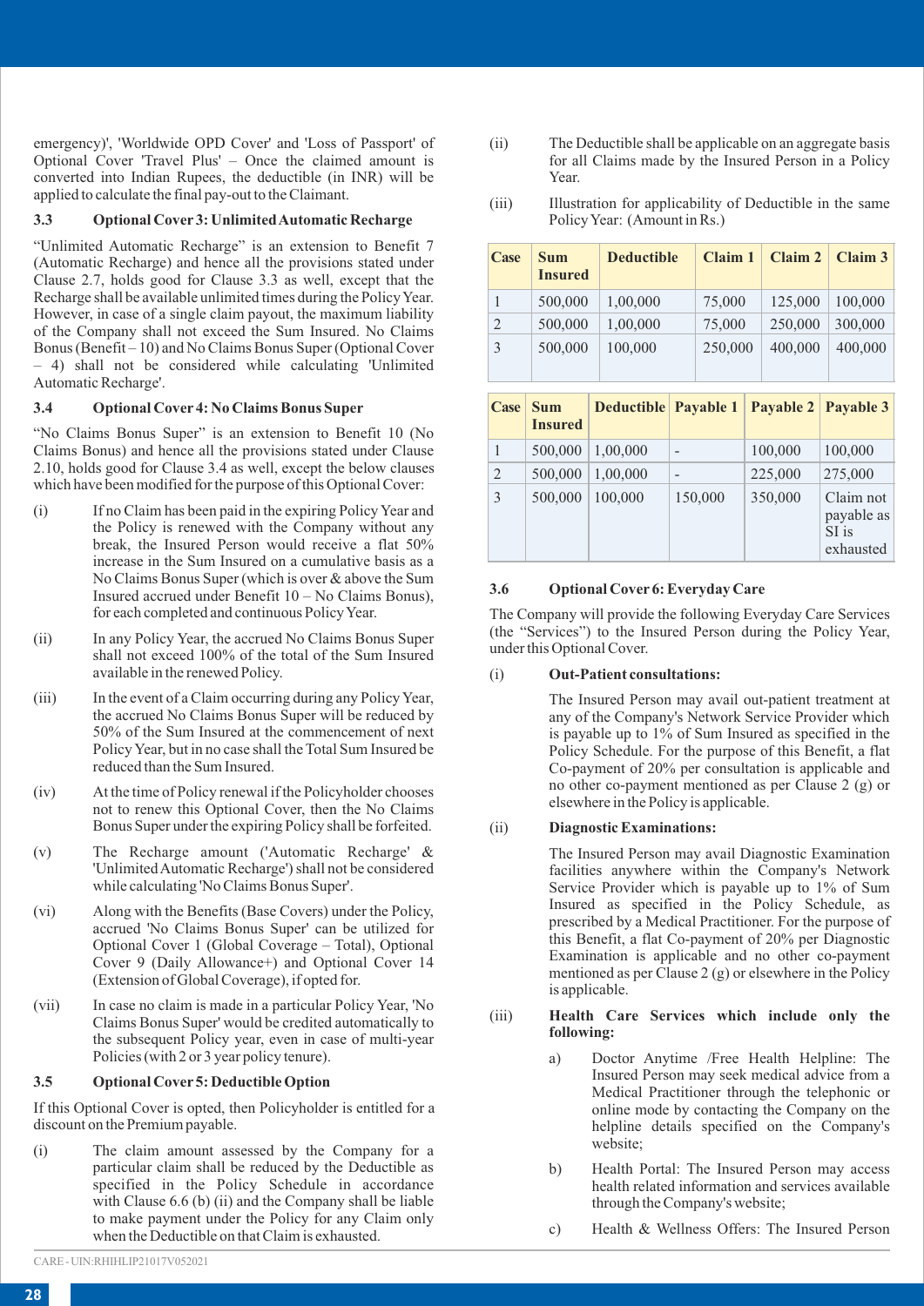emergency)', 'Worldwide OPD Cover' and 'Loss of Passport' of Optional Cover 'Travel Plus' – Once the claimed amount is converted into Indian Rupees, the deductible (in INR) will be applied to calculate the final pay-out to the Claimant.

### 3.3 Optional Cover 3: Unlimited Automatic Recharge

"Unlimited Automatic Recharge" is an extension to Benefit 7 (Automatic Recharge) and hence all the provisions stated under Clause 2.7, holds good for Clause 3.3 as well, except that the Recharge shall be available unlimited times during the Policy Year. However, in case of a single claim payout, the maximum liability of the Company shall not exceed the Sum Insured. No Claims Bonus (Benefit – 10) and No Claims Bonus Super (Optional Cover – 4) shall not be considered while calculating 'Unlimited Automatic Recharge'.

### 3.4 Optional Cover 4: No Claims Bonus Super

"No Claims Bonus Super" is an extension to Benefit 10 (No Claims Bonus) and hence all the provisions stated under Clause 2.10, holds good for Clause 3.4 as well, except the below clauses which have been modified for the purpose of this Optional Cover:

(i) If no Claim has been paid in the expiring Policy Year and the Policy is renewed with the Company without any break, the Insured Person would receive a flat 50% increase in the Sum Insured on a cumulative basis as a No Claims Bonus Super (which is over & above the Sum Insured accrued under Benefit 10 – No Claims Bonus), for each completed and continuous Policy Year.

(ii) In any Policy Year, the accrued No Claims Bonus Super shall not exceed 100% of the total of the Sum Insured available in the renewed Policy.

(iii) In the event of a Claim occurring during any Policy Year, the accrued No Claims Bonus Super will be reduced by 50% of the Sum Insured at the commencement of next Policy Year, but in no case shall the Total Sum Insured be reduced than the Sum Insured.

(iv) At the time of Policy renewal if the Policyholder chooses not to renew this Optional Cover, then the No Claims Bonus Super under the expiring Policy shall be forfeited.

(v) The Recharge amount ('Automatic Recharge' & 'Unlimited Automatic Recharge') shall not be considered while calculating 'No Claims Bonus Super'.

(vi) Along with the Benefits (Base Covers) under the Policy, accrued 'No Claims Bonus Super' can be utilized for Optional Cover 1 (Global Coverage – Total), Optional Cover 9 (Daily Allowance+) and Optional Cover 14 (Extension of Global Coverage), if opted for.

(vii) In case no claim is made in a particular Policy Year, 'No Claims Bonus Super' would be credited automatically to the subsequent Policy year, even in case of multi-year Policies (with 2 or 3 year policy tenure).

### 3.5 Optional Cover 5: Deductible Option

If this Optional Cover is opted, then Policyholder is entitled for a discount on the Premium payable.

(i) The claim amount assessed by the Company for a particular claim shall be reduced by the Deductible as specified in the Policy Schedule in accordance with Clause 6.6 (b) (ii) and the Company shall be liable to make payment under the Policy for any Claim only when the Deductible on that Claim is exhausted.

(ii) The Deductible shall be applicable on an aggregate basis for all Claims made by the Insured Person in a Policy Year.

(iii) Illustration for applicability of Deductible in the same Policy Year: (Amount in Rs.)

| Case | Sum Insured | Deductible | Claim 1 | Claim 2 | Claim 3 |
|---|---|---|---|---|---|
| 1 | 500,000 | 1,00,000 | 75,000 | 125,000 | 100,000 |
| 2 | 500,000 | 1,00,000 | 75,000 | 250,000 | 300,000 |
| 3 | 500,000 | 100,000 | 250,000 | 400,000 | 400,000 |

| Case | Sum Insured | Deductible | Payable 1 | Payable 2 | Payable 3 |
|---|---|---|---|---|---|
| 1 | 500,000 | 1,00,000 | - | 100,000 | 100,000 |
| 2 | 500,000 | 1,00,000 | - | 225,000 | 275,000 |
| 3 | 500,000 | 100,000 | 150,000 | 350,000 | Claim not payable as SI is exhausted |

### 3.6 Optional Cover 6: Everyday Care

The Company will provide the following Everyday Care Services (the "Services") to the Insured Person during the Policy Year, under this Optional Cover.

(i) **Out-Patient consultations:**

The Insured Person may avail out-patient treatment at any of the Company's Network Service Provider which is payable up to 1% of Sum Insured as specified in the Policy Schedule. For the purpose of this Benefit, a flat Co-payment of 20% per consultation is applicable and no other co-payment mentioned as per Clause 2 (g) or elsewhere in the Policy is applicable.

(ii) **Diagnostic Examinations:**

The Insured Person may avail Diagnostic Examination facilities anywhere within the Company's Network Service Provider which is payable up to 1% of Sum Insured as specified in the Policy Schedule, as prescribed by a Medical Practitioner. For the purpose of this Benefit, a flat Co-payment of 20% per Diagnostic Examination is applicable and no other co-payment mentioned as per Clause 2 (g) or elsewhere in the Policy is applicable.

(iii) **Health Care Services which include only the following:**

a) Doctor Anytime /Free Health Helpline: The Insured Person may seek medical advice from a Medical Practitioner through the telephonic or online mode by contacting the Company on the helpline details specified on the Company's website;

b) Health Portal: The Insured Person may access health related information and services available through the Company's website;

c) Health & Wellness Offers: The Insured Person

CARE - UIN:RHIHLIP21017V052021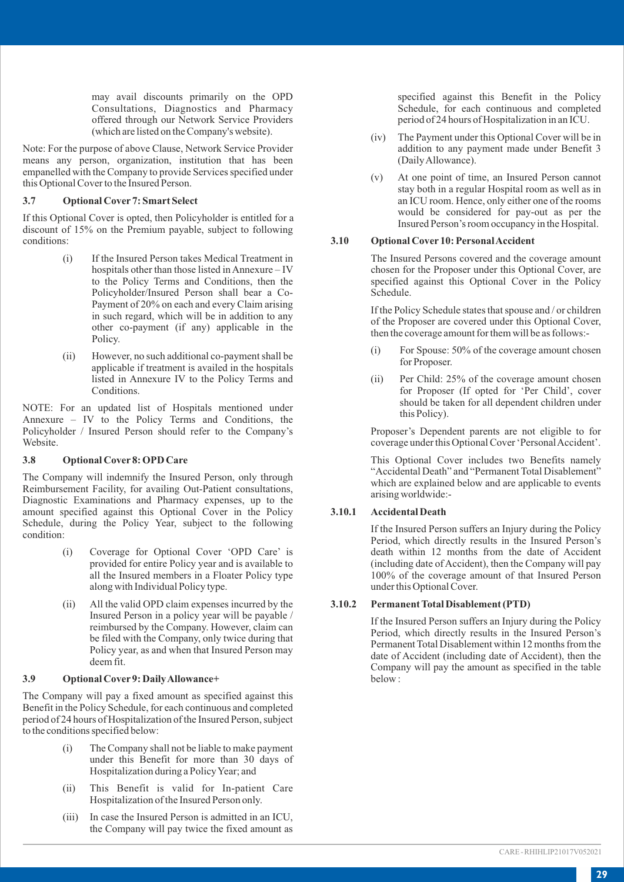may avail discounts primarily on the OPD Consultations, Diagnostics and Pharmacy offered through our Network Service Providers (which are listed on the Company's website).

Note: For the purpose of above Clause, Network Service Provider means any person, organization, institution that has been empanelled with the Company to provide Services specified under this Optional Cover to the Insured Person.

### 3.7 Optional Cover 7: Smart Select

If this Optional Cover is opted, then Policyholder is entitled for a discount of 15% on the Premium payable, subject to following conditions:

(i) If the Insured Person takes Medical Treatment in hospitals other than those listed in Annexure – IV to the Policy Terms and Conditions, then the Policyholder/Insured Person shall bear a Co-Payment of 20% on each and every Claim arising in such regard, which will be in addition to any other co-payment (if any) applicable in the Policy.

(ii) However, no such additional co-payment shall be applicable if treatment is availed in the hospitals listed in Annexure IV to the Policy Terms and Conditions.

NOTE: For an updated list of Hospitals mentioned under Annexure – IV to the Policy Terms and Conditions, the Policyholder / Insured Person should refer to the Company's Website.

### 3.8 Optional Cover 8: OPD Care

The Company will indemnify the Insured Person, only through Reimbursement Facility, for availing Out-Patient consultations, Diagnostic Examinations and Pharmacy expenses, up to the amount specified against this Optional Cover in the Policy Schedule, during the Policy Year, subject to the following condition:

(i) Coverage for Optional Cover 'OPD Care' is provided for entire Policy year and is available to all the Insured members in a Floater Policy type along with Individual Policy type.

(ii) All the valid OPD claim expenses incurred by the Insured Person in a policy year will be payable / reimbursed by the Company. However, claim can be filed with the Company, only twice during that Policy year, as and when that Insured Person may deem fit.

### 3.9 Optional Cover 9: Daily Allowance+

The Company will pay a fixed amount as specified against this Benefit in the Policy Schedule, for each continuous and completed period of 24 hours of Hospitalization of the Insured Person, subject to the conditions specified below:

(i) The Company shall not be liable to make payment under this Benefit for more than 30 days of Hospitalization during a Policy Year; and

(ii) This Benefit is valid for In-patient Care Hospitalization of the Insured Person only.

(iii) In case the Insured Person is admitted in an ICU, the Company will pay twice the fixed amount as specified against this Benefit in the Policy Schedule, for each continuous and completed period of 24 hours of Hospitalization in an ICU.

(iv) The Payment under this Optional Cover will be in addition to any payment made under Benefit 3 (Daily Allowance).

(v) At one point of time, an Insured Person cannot stay both in a regular Hospital room as well as in an ICU room. Hence, only either one of the rooms would be considered for pay-out as per the Insured Person's room occupancy in the Hospital.

### 3.10 Optional Cover 10: Personal Accident

The Insured Persons covered and the coverage amount chosen for the Proposer under this Optional Cover, are specified against this Optional Cover in the Policy Schedule.

If the Policy Schedule states that spouse and / or children of the Proposer are covered under this Optional Cover, then the coverage amount for them will be as follows:-

(i) For Spouse: 50% of the coverage amount chosen for Proposer.

(ii) Per Child: 25% of the coverage amount chosen for Proposer (If opted for 'Per Child', cover should be taken for all dependent children under this Policy).

Proposer's Dependent parents are not eligible to for coverage under this Optional Cover 'Personal Accident'.

This Optional Cover includes two Benefits namely "Accidental Death" and "Permanent Total Disablement" which are explained below and are applicable to events arising worldwide:-

#### 3.10.1 Accidental Death

If the Insured Person suffers an Injury during the Policy Period, which directly results in the Insured Person's death within 12 months from the date of Accident (including date of Accident), then the Company will pay 100% of the coverage amount of that Insured Person under this Optional Cover.

#### 3.10.2 Permanent Total Disablement (PTD)

If the Insured Person suffers an Injury during the Policy Period, which directly results in the Insured Person's Permanent Total Disablement within 12 months from the date of Accident (including date of Accident), then the Company will pay the amount as specified in the table below :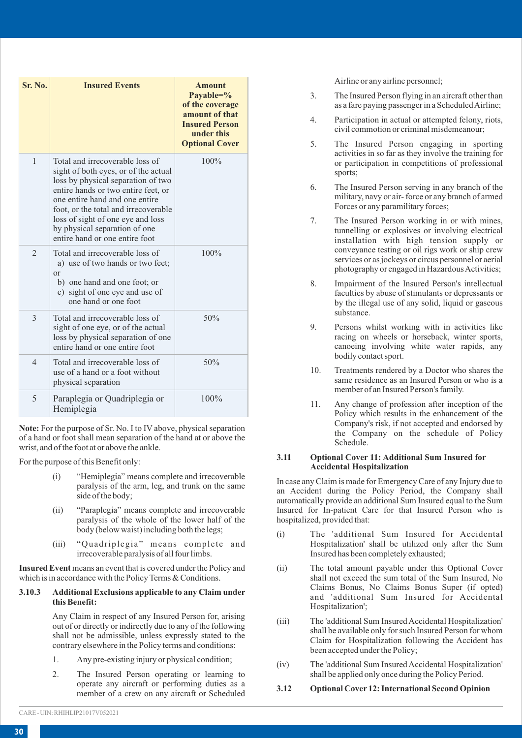| Sr. No. | Insured Events | Amount Payable=% of the coverage amount of that Insured Person under this Optional Cover |
|---|---|---|
| 1 | Total and irrecoverable loss of sight of both eyes, or of the actual loss by physical separation of two entire hands or two entire feet, or one entire hand and one entire foot, or the total and irrecoverable loss of sight of one eye and loss by physical separation of one entire hand or one entire foot | 100% |
| 2 | Total and irrecoverable loss of a) use of two hands or two feet; or b) one hand and one foot; or c) sight of one eye and use of one hand or one foot | 100% |
| 3 | Total and irrecoverable loss of sight of one eye, or of the actual loss by physical separation of one entire hand or one entire foot | 50% |
| 4 | Total and irrecoverable loss of use of a hand or a foot without physical separation | 50% |
| 5 | Paraplegia or Quadriplegia or Hemiplegia | 100% |

**Note:** For the purpose of Sr. No. I to IV above, physical separation of a hand or foot shall mean separation of the hand at or above the wrist, and of the foot at or above the ankle.

For the purpose of this Benefit only:

(i) "Hemiplegia" means complete and irrecoverable paralysis of the arm, leg, and trunk on the same side of the body;

(ii) "Paraplegia" means complete and irrecoverable paralysis of the whole of the lower half of the body (below waist) including both the legs;

(iii) "Quadriplegia" means complete and irrecoverable paralysis of all four limbs.

**Insured Event** means an event that is covered under the Policy and which is in accordance with the Policy Terms & Conditions.

### 3.10.3 Additional Exclusions applicable to any Claim under this Benefit:

Any Claim in respect of any Insured Person for, arising out of or directly or indirectly due to any of the following shall not be admissible, unless expressly stated to the contrary elsewhere in the Policy terms and conditions:

1. Any pre-existing injury or physical condition;
2. The Insured Person operating or learning to operate any aircraft or performing duties as a member of a crew on any aircraft or Scheduled Airline or any airline personnel;
3. The Insured Person flying in an aircraft other than as a fare paying passenger in a Scheduled Airline;
4. Participation in actual or attempted felony, riots, civil commotion or criminal misdemeanour;
5. The Insured Person engaging in sporting activities in so far as they involve the training for or participation in competitions of professional sports;
6. The Insured Person serving in any branch of the military, navy or air- force or any branch of armed Forces or any paramilitary forces;
7. The Insured Person working in or with mines, tunnelling or explosives or involving electrical installation with high tension supply or conveyance testing or oil rigs work or ship crew services or as jockeys or circus personnel or aerial photography or engaged in Hazardous Activities;
8. Impairment of the Insured Person's intellectual faculties by abuse of stimulants or depressants or by the illegal use of any solid, liquid or gaseous substance.
9. Persons whilst working with in activities like racing on wheels or horseback, winter sports, canoeing involving white water rapids, any bodily contact sport.
10. Treatments rendered by a Doctor who shares the same residence as an Insured Person or who is a member of an Insured Person's family.
11. Any change of profession after inception of the Policy which results in the enhancement of the Company's risk, if not accepted and endorsed by the Company on the schedule of Policy Schedule.

## 3.11 Optional Cover 11: Additional Sum Insured for Accidental Hospitalization

In case any Claim is made for Emergency Care of any Injury due to an Accident during the Policy Period, the Company shall automatically provide an additional Sum Insured equal to the Sum Insured for In-patient Care for that Insured Person who is hospitalized, provided that:

(i) The 'additional Sum Insured for Accidental Hospitalization' shall be utilized only after the Sum Insured has been completely exhausted;

(ii) The total amount payable under this Optional Cover shall not exceed the sum total of the Sum Insured, No Claims Bonus, No Claims Bonus Super (if opted) and 'additional Sum Insured for Accidental Hospitalization';

(iii) The 'additional Sum Insured Accidental Hospitalization' shall be available only for such Insured Person for whom Claim for Hospitalization following the Accident has been accepted under the Policy;

(iv) The 'additional Sum Insured Accidental Hospitalization' shall be applied only once during the Policy Period.

## 3.12 Optional Cover 12: International Second Opinion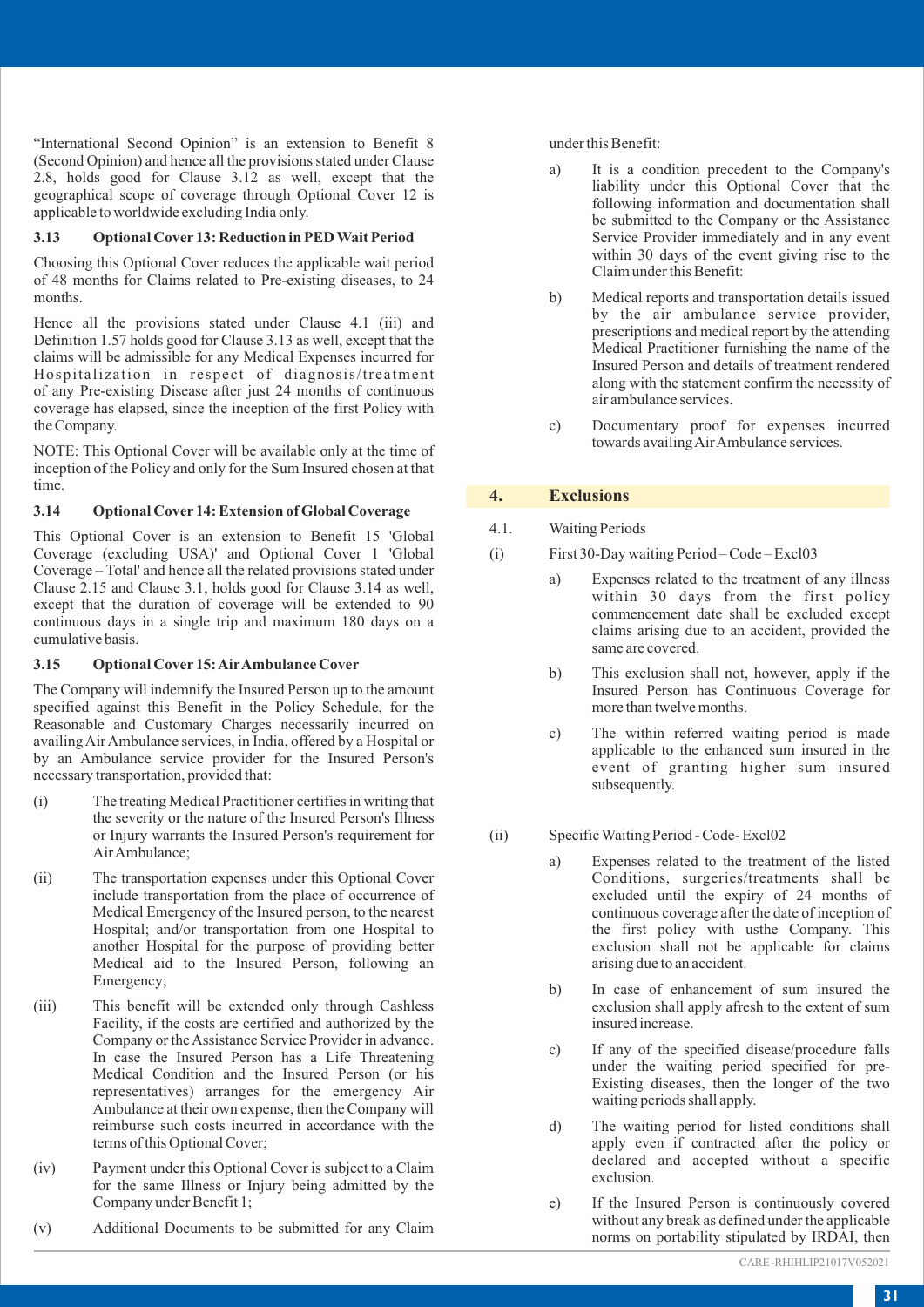"International Second Opinion" is an extension to Benefit 8 (Second Opinion) and hence all the provisions stated under Clause 2.8, holds good for Clause 3.12 as well, except that the geographical scope of coverage through Optional Cover 12 is applicable to worldwide excluding India only.

### 3.13 Optional Cover 13: Reduction in PED Wait Period

Choosing this Optional Cover reduces the applicable wait period of 48 months for Claims related to Pre-existing diseases, to 24 months.

Hence all the provisions stated under Clause 4.1 (iii) and Definition 1.57 holds good for Clause 3.13 as well, except that the claims will be admissible for any Medical Expenses incurred for Hospitalization in respect of diagnosis/treatment of any Pre-existing Disease after just 24 months of continuous coverage has elapsed, since the inception of the first Policy with the Company.

NOTE: This Optional Cover will be available only at the time of inception of the Policy and only for the Sum Insured chosen at that time.

### 3.14 Optional Cover 14: Extension of Global Coverage

This Optional Cover is an extension to Benefit 15 'Global Coverage (excluding USA)' and Optional Cover 1 'Global Coverage – Total' and hence all the related provisions stated under Clause 2.15 and Clause 3.1, holds good for Clause 3.14 as well, except that the duration of coverage will be extended to 90 continuous days in a single trip and maximum 180 days on a cumulative basis.

### 3.15 Optional Cover 15: Air Ambulance Cover

The Company will indemnify the Insured Person up to the amount specified against this Benefit in the Policy Schedule, for the Reasonable and Customary Charges necessarily incurred on availing Air Ambulance services, in India, offered by a Hospital or by an Ambulance service provider for the Insured Person's necessary transportation, provided that:

(i) The treating Medical Practitioner certifies in writing that the severity or the nature of the Insured Person's Illness or Injury warrants the Insured Person's requirement for Air Ambulance;

(ii) The transportation expenses under this Optional Cover include transportation from the place of occurrence of Medical Emergency of the Insured person, to the nearest Hospital; and/or transportation from one Hospital to another Hospital for the purpose of providing better Medical aid to the Insured Person, following an Emergency;

(iii) This benefit will be extended only through Cashless Facility, if the costs are certified and authorized by the Company or the Assistance Service Provider in advance. In case the Insured Person has a Life Threatening Medical Condition and the Insured Person (or his representatives) arranges for the emergency Air Ambulance at their own expense, then the Company will reimburse such costs incurred in accordance with the terms of this Optional Cover;

(iv) Payment under this Optional Cover is subject to a Claim for the same Illness or Injury being admitted by the Company under Benefit 1;

(v) Additional Documents to be submitted for any Claim under this Benefit:

a) It is a condition precedent to the Company's liability under this Optional Cover that the following information and documentation shall be submitted to the Company or the Assistance Service Provider immediately and in any event within 30 days of the event giving rise to the Claim under this Benefit:

b) Medical reports and transportation details issued by the air ambulance service provider, prescriptions and medical report by the attending Medical Practitioner furnishing the name of the Insured Person and details of treatment rendered along with the statement confirm the necessity of air ambulance services.

c) Documentary proof for expenses incurred towards availing Air Ambulance services.

## 4. Exclusions

4.1. Waiting Periods

(i) First 30-Day waiting Period – Code – Excl03

a) Expenses related to the treatment of any illness within 30 days from the first policy commencement date shall be excluded except claims arising due to an accident, provided the same are covered.

b) This exclusion shall not, however, apply if the Insured Person has Continuous Coverage for more than twelve months.

c) The within referred waiting period is made applicable to the enhanced sum insured in the event of granting higher sum insured subsequently.

(ii) Specific Waiting Period - Code- Excl02

a) Expenses related to the treatment of the listed Conditions, surgeries/treatments shall be excluded until the expiry of 24 months of continuous coverage after the date of inception of the first policy with usthe Company. This exclusion shall not be applicable for claims arising due to an accident.

b) In case of enhancement of sum insured the exclusion shall apply afresh to the extent of sum insured increase.

c) If any of the specified disease/procedure falls under the waiting period specified for pre-Existing diseases, then the longer of the two waiting periods shall apply.

d) The waiting period for listed conditions shall apply even if contracted after the policy or declared and accepted without a specific exclusion.

e) If the Insured Person is continuously covered without any break as defined under the applicable norms on portability stipulated by IRDAI, then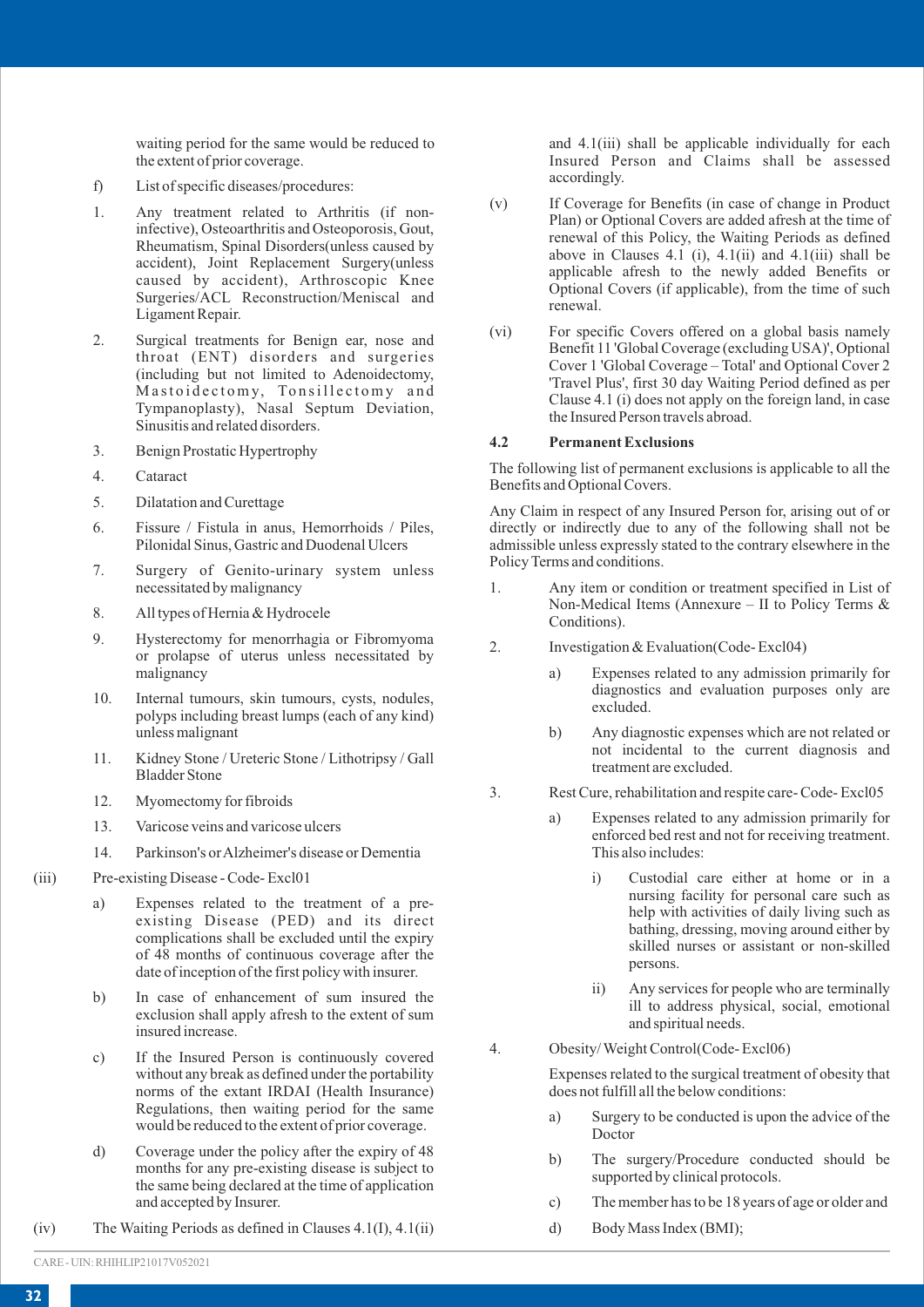waiting period for the same would be reduced to the extent of prior coverage.

f) List of specific diseases/procedures:

1. Any treatment related to Arthritis (if non-infective), Osteoarthritis and Osteoporosis, Gout, Rheumatism, Spinal Disorders(unless caused by accident), Joint Replacement Surgery(unless caused by accident), Arthroscopic Knee Surgeries/ACL Reconstruction/Meniscal and Ligament Repair.
2. Surgical treatments for Benign ear, nose and throat (ENT) disorders and surgeries (including but not limited to Adenoidectomy, Mastoidectomy, Tonsillectomy and Tympanoplasty), Nasal Septum Deviation, Sinusitis and related disorders.
3. Benign Prostatic Hypertrophy
4. Cataract
5. Dilatation and Curettage
6. Fissure / Fistula in anus, Hemorrhoids / Piles, Pilonidal Sinus, Gastric and Duodenal Ulcers
7. Surgery of Genito-urinary system unless necessitated by malignancy
8. All types of Hernia & Hydrocele
9. Hysterectomy for menorrhagia or Fibromyoma or prolapse of uterus unless necessitated by malignancy
10. Internal tumours, skin tumours, cysts, nodules, polyps including breast lumps (each of any kind) unless malignant
11. Kidney Stone / Ureteric Stone / Lithotripsy / Gall Bladder Stone
12. Myomectomy for fibroids
13. Varicose veins and varicose ulcers
14. Parkinson's or Alzheimer's disease or Dementia

(iii) Pre-existing Disease - Code- Excl01

a) Expenses related to the treatment of a pre-existing Disease (PED) and its direct complications shall be excluded until the expiry of 48 months of continuous coverage after the date of inception of the first policy with insurer.

b) In case of enhancement of sum insured the exclusion shall apply afresh to the extent of sum insured increase.

c) If the Insured Person is continuously covered without any break as defined under the portability norms of the extant IRDAI (Health Insurance) Regulations, then waiting period for the same would be reduced to the extent of prior coverage.

d) Coverage under the policy after the expiry of 48 months for any pre-existing disease is subject to the same being declared at the time of application and accepted by Insurer.

(iv) The Waiting Periods as defined in Clauses 4.1(I), 4.1(ii) and 4.1(iii) shall be applicable individually for each Insured Person and Claims shall be assessed accordingly.

(v) If Coverage for Benefits (in case of change in Product Plan) or Optional Covers are added afresh at the time of renewal of this Policy, the Waiting Periods as defined above in Clauses 4.1 (i), 4.1(ii) and 4.1(iii) shall be applicable afresh to the newly added Benefits or Optional Covers (if applicable), from the time of such renewal.

(vi) For specific Covers offered on a global basis namely Benefit 11 'Global Coverage (excluding USA)', Optional Cover 1 'Global Coverage – Total' and Optional Cover 2 'Travel Plus', first 30 day Waiting Period defined as per Clause 4.1 (i) does not apply on the foreign land, in case the Insured Person travels abroad.

**4.2 Permanent Exclusions**

The following list of permanent exclusions is applicable to all the Benefits and Optional Covers.

Any Claim in respect of any Insured Person for, arising out of or directly or indirectly due to any of the following shall not be admissible unless expressly stated to the contrary elsewhere in the Policy Terms and conditions.

1. Any item or condition or treatment specified in List of Non-Medical Items (Annexure – II to Policy Terms & Conditions).

2. Investigation & Evaluation(Code- Excl04)

   a) Expenses related to any admission primarily for diagnostics and evaluation purposes only are excluded.

   b) Any diagnostic expenses which are not related or not incidental to the current diagnosis and treatment are excluded.

3. Rest Cure, rehabilitation and respite care- Code- Excl05

   a) Expenses related to any admission primarily for enforced bed rest and not for receiving treatment. This also includes:

      i) Custodial care either at home or in a nursing facility for personal care such as help with activities of daily living such as bathing, dressing, moving around either by skilled nurses or assistant or non-skilled persons.

      ii) Any services for people who are terminally ill to address physical, social, emotional and spiritual needs.

4. Obesity/ Weight Control(Code- Excl06)

   Expenses related to the surgical treatment of obesity that does not fulfill all the below conditions:

   a) Surgery to be conducted is upon the advice of the Doctor

   b) The surgery/Procedure conducted should be supported by clinical protocols.

   c) The member has to be 18 years of age or older and

   d) Body Mass Index (BMI);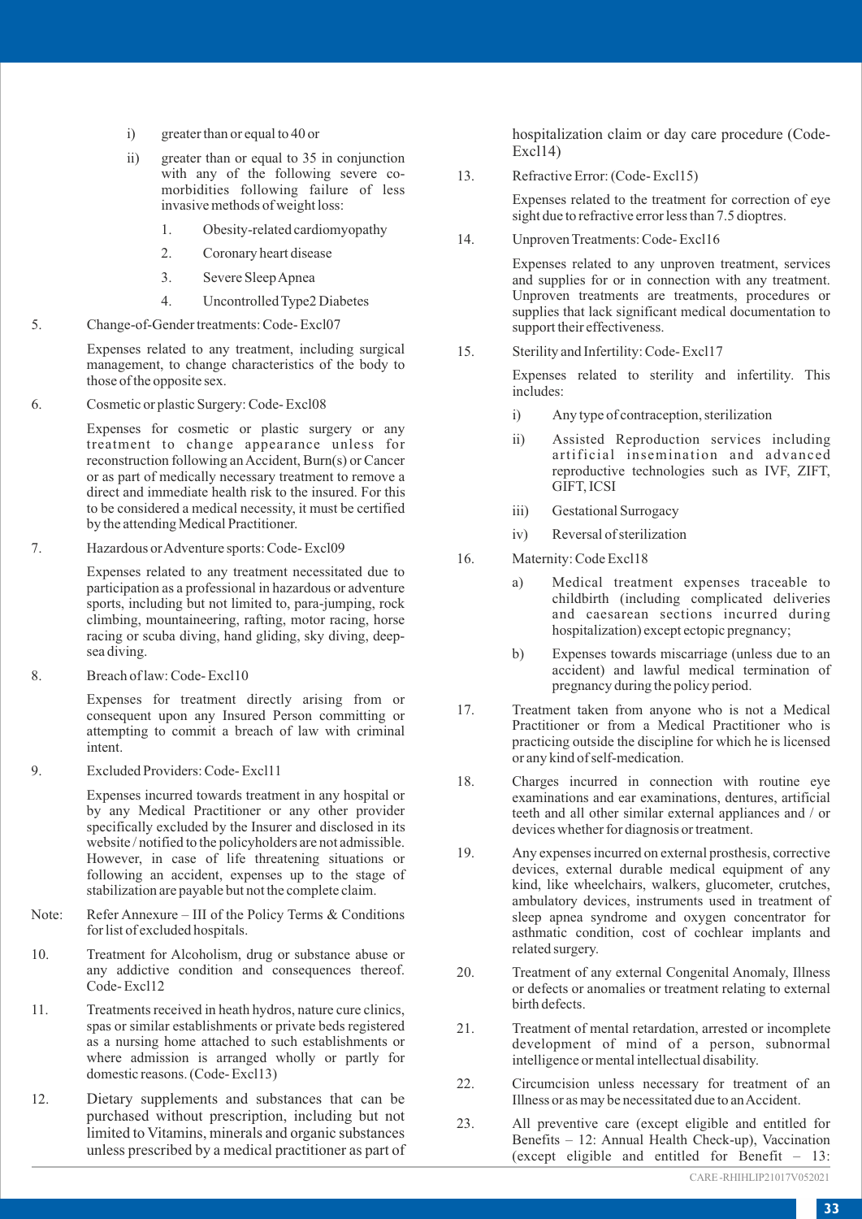i) greater than or equal to 40 or

ii) greater than or equal to 35 in conjunction with any of the following severe co-morbidities following failure of less invasive methods of weight loss:

1. Obesity-related cardiomyopathy
2. Coronary heart disease
3. Severe Sleep Apnea
4. Uncontrolled Type2 Diabetes

5. Change-of-Gender treatments: Code- Excl07

   Expenses related to any treatment, including surgical management, to change characteristics of the body to those of the opposite sex.

6. Cosmetic or plastic Surgery: Code- Excl08

   Expenses for cosmetic or plastic surgery or any treatment to change appearance unless for reconstruction following an Accident, Burn(s) or Cancer or as part of medically necessary treatment to remove a direct and immediate health risk to the insured. For this to be considered a medical necessity, it must be certified by the attending Medical Practitioner.

7. Hazardous or Adventure sports: Code- Excl09

   Expenses related to any treatment necessitated due to participation as a professional in hazardous or adventure sports, including but not limited to, para-jumping, rock climbing, mountaineering, rafting, motor racing, horse racing or scuba diving, hand gliding, sky diving, deep-sea diving.

8. Breach of law: Code- Excl10

   Expenses for treatment directly arising from or consequent upon any Insured Person committing or attempting to commit a breach of law with criminal intent.

9. Excluded Providers: Code- Excl11

   Expenses incurred towards treatment in any hospital or by any Medical Practitioner or any other provider specifically excluded by the Insurer and disclosed in its website / notified to the policyholders are not admissible. However, in case of life threatening situations or following an accident, expenses up to the stage of stabilization are payable but not the complete claim.

Note: Refer Annexure – III of the Policy Terms & Conditions for list of excluded hospitals.

10. Treatment for Alcoholism, drug or substance abuse or any addictive condition and consequences thereof. Code- Excl12

11. Treatments received in heath hydros, nature cure clinics, spas or similar establishments or private beds registered as a nursing home attached to such establishments or where admission is arranged wholly or partly for domestic reasons. (Code- Excl13)

12. Dietary supplements and substances that can be purchased without prescription, including but not limited to Vitamins, minerals and organic substances unless prescribed by a medical practitioner as part of hospitalization claim or day care procedure (Code- Excl14)

13. Refractive Error: (Code- Excl15)

    Expenses related to the treatment for correction of eye sight due to refractive error less than 7.5 dioptres.

14. Unproven Treatments: Code- Excl16

    Expenses related to any unproven treatment, services and supplies for or in connection with any treatment. Unproven treatments are treatments, procedures or supplies that lack significant medical documentation to support their effectiveness.

15. Sterility and Infertility: Code- Excl17

    Expenses related to sterility and infertility. This includes:

    i) Any type of contraception, sterilization

    ii) Assisted Reproduction services including artificial insemination and advanced reproductive technologies such as IVF, ZIFT, GIFT, ICSI

    iii) Gestational Surrogacy

    iv) Reversal of sterilization

16. Maternity: Code Excl18

    a) Medical treatment expenses traceable to childbirth (including complicated deliveries and caesarean sections incurred during hospitalization) except ectopic pregnancy;

    b) Expenses towards miscarriage (unless due to an accident) and lawful medical termination of pregnancy during the policy period.

17. Treatment taken from anyone who is not a Medical Practitioner or from a Medical Practitioner who is practicing outside the discipline for which he is licensed or any kind of self-medication.

18. Charges incurred in connection with routine eye examinations and ear examinations, dentures, artificial teeth and all other similar external appliances and / or devices whether for diagnosis or treatment.

19. Any expenses incurred on external prosthesis, corrective devices, external durable medical equipment of any kind, like wheelchairs, walkers, glucometer, crutches, ambulatory devices, instruments used in treatment of sleep apnea syndrome and oxygen concentrator for asthmatic condition, cost of cochlear implants and related surgery.

20. Treatment of any external Congenital Anomaly, Illness or defects or anomalies or treatment relating to external birth defects.

21. Treatment of mental retardation, arrested or incomplete development of mind of a person, subnormal intelligence or mental intellectual disability.

22. Circumcision unless necessary for treatment of an Illness or as may be necessitated due to an Accident.

23. All preventive care (except eligible and entitled for Benefits – 12: Annual Health Check-up), Vaccination (except eligible and entitled for Benefit – 13: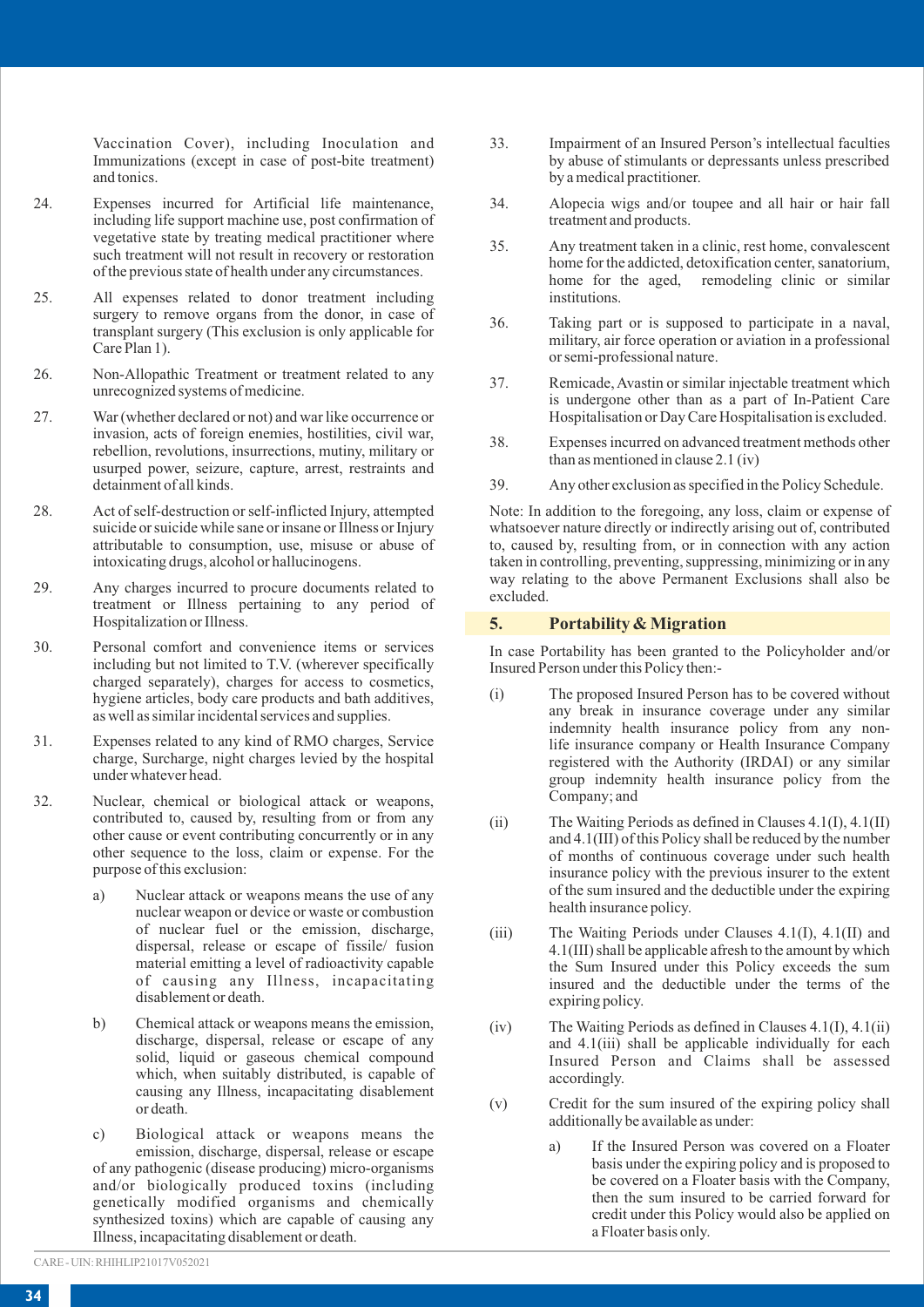Vaccination Cover), including Inoculation and Immunizations (except in case of post-bite treatment) and tonics.

24. Expenses incurred for Artificial life maintenance, including life support machine use, post confirmation of vegetative state by treating medical practitioner where such treatment will not result in recovery or restoration of the previous state of health under any circumstances.

25. All expenses related to donor treatment including surgery to remove organs from the donor, in case of transplant surgery (This exclusion is only applicable for Care Plan 1).

26. Non-Allopathic Treatment or treatment related to any unrecognized systems of medicine.

27. War (whether declared or not) and war like occurrence or invasion, acts of foreign enemies, hostilities, civil war, rebellion, revolutions, insurrections, mutiny, military or usurped power, seizure, capture, arrest, restraints and detainment of all kinds.

28. Act of self-destruction or self-inflicted Injury, attempted suicide or suicide while sane or insane or Illness or Injury attributable to consumption, use, misuse or abuse of intoxicating drugs, alcohol or hallucinogens.

29. Any charges incurred to procure documents related to treatment or Illness pertaining to any period of Hospitalization or Illness.

30. Personal comfort and convenience items or services including but not limited to T.V. (wherever specifically charged separately), charges for access to cosmetics, hygiene articles, body care products and bath additives, as well as similar incidental services and supplies.

31. Expenses related to any kind of RMO charges, Service charge, Surcharge, night charges levied by the hospital under whatever head.

32. Nuclear, chemical or biological attack or weapons, contributed to, caused by, resulting from or from any other cause or event contributing concurrently or in any other sequence to the loss, claim or expense. For the purpose of this exclusion:

    a) Nuclear attack or weapons means the use of any nuclear weapon or device or waste or combustion of nuclear fuel or the emission, discharge, dispersal, release or escape of fissile/ fusion material emitting a level of radioactivity capable of causing any Illness, incapacitating disablement or death.

    b) Chemical attack or weapons means the emission, discharge, dispersal, release or escape of any solid, liquid or gaseous chemical compound which, when suitably distributed, is capable of causing any Illness, incapacitating disablement or death.

    c) Biological attack or weapons means the emission, discharge, dispersal, release or escape of any pathogenic (disease producing) micro-organisms and/or biologically produced toxins (including genetically modified organisms and chemically synthesized toxins) which are capable of causing any Illness, incapacitating disablement or death.

33. Impairment of an Insured Person's intellectual faculties by abuse of stimulants or depressants unless prescribed by a medical practitioner.

34. Alopecia wigs and/or toupee and all hair or hair fall treatment and products.

35. Any treatment taken in a clinic, rest home, convalescent home for the addicted, detoxification center, sanatorium, home for the aged, remodeling clinic or similar institutions.

36. Taking part or is supposed to participate in a naval, military, air force operation or aviation in a professional or semi-professional nature.

37. Remicade, Avastin or similar injectable treatment which is undergone other than as a part of In-Patient Care Hospitalisation or Day Care Hospitalisation is excluded.

38. Expenses incurred on advanced treatment methods other than as mentioned in clause 2.1 (iv)

39. Any other exclusion as specified in the Policy Schedule.

Note: In addition to the foregoing, any loss, claim or expense of whatsoever nature directly or indirectly arising out of, contributed to, caused by, resulting from, or in connection with any action taken in controlling, preventing, suppressing, minimizing or in any way relating to the above Permanent Exclusions shall also be excluded.

## 5. Portability & Migration

In case Portability has been granted to the Policyholder and/or Insured Person under this Policy then:-

(i) The proposed Insured Person has to be covered without any break in insurance coverage under any similar indemnity health insurance policy from any non-life insurance company or Health Insurance Company registered with the Authority (IRDAI) or any similar group indemnity health insurance policy from the Company; and

(ii) The Waiting Periods as defined in Clauses 4.1(I), 4.1(II) and 4.1(III) of this Policy shall be reduced by the number of months of continuous coverage under such health insurance policy with the previous insurer to the extent of the sum insured and the deductible under the expiring health insurance policy.

(iii) The Waiting Periods under Clauses 4.1(I), 4.1(II) and 4.1(III) shall be applicable afresh to the amount by which the Sum Insured under this Policy exceeds the sum insured and the deductible under the terms of the expiring policy.

(iv) The Waiting Periods as defined in Clauses 4.1(I), 4.1(ii) and 4.1(iii) shall be applicable individually for each Insured Person and Claims shall be assessed accordingly.

(v) Credit for the sum insured of the expiring policy shall additionally be available as under:

    a) If the Insured Person was covered on a Floater basis under the expiring policy and is proposed to be covered on a Floater basis with the Company, then the sum insured to be carried forward for credit under this Policy would also be applied on a Floater basis only.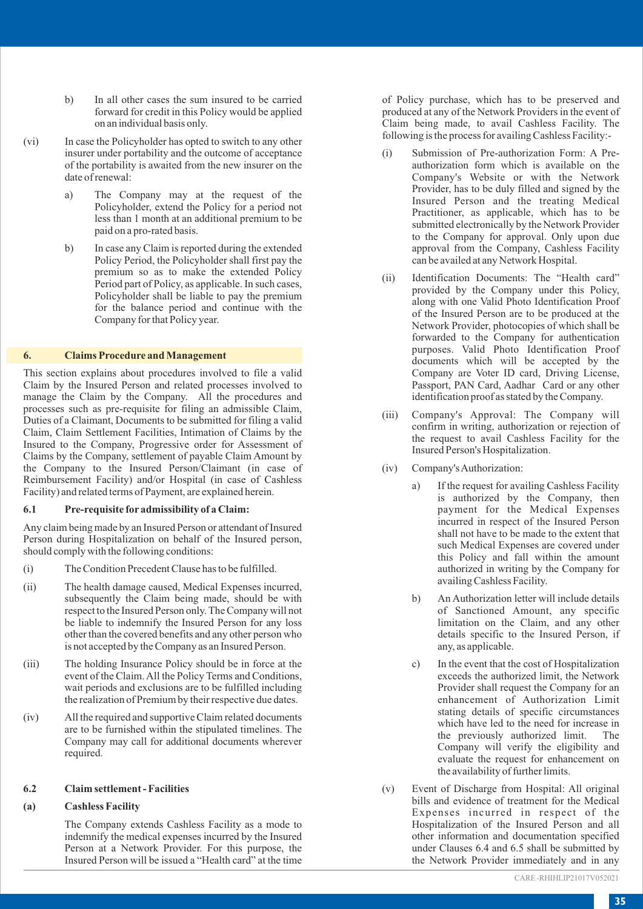b) In all other cases the sum insured to be carried forward for credit in this Policy would be applied on an individual basis only.

(vi) In case the Policyholder has opted to switch to any other insurer under portability and the outcome of acceptance of the portability is awaited from the new insurer on the date of renewal:

a) The Company may at the request of the Policyholder, extend the Policy for a period not less than 1 month at an additional premium to be paid on a pro-rated basis.

b) In case any Claim is reported during the extended Policy Period, the Policyholder shall first pay the premium so as to make the extended Policy Period part of Policy, as applicable. In such cases, Policyholder shall be liable to pay the premium for the balance period and continue with the Company for that Policy year.

## 6. Claims Procedure and Management

This section explains about procedures involved to file a valid Claim by the Insured Person and related processes involved to manage the Claim by the Company. All the procedures and processes such as pre-requisite for filing an admissible Claim, Duties of a Claimant, Documents to be submitted for filing a valid Claim, Claim Settlement Facilities, Intimation of Claims by the Insured to the Company, Progressive order for Assessment of Claims by the Company, settlement of payable Claim Amount by the Company to the Insured Person/Claimant (in case of Reimbursement Facility) and/or Hospital (in case of Cashless Facility) and related terms of Payment, are explained herein.

### 6.1 Pre-requisite for admissibility of a Claim:

Any claim being made by an Insured Person or attendant of Insured Person during Hospitalization on behalf of the Insured person, should comply with the following conditions:

(i) The Condition Precedent Clause has to be fulfilled.

(ii) The health damage caused, Medical Expenses incurred, subsequently the Claim being made, should be with respect to the Insured Person only. The Company will not be liable to indemnify the Insured Person for any loss other than the covered benefits and any other person who is not accepted by the Company as an Insured Person.

(iii) The holding Insurance Policy should be in force at the event of the Claim. All the Policy Terms and Conditions, wait periods and exclusions are to be fulfilled including the realization of Premium by their respective due dates.

(iv) All the required and supportive Claim related documents are to be furnished within the stipulated timelines. The Company may call for additional documents wherever required.

### 6.2 Claim settlement - Facilities

#### (a) Cashless Facility

The Company extends Cashless Facility as a mode to indemnify the medical expenses incurred by the Insured Person at a Network Provider. For this purpose, the Insured Person will be issued a "Health card" at the time of Policy purchase, which has to be preserved and produced at any of the Network Providers in the event of Claim being made, to avail Cashless Facility. The following is the process for availing Cashless Facility:-

(i) Submission of Pre-authorization Form: A Pre-authorization form which is available on the Company's Website or with the Network Provider, has to be duly filled and signed by the Insured Person and the treating Medical Practitioner, as applicable, which has to be submitted electronically by the Network Provider to the Company for approval. Only upon due approval from the Company, Cashless Facility can be availed at any Network Hospital.

(ii) Identification Documents: The "Health card" provided by the Company under this Policy, along with one Valid Photo Identification Proof of the Insured Person are to be produced at the Network Provider, photocopies of which shall be forwarded to the Company for authentication purposes. Valid Photo Identification Proof documents which will be accepted by the Company are Voter ID card, Driving License, Passport, PAN Card, Aadhar Card or any other identification proof as stated by the Company.

(iii) Company's Approval: The Company will confirm in writing, authorization or rejection of the request to avail Cashless Facility for the Insured Person's Hospitalization.

(iv) Company's Authorization:

a) If the request for availing Cashless Facility is authorized by the Company, then payment for the Medical Expenses incurred in respect of the Insured Person shall not have to be made to the extent that such Medical Expenses are covered under this Policy and fall within the amount authorized in writing by the Company for availing Cashless Facility.

b) An Authorization letter will include details of Sanctioned Amount, any specific limitation on the Claim, and any other details specific to the Insured Person, if any, as applicable.

c) In the event that the cost of Hospitalization exceeds the authorized limit, the Network Provider shall request the Company for an enhancement of Authorization Limit stating details of specific circumstances which have led to the need for increase in the previously authorized limit. The Company will verify the eligibility and evaluate the request for enhancement on the availability of further limits.

(v) Event of Discharge from Hospital: All original bills and evidence of treatment for the Medical Expenses incurred in respect of the Hospitalization of the Insured Person and all other information and documentation specified under Clauses 6.4 and 6.5 shall be submitted by the Network Provider immediately and in any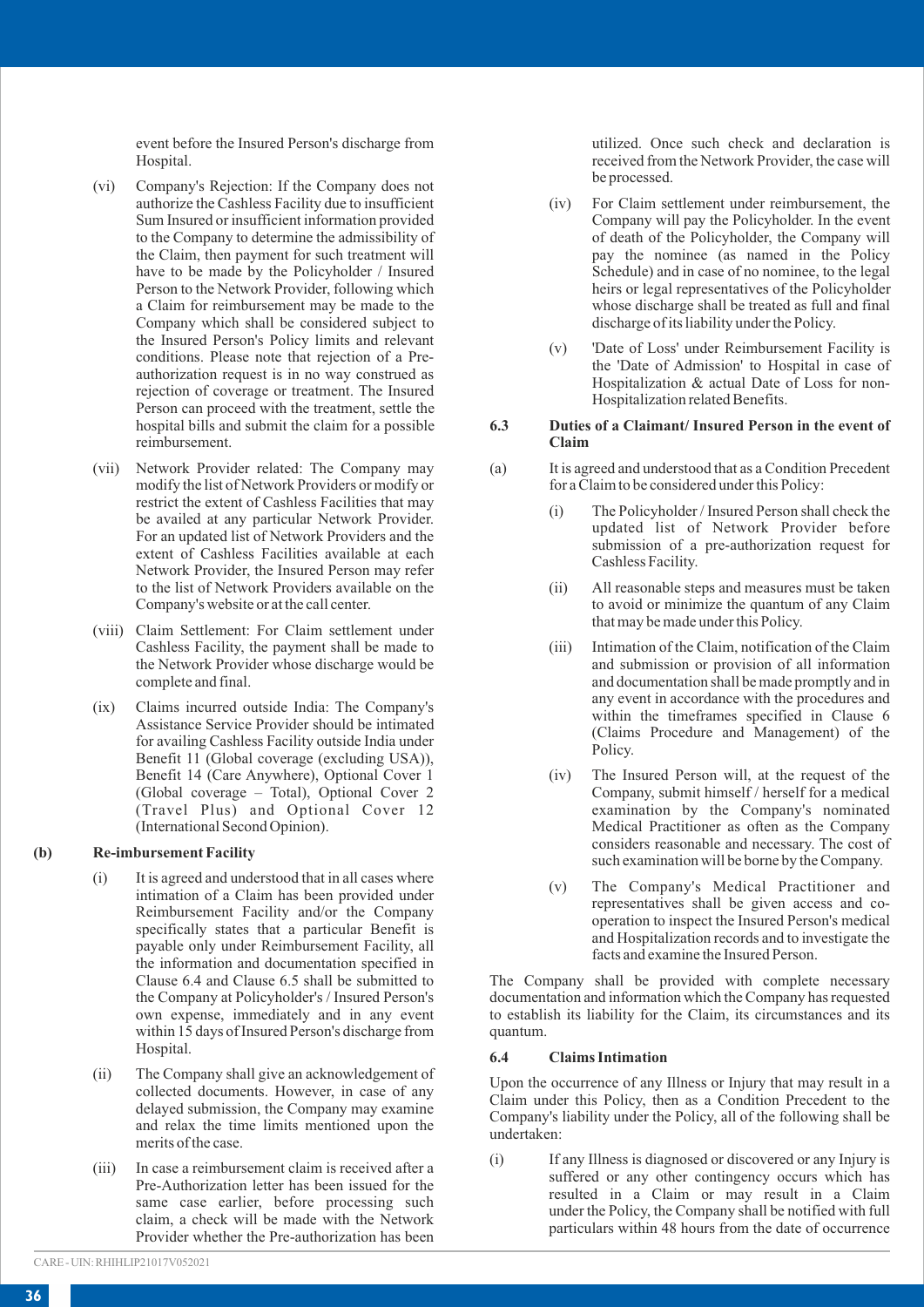event before the Insured Person's discharge from Hospital.

(vi) Company's Rejection: If the Company does not authorize the Cashless Facility due to insufficient Sum Insured or insufficient information provided to the Company to determine the admissibility of the Claim, then payment for such treatment will have to be made by the Policyholder / Insured Person to the Network Provider, following which a Claim for reimbursement may be made to the Company which shall be considered subject to the Insured Person's Policy limits and relevant conditions. Please note that rejection of a Pre-authorization request is in no way construed as rejection of coverage or treatment. The Insured Person can proceed with the treatment, settle the hospital bills and submit the claim for a possible reimbursement.

(vii) Network Provider related: The Company may modify the list of Network Providers or modify or restrict the extent of Cashless Facilities that may be availed at any particular Network Provider. For an updated list of Network Providers and the extent of Cashless Facilities available at each Network Provider, the Insured Person may refer to the list of Network Providers available on the Company's website or at the call center.

(viii) Claim Settlement: For Claim settlement under Cashless Facility, the payment shall be made to the Network Provider whose discharge would be complete and final.

(ix) Claims incurred outside India: The Company's Assistance Service Provider should be intimated for availing Cashless Facility outside India under Benefit 11 (Global coverage (excluding USA)), Benefit 14 (Care Anywhere), Optional Cover 1 (Global coverage – Total), Optional Cover 2 (Travel Plus) and Optional Cover 12 (International Second Opinion).

**(b) Re-imbursement Facility**

(i) It is agreed and understood that in all cases where intimation of a Claim has been provided under Reimbursement Facility and/or the Company specifically states that a particular Benefit is payable only under Reimbursement Facility, all the information and documentation specified in Clause 6.4 and Clause 6.5 shall be submitted to the Company at Policyholder's / Insured Person's own expense, immediately and in any event within 15 days of Insured Person's discharge from Hospital.

(ii) The Company shall give an acknowledgement of collected documents. However, in case of any delayed submission, the Company may examine and relax the time limits mentioned upon the merits of the case.

(iii) In case a reimbursement claim is received after a Pre-Authorization letter has been issued for the same case earlier, before processing such claim, a check will be made with the Network Provider whether the Pre-authorization has been utilized. Once such check and declaration is received from the Network Provider, the case will be processed.

(iv) For Claim settlement under reimbursement, the Company will pay the Policyholder. In the event of death of the Policyholder, the Company will pay the nominee (as named in the Policy Schedule) and in case of no nominee, to the legal heirs or legal representatives of the Policyholder whose discharge shall be treated as full and final discharge of its liability under the Policy.

(v) 'Date of Loss' under Reimbursement Facility is the 'Date of Admission' to Hospital in case of Hospitalization & actual Date of Loss for non-Hospitalization related Benefits.

### 6.3 Duties of a Claimant/ Insured Person in the event of Claim

(a) It is agreed and understood that as a Condition Precedent for a Claim to be considered under this Policy:

(i) The Policyholder / Insured Person shall check the updated list of Network Provider before submission of a pre-authorization request for Cashless Facility.

(ii) All reasonable steps and measures must be taken to avoid or minimize the quantum of any Claim that may be made under this Policy.

(iii) Intimation of the Claim, notification of the Claim and submission or provision of all information and documentation shall be made promptly and in any event in accordance with the procedures and within the timeframes specified in Clause 6 (Claims Procedure and Management) of the Policy.

(iv) The Insured Person will, at the request of the Company, submit himself / herself for a medical examination by the Company's nominated Medical Practitioner as often as the Company considers reasonable and necessary. The cost of such examination will be borne by the Company.

(v) The Company's Medical Practitioner and representatives shall be given access and co-operation to inspect the Insured Person's medical and Hospitalization records and to investigate the facts and examine the Insured Person.

The Company shall be provided with complete necessary documentation and information which the Company has requested to establish its liability for the Claim, its circumstances and its quantum.

### 6.4 Claims Intimation

Upon the occurrence of any Illness or Injury that may result in a Claim under this Policy, then as a Condition Precedent to the Company's liability under the Policy, all of the following shall be undertaken:

(i) If any Illness is diagnosed or discovered or any Injury is suffered or any other contingency occurs which has resulted in a Claim or may result in a Claim under the Policy, the Company shall be notified with full particulars within 48 hours from the date of occurrence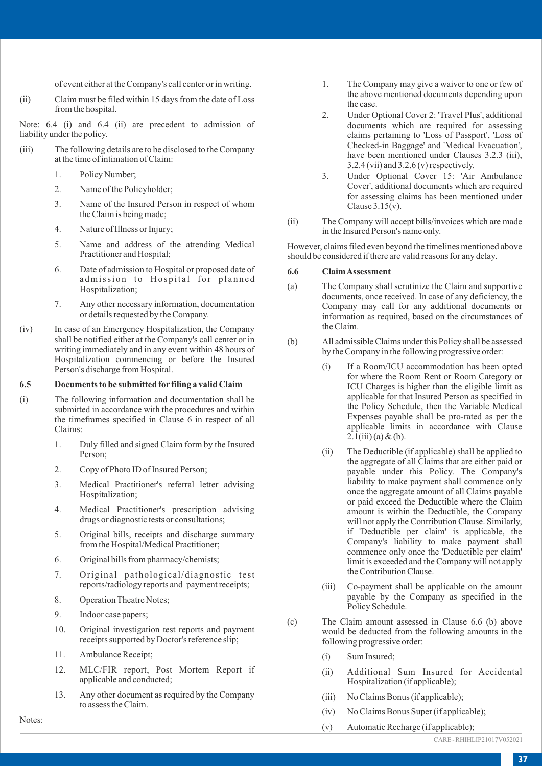of event either at the Company's call center or in writing.

(ii) Claim must be filed within 15 days from the date of Loss from the hospital.

Note: 6.4 (i) and 6.4 (ii) are precedent to admission of liability under the policy.

(iii) The following details are to be disclosed to the Company at the time of intimation of Claim:

1. Policy Number;
2. Name of the Policyholder;
3. Name of the Insured Person in respect of whom the Claim is being made;
4. Nature of Illness or Injury;
5. Name and address of the attending Medical Practitioner and Hospital;
6. Date of admission to Hospital or proposed date of admission to Hospital for planned Hospitalization;
7. Any other necessary information, documentation or details requested by the Company.

(iv) In case of an Emergency Hospitalization, the Company shall be notified either at the Company's call center or in writing immediately and in any event within 48 hours of Hospitalization commencing or before the Insured Person's discharge from Hospital.

### 6.5 Documents to be submitted for filing a valid Claim

(i) The following information and documentation shall be submitted in accordance with the procedures and within the timeframes specified in Clause 6 in respect of all Claims:

1. Duly filled and signed Claim form by the Insured Person;
2. Copy of Photo ID of Insured Person;
3. Medical Practitioner's referral letter advising Hospitalization;
4. Medical Practitioner's prescription advising drugs or diagnostic tests or consultations;
5. Original bills, receipts and discharge summary from the Hospital/Medical Practitioner;
6. Original bills from pharmacy/chemists;
7. Original pathological/diagnostic test reports/radiology reports and payment receipts;
8. Operation Theatre Notes;
9. Indoor case papers;
10. Original investigation test reports and payment receipts supported by Doctor's reference slip;
11. Ambulance Receipt;
12. MLC/FIR report, Post Mortem Report if applicable and conducted;
13. Any other document as required by the Company to assess the Claim.

Notes:

1. The Company may give a waiver to one or few of the above mentioned documents depending upon the case.
2. Under Optional Cover 2: 'Travel Plus', additional documents which are required for assessing claims pertaining to 'Loss of Passport', 'Loss of Checked-in Baggage' and 'Medical Evacuation', have been mentioned under Clauses 3.2.3 (iii), 3.2.4 (vii) and 3.2.6 (v) respectively.
3. Under Optional Cover 15: 'Air Ambulance Cover', additional documents which are required for assessing claims has been mentioned under Clause 3.15(v).

(ii) The Company will accept bills/invoices which are made in the Insured Person's name only.

However, claims filed even beyond the timelines mentioned above should be considered if there are valid reasons for any delay.

### 6.6 Claim Assessment

(a) The Company shall scrutinize the Claim and supportive documents, once received. In case of any deficiency, the Company may call for any additional documents or information as required, based on the circumstances of the Claim.

(b) All admissible Claims under this Policy shall be assessed by the Company in the following progressive order:

(i) If a Room/ICU accommodation has been opted for where the Room Rent or Room Category or ICU Charges is higher than the eligible limit as applicable for that Insured Person as specified in the Policy Schedule, then the Variable Medical Expenses payable shall be pro-rated as per the applicable limits in accordance with Clause 2.1(iii) (a) & (b).

(ii) The Deductible (if applicable) shall be applied to the aggregate of all Claims that are either paid or payable under this Policy. The Company's liability to make payment shall commence only once the aggregate amount of all Claims payable or paid exceed the Deductible where the Claim amount is within the Deductible, the Company will not apply the Contribution Clause. Similarly, if 'Deductible per claim' is applicable, the Company's liability to make payment shall commence only once the 'Deductible per claim' limit is exceeded and the Company will not apply the Contribution Clause.

(iii) Co-payment shall be applicable on the amount payable by the Company as specified in the Policy Schedule.

(c) The Claim amount assessed in Clause 6.6 (b) above would be deducted from the following amounts in the following progressive order:

(i) Sum Insured;

(ii) Additional Sum Insured for Accidental Hospitalization (if applicable);

(iii) No Claims Bonus (if applicable);

(iv) No Claims Bonus Super (if applicable);

(v) Automatic Recharge (if applicable);

CARE - RHIHLIP21017V052021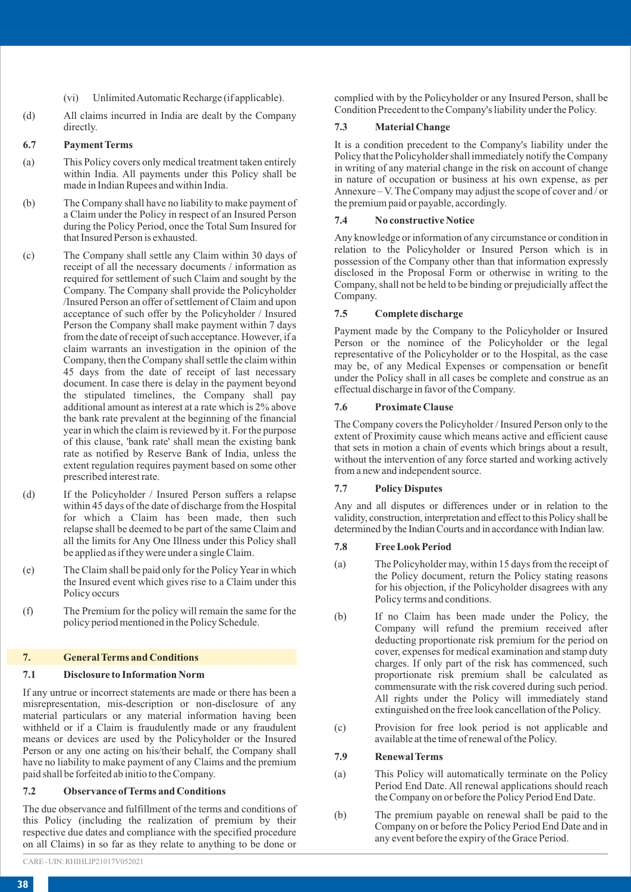(vi) Unlimited Automatic Recharge (if applicable).

(d) All claims incurred in India are dealt by the Company directly.

### 6.7 Payment Terms

(a) This Policy covers only medical treatment taken entirely within India. All payments under this Policy shall be made in Indian Rupees and within India.

(b) The Company shall have no liability to make payment of a Claim under the Policy in respect of an Insured Person during the Policy Period, once the Total Sum Insured for that Insured Person is exhausted.

(c) The Company shall settle any Claim within 30 days of receipt of all the necessary documents / information as required for settlement of such Claim and sought by the Company. The Company shall provide the Policyholder /Insured Person an offer of settlement of Claim and upon acceptance of such offer by the Policyholder / Insured Person the Company shall make payment within 7 days from the date of receipt of such acceptance. However, if a claim warrants an investigation in the opinion of the Company, then the Company shall settle the claim within 45 days from the date of receipt of last necessary document. In case there is delay in the payment beyond the stipulated timelines, the Company shall pay additional amount as interest at a rate which is 2% above the bank rate prevalent at the beginning of the financial year in which the claim is reviewed by it. For the purpose of this clause, 'bank rate' shall mean the existing bank rate as notified by Reserve Bank of India, unless the extent regulation requires payment based on some other prescribed interest rate.

(d) If the Policyholder / Insured Person suffers a relapse within 45 days of the date of discharge from the Hospital for which a Claim has been made, then such relapse shall be deemed to be part of the same Claim and all the limits for Any One Illness under this Policy shall be applied as if they were under a single Claim.

(e) The Claim shall be paid only for the Policy Year in which the Insured event which gives rise to a Claim under this Policy occurs

(f) The Premium for the policy will remain the same for the policy period mentioned in the Policy Schedule.

## 7. General Terms and Conditions

### 7.1 Disclosure to Information Norm

If any untrue or incorrect statements are made or there has been a misrepresentation, mis-description or non-disclosure of any material particulars or any material information having been withheld or if a Claim is fraudulently made or any fraudulent means or devices are used by the Policyholder or the Insured Person or any one acting on his/their behalf, the Company shall have no liability to make payment of any Claims and the premium paid shall be forfeited ab initio to the Company.

### 7.2 Observance of Terms and Conditions

The due observance and fulfillment of the terms and conditions of this Policy (including the realization of premium by their respective due dates and compliance with the specified procedure on all Claims) in so far as they relate to anything to be done or complied with by the Policyholder or any Insured Person, shall be Condition Precedent to the Company's liability under the Policy.

### 7.3 Material Change

It is a condition precedent to the Company's liability under the Policy that the Policyholder shall immediately notify the Company in writing of any material change in the risk on account of change in nature of occupation or business at his own expense, as per Annexure – V. The Company may adjust the scope of cover and / or the premium paid or payable, accordingly.

### 7.4 No constructive Notice

Any knowledge or information of any circumstance or condition in relation to the Policyholder or Insured Person which is in possession of the Company other than that information expressly disclosed in the Proposal Form or otherwise in writing to the Company, shall not be held to be binding or prejudicially affect the Company.

### 7.5 Complete discharge

Payment made by the Company to the Policyholder or Insured Person or the nominee of the Policyholder or the legal representative of the Policyholder or to the Hospital, as the case may be, of any Medical Expenses or compensation or benefit under the Policy shall in all cases be complete and construe as an effectual discharge in favor of the Company.

### 7.6 Proximate Clause

The Company covers the Policyholder / Insured Person only to the extent of Proximity cause which means active and efficient cause that sets in motion a chain of events which brings about a result, without the intervention of any force started and working actively from a new and independent source.

### 7.7 Policy Disputes

Any and all disputes or differences under or in relation to the validity, construction, interpretation and effect to this Policy shall be determined by the Indian Courts and in accordance with Indian law.

### 7.8 Free Look Period

(a) The Policyholder may, within 15 days from the receipt of the Policy document, return the Policy stating reasons for his objection, if the Policyholder disagrees with any Policy terms and conditions.

(b) If no Claim has been made under the Policy, the Company will refund the premium received after deducting proportionate risk premium for the period on cover, expenses for medical examination and stamp duty charges. If only part of the risk has commenced, such proportionate risk premium shall be calculated as commensurate with the risk covered during such period. All rights under the Policy will immediately stand extinguished on the free look cancellation of the Policy.

(c) Provision for free look period is not applicable and available at the time of renewal of the Policy.

### 7.9 Renewal Terms

(a) This Policy will automatically terminate on the Policy Period End Date. All renewal applications should reach the Company on or before the Policy Period End Date.

(b) The premium payable on renewal shall be paid to the Company on or before the Policy Period End Date and in any event before the expiry of the Grace Period.

CARE - UIN: RHIHLIP21017V052021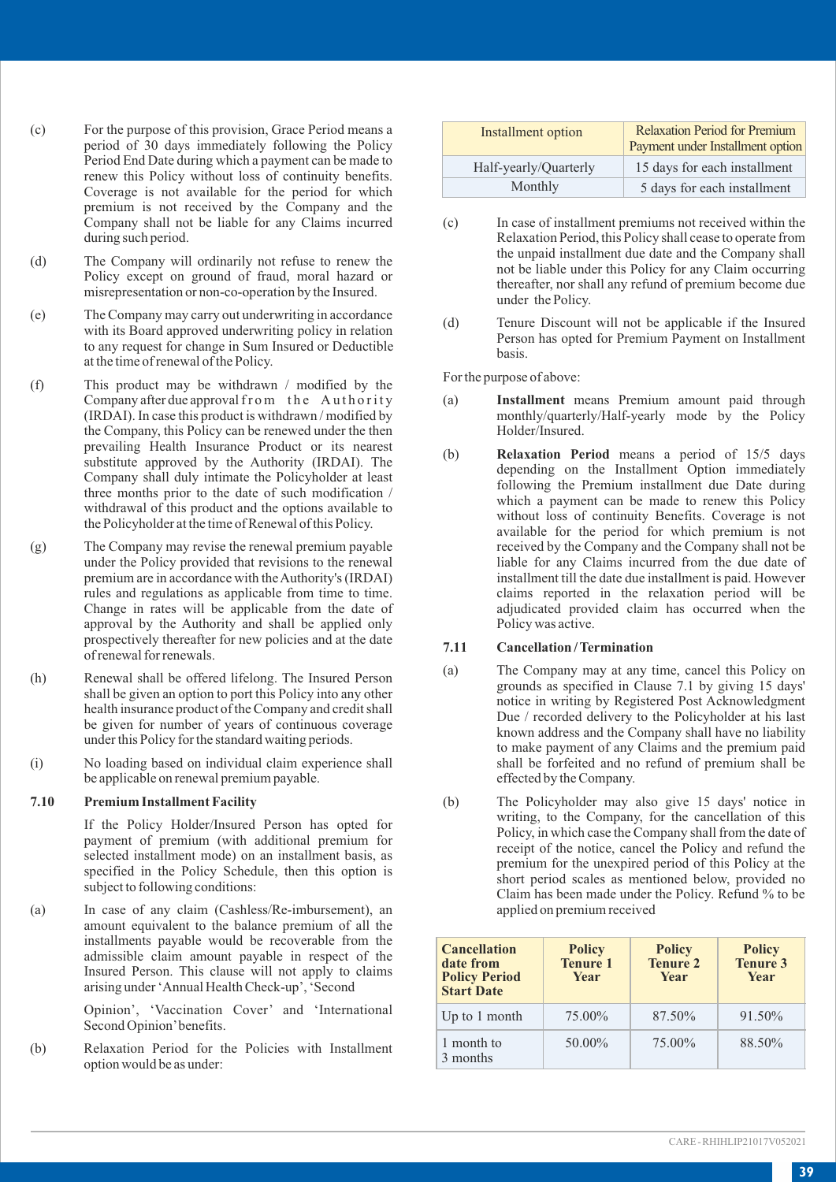(c) For the purpose of this provision, Grace Period means a period of 30 days immediately following the Policy Period End Date during which a payment can be made to renew this Policy without loss of continuity benefits. Coverage is not available for the period for which premium is not received by the Company and the Company shall not be liable for any Claims incurred during such period.

(d) The Company will ordinarily not refuse to renew the Policy except on ground of fraud, moral hazard or misrepresentation or non-co-operation by the Insured.

(e) The Company may carry out underwriting in accordance with its Board approved underwriting policy in relation to any request for change in Sum Insured or Deductible at the time of renewal of the Policy.

(f) This product may be withdrawn / modified by the Company after due approval from the Authority (IRDAI). In case this product is withdrawn / modified by the Company, this Policy can be renewed under the then prevailing Health Insurance Product or its nearest substitute approved by the Authority (IRDAI). The Company shall duly intimate the Policyholder at least three months prior to the date of such modification / withdrawal of this product and the options available to the Policyholder at the time of Renewal of this Policy.

(g) The Company may revise the renewal premium payable under the Policy provided that revisions to the renewal premium are in accordance with the Authority's (IRDAI) rules and regulations as applicable from time to time. Change in rates will be applicable from the date of approval by the Authority and shall be applied only prospectively thereafter for new policies and at the date of renewal for renewals.

(h) Renewal shall be offered lifelong. The Insured Person shall be given an option to port this Policy into any other health insurance product of the Company and credit shall be given for number of years of continuous coverage under this Policy for the standard waiting periods.

(i) No loading based on individual claim experience shall be applicable on renewal premium payable.

### 7.10 Premium Installment Facility

If the Policy Holder/Insured Person has opted for payment of premium (with additional premium for selected installment mode) on an installment basis, as specified in the Policy Schedule, then this option is subject to following conditions:

(a) In case of any claim (Cashless/Re-imbursement), an amount equivalent to the balance premium of all the installments payable would be recoverable from the admissible claim amount payable in respect of the Insured Person. This clause will not apply to claims arising under 'Annual Health Check-up', 'Second Opinion', 'Vaccination Cover' and 'International Second Opinion' benefits.

(b) Relaxation Period for the Policies with Installment option would be as under:

| Installment option | Relaxation Period for Premium Payment under Installment option |
|---|---|
| Half-yearly/Quarterly | 15 days for each installment |
| Monthly | 5 days for each installment |

(c) In case of installment premiums not received within the Relaxation Period, this Policy shall cease to operate from the unpaid installment due date and the Company shall not be liable under this Policy for any Claim occurring thereafter, nor shall any refund of premium become due under the Policy.

(d) Tenure Discount will not be applicable if the Insured Person has opted for Premium Payment on Installment basis.

For the purpose of above:

(a) **Installment** means Premium amount paid through monthly/quarterly/Half-yearly mode by the Policy Holder/Insured.

(b) **Relaxation Period** means a period of 15/5 days depending on the Installment Option immediately following the Premium installment due Date during which a payment can be made to renew this Policy without loss of continuity Benefits. Coverage is not available for the period for which premium is not received by the Company and the Company shall not be liable for any Claims incurred from the due date of installment till the date due installment is paid. However claims reported in the relaxation period will be adjudicated provided claim has occurred when the Policy was active.

### 7.11 Cancellation / Termination

(a) The Company may at any time, cancel this Policy on grounds as specified in Clause 7.1 by giving 15 days' notice in writing by Registered Post Acknowledgment Due / recorded delivery to the Policyholder at his last known address and the Company shall have no liability to make payment of any Claims and the premium paid shall be forfeited and no refund of premium shall be effected by the Company.

(b) The Policyholder may also give 15 days' notice in writing, to the Company, for the cancellation of this Policy, in which case the Company shall from the date of receipt of the notice, cancel the Policy and refund the premium for the unexpired period of this Policy at the short period scales as mentioned below, provided no Claim has been made under the Policy. Refund % to be applied on premium received

| Cancellation date from Policy Period Start Date | Policy Tenure 1 Year | Policy Tenure 2 Year | Policy Tenure 3 Year |
|---|---|---|---|
| Up to 1 month | 75.00% | 87.50% | 91.50% |
| 1 month to 3 months | 50.00% | 75.00% | 88.50% |

CARE - RHIHLIP21017V052021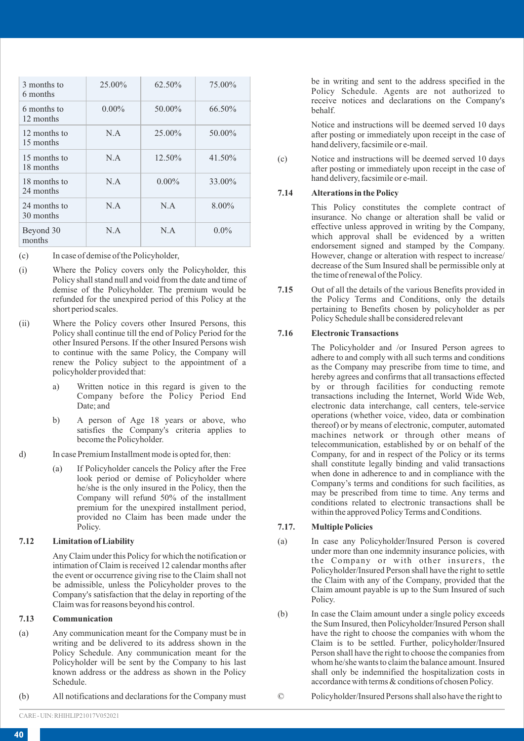| | | | |
|---|---|---|---|
| 3 months to 6 months | 25.00% | 62.50% | 75.00% |
| 6 months to 12 months | 0.00% | 50.00% | 66.50% |
| 12 months to 15 months | N.A | 25.00% | 50.00% |
| 15 months to 18 months | N.A | 12.50% | 41.50% |
| 18 months to 24 months | N.A | 0.00% | 33.00% |
| 24 months to 30 months | N.A | N.A | 8.00% |
| Beyond 30 months | N.A | N.A | 0.0% |

(c) In case of demise of the Policyholder,

(i) Where the Policy covers only the Policyholder, this Policy shall stand null and void from the date and time of demise of the Policyholder. The premium would be refunded for the unexpired period of this Policy at the short period scales.

(ii) Where the Policy covers other Insured Persons, this Policy shall continue till the end of Policy Period for the other Insured Persons. If the other Insured Persons wish to continue with the same Policy, the Company will renew the Policy subject to the appointment of a policyholder provided that:

a) Written notice in this regard is given to the Company before the Policy Period End Date; and

b) A person of Age 18 years or above, who satisfies the Company's criteria applies to become the Policyholder.

d) In case Premium Installment mode is opted for, then:

(a) If Policyholder cancels the Policy after the Free look period or demise of Policyholder where he/she is the only insured in the Policy, then the Company will refund 50% of the installment premium for the unexpired installment period, provided no Claim has been made under the Policy.

### 7.12 Limitation of Liability

Any Claim under this Policy for which the notification or intimation of Claim is received 12 calendar months after the event or occurrence giving rise to the Claim shall not be admissible, unless the Policyholder proves to the Company's satisfaction that the delay in reporting of the Claim was for reasons beyond his control.

### 7.13 Communication

(a) Any communication meant for the Company must be in writing and be delivered to its address shown in the Policy Schedule. Any communication meant for the Policyholder will be sent by the Company to his last known address or the address as shown in the Policy Schedule.

(b) All notifications and declarations for the Company must be in writing and sent to the address specified in the Policy Schedule. Agents are not authorized to receive notices and declarations on the Company's behalf.

Notice and instructions will be deemed served 10 days after posting or immediately upon receipt in the case of hand delivery, facsimile or e-mail.

(c) Notice and instructions will be deemed served 10 days after posting or immediately upon receipt in the case of hand delivery, facsimile or e-mail.

### 7.14 Alterations in the Policy

This Policy constitutes the complete contract of insurance. No change or alteration shall be valid or effective unless approved in writing by the Company, which approval shall be evidenced by a written endorsement signed and stamped by the Company. However, change or alteration with respect to increase/ decrease of the Sum Insured shall be permissible only at the time of renewal of the Policy.

### 7.15

Out of all the details of the various Benefits provided in the Policy Terms and Conditions, only the details pertaining to Benefits chosen by policyholder as per Policy Schedule shall be considered relevant

### 7.16 Electronic Transactions

The Policyholder and /or Insured Person agrees to adhere to and comply with all such terms and conditions as the Company may prescribe from time to time, and hereby agrees and confirms that all transactions effected by or through facilities for conducting remote transactions including the Internet, World Wide Web, electronic data interchange, call centers, tele-service operations (whether voice, video, data or combination thereof) or by means of electronic, computer, automated machines network or through other means of telecommunication, established by or on behalf of the Company, for and in respect of the Policy or its terms shall constitute legally binding and valid transactions when done in adherence to and in compliance with the Company's terms and conditions for such facilities, as may be prescribed from time to time. Any terms and conditions related to electronic transactions shall be within the approved Policy Terms and Conditions.

### 7.17. Multiple Policies

(a) In case any Policyholder/Insured Person is covered under more than one indemnity insurance policies, with the Company or with other insurers, the Policyholder/Insured Person shall have the right to settle the Claim with any of the Company, provided that the Claim amount payable is up to the Sum Insured of such Policy.

(b) In case the Claim amount under a single policy exceeds the Sum Insured, then Policyholder/Insured Person shall have the right to choose the companies with whom the Claim is to be settled. Further, policyholder/Insured Person shall have the right to choose the companies from whom he/she wants to claim the balance amount. Insured shall only be indemnified the hospitalization costs in accordance with terms & conditions of chosen Policy.

© Policyholder/Insured Persons shall also have the right to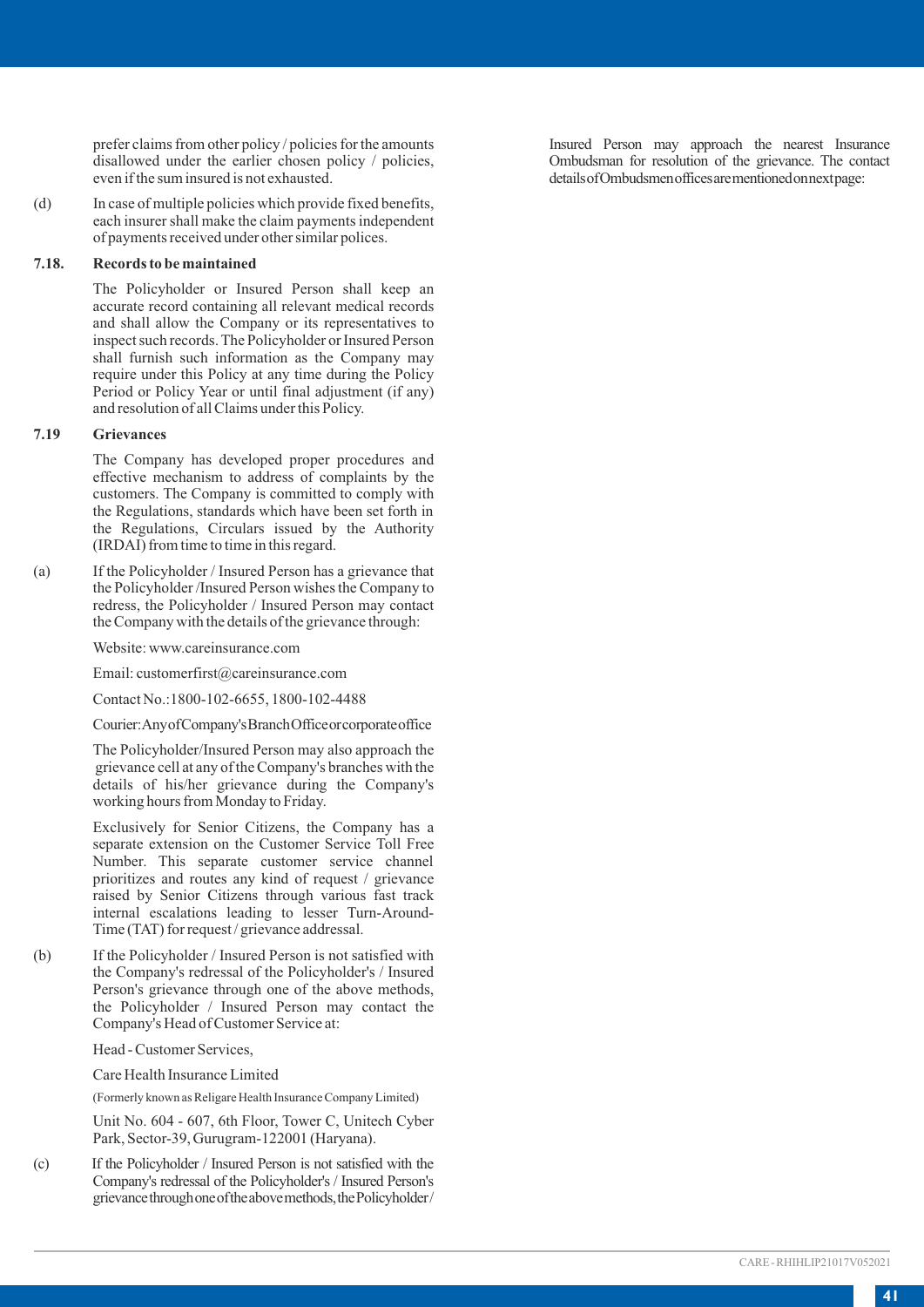prefer claims from other policy / policies for the amounts disallowed under the earlier chosen policy / policies, even if the sum insured is not exhausted.

(d) In case of multiple policies which provide fixed benefits, each insurer shall make the claim payments independent of payments received under other similar polices.

**7.18. Records to be maintained**

The Policyholder or Insured Person shall keep an accurate record containing all relevant medical records and shall allow the Company or its representatives to inspect such records. The Policyholder or Insured Person shall furnish such information as the Company may require under this Policy at any time during the Policy Period or Policy Year or until final adjustment (if any) and resolution of all Claims under this Policy.

**7.19 Grievances**

The Company has developed proper procedures and effective mechanism to address of complaints by the customers. The Company is committed to comply with the Regulations, standards which have been set forth in the Regulations, Circulars issued by the Authority (IRDAI) from time to time in this regard.

(a) If the Policyholder / Insured Person has a grievance that the Policyholder /Insured Person wishes the Company to redress, the Policyholder / Insured Person may contact the Company with the details of the grievance through:

Website: www.careinsurance.com

Email: customerfirst@careinsurance.com

Contact No.:1800-102-6655, 1800-102-4488

Courier: Any of Company's Branch Office or corporate office

The Policyholder/Insured Person may also approach the grievance cell at any of the Company's branches with the details of his/her grievance during the Company's working hours from Monday to Friday.

Exclusively for Senior Citizens, the Company has a separate extension on the Customer Service Toll Free Number. This separate customer service channel prioritizes and routes any kind of request / grievance raised by Senior Citizens through various fast track internal escalations leading to lesser Turn-Around-Time (TAT) for request / grievance addressal.

(b) If the Policyholder / Insured Person is not satisfied with the Company's redressal of the Policyholder's / Insured Person's grievance through one of the above methods, the Policyholder / Insured Person may contact the Company's Head of Customer Service at:

Head - Customer Services,

Care Health Insurance Limited

(Formerly known as Religare Health Insurance Company Limited)

Unit No. 604 - 607, 6th Floor, Tower C, Unitech Cyber Park, Sector-39, Gurugram-122001 (Haryana).

(c) If the Policyholder / Insured Person is not satisfied with the Company's redressal of the Policyholder's / Insured Person's grievance through one of the above methods, the Policyholder / Insured Person may approach the nearest Insurance Ombudsman for resolution of the grievance. The contact details of Ombudsmen offices are mentioned on next page: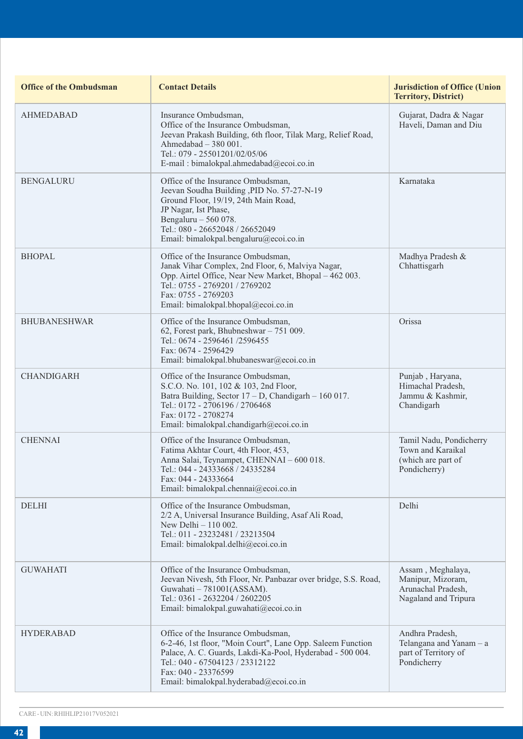| Office of the Ombudsman | Contact Details | Jurisdiction of Office (Union Territory, District) |
|---|---|---|
| AHMEDABAD | Insurance Ombudsman,<br>Office of the Insurance Ombudsman,<br>Jeevan Prakash Building, 6th floor, Tilak Marg, Relief Road,<br>Ahmedabad – 380 001.<br>Tel.: 079 - 25501201/02/05/06<br>E-mail : bimalokpal.ahmedabad@ecoi.co.in | Gujarat, Dadra & Nagar Haveli, Daman and Diu |
| BENGALURU | Office of the Insurance Ombudsman,<br>Jeevan Soudha Building ,PID No. 57-27-N-19<br>Ground Floor, 19/19, 24th Main Road,<br>JP Nagar, Ist Phase,<br>Bengaluru – 560 078.<br>Tel.: 080 - 26652048 / 26652049<br>Email: bimalokpal.bengaluru@ecoi.co.in | Karnataka |
| BHOPAL | Office of the Insurance Ombudsman,<br>Janak Vihar Complex, 2nd Floor, 6, Malviya Nagar,<br>Opp. Airtel Office, Near New Market, Bhopal – 462 003.<br>Tel.: 0755 - 2769201 / 2769202<br>Fax: 0755 - 2769203<br>Email: bimalokpal.bhopal@ecoi.co.in | Madhya Pradesh & Chhattisgarh |
| BHUBANESHWAR | Office of the Insurance Ombudsman,<br>62, Forest park, Bhubneshwar – 751 009.<br>Tel.: 0674 - 2596461 /2596455<br>Fax: 0674 - 2596429<br>Email: bimalokpal.bhubaneswar@ecoi.co.in | Orissa |
| CHANDIGARH | Office of the Insurance Ombudsman,<br>S.C.O. No. 101, 102 & 103, 2nd Floor,<br>Batra Building, Sector 17 – D, Chandigarh – 160 017.<br>Tel.: 0172 - 2706196 / 2706468<br>Fax: 0172 - 2708274<br>Email: bimalokpal.chandigarh@ecoi.co.in | Punjab , Haryana, Himachal Pradesh, Jammu & Kashmir, Chandigarh |
| CHENNAI | Office of the Insurance Ombudsman,<br>Fatima Akhtar Court, 4th Floor, 453,<br>Anna Salai, Teynampet, CHENNAI – 600 018.<br>Tel.: 044 - 24333668 / 24335284<br>Fax: 044 - 24333664<br>Email: bimalokpal.chennai@ecoi.co.in | Tamil Nadu, Pondicherry Town and Karaikal (which are part of Pondicherry) |
| DELHI | Office of the Insurance Ombudsman,<br>2/2 A, Universal Insurance Building, Asaf Ali Road,<br>New Delhi – 110 002.<br>Tel.: 011 - 23232481 / 23213504<br>Email: bimalokpal.delhi@ecoi.co.in | Delhi |
| GUWAHATI | Office of the Insurance Ombudsman,<br>Jeevan Nivesh, 5th Floor, Nr. Panbazar over bridge, S.S. Road,<br>Guwahati – 781001(ASSAM).<br>Tel.: 0361 - 2632204 / 2602205<br>Email: bimalokpal.guwahati@ecoi.co.in | Assam , Meghalaya, Manipur, Mizoram, Arunachal Pradesh, Nagaland and Tripura |
| HYDERABAD | Office of the Insurance Ombudsman,<br>6-2-46, 1st floor, "Moin Court", Lane Opp. Saleem Function Palace, A. C. Guards, Lakdi-Ka-Pool, Hyderabad - 500 004.<br>Tel.: 040 - 67504123 / 23312122<br>Fax: 040 - 23376599<br>Email: bimalokpal.hyderabad@ecoi.co.in | Andhra Pradesh, Telangana and Yanam – a part of Territory of Pondicherry |

CARE - UIN: RHIHLIP21017V052021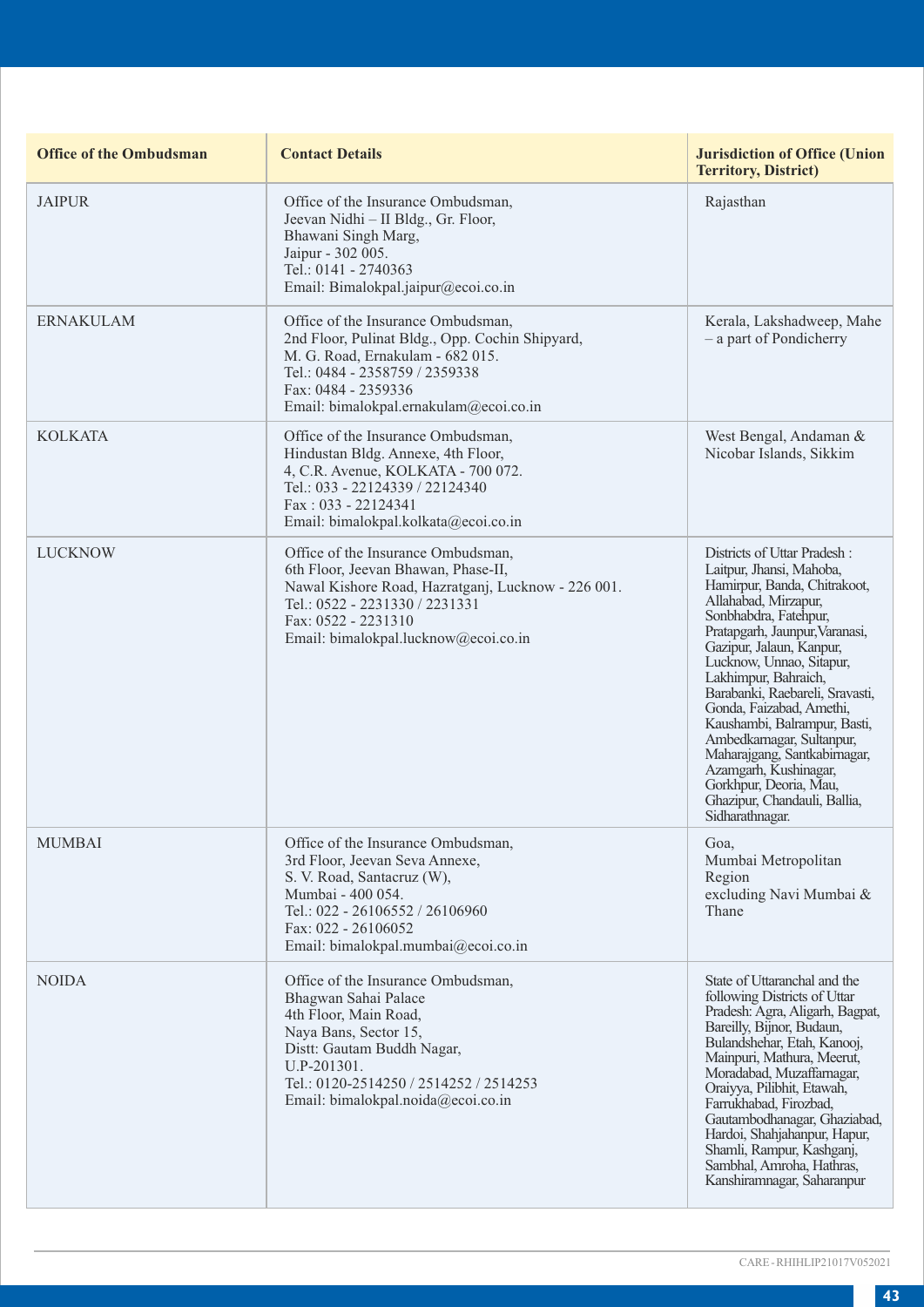| Office of the Ombudsman | Contact Details | Jurisdiction of Office (Union Territory, District) |
|---|---|---|
| JAIPUR | Office of the Insurance Ombudsman,<br>Jeevan Nidhi – II Bldg., Gr. Floor,<br>Bhawani Singh Marg,<br>Jaipur - 302 005.<br>Tel.: 0141 - 2740363<br>Email: Bimalokpal.jaipur@ecoi.co.in | Rajasthan |
| ERNAKULAM | Office of the Insurance Ombudsman,<br>2nd Floor, Pulinat Bldg., Opp. Cochin Shipyard,<br>M. G. Road, Ernakulam - 682 015.<br>Tel.: 0484 - 2358759 / 2359338<br>Fax: 0484 - 2359336<br>Email: bimalokpal.ernakulam@ecoi.co.in | Kerala, Lakshadweep, Mahe – a part of Pondicherry |
| KOLKATA | Office of the Insurance Ombudsman,<br>Hindustan Bldg. Annexe, 4th Floor,<br>4, C.R. Avenue, KOLKATA - 700 072.<br>Tel.: 033 - 22124339 / 22124340<br>Fax : 033 - 22124341<br>Email: bimalokpal.kolkata@ecoi.co.in | West Bengal, Andaman & Nicobar Islands, Sikkim |
| LUCKNOW | Office of the Insurance Ombudsman,<br>6th Floor, Jeevan Bhawan, Phase-II,<br>Nawal Kishore Road, Hazratganj, Lucknow - 226 001.<br>Tel.: 0522 - 2231330 / 2231331<br>Fax: 0522 - 2231310<br>Email: bimalokpal.lucknow@ecoi.co.in | Districts of Uttar Pradesh : Laitpur, Jhansi, Mahoba, Hamirpur, Banda, Chitrakoot, Allahabad, Mirzapur, Sonbhabdra, Fatehpur, Pratapgarh, Jaunpur,Varanasi, Gazipur, Jalaun, Kanpur, Lucknow, Unnao, Sitapur, Lakhimpur, Bahraich, Barabanki, Raebareli, Sravasti, Gonda, Faizabad, Amethi, Kaushambi, Balrampur, Basti, Ambedkarnagar, Sultanpur, Maharajgang, Santkabirnagar, Azamgarh, Kushinagar, Gorkhpur, Deoria, Mau, Ghazipur, Chandauli, Ballia, Sidharathnagar. |
| MUMBAI | Office of the Insurance Ombudsman,<br>3rd Floor, Jeevan Seva Annexe,<br>S. V. Road, Santacruz (W),<br>Mumbai - 400 054.<br>Tel.: 022 - 26106552 / 26106960<br>Fax: 022 - 26106052<br>Email: bimalokpal.mumbai@ecoi.co.in | Goa,<br>Mumbai Metropolitan Region<br>excluding Navi Mumbai & Thane |
| NOIDA | Office of the Insurance Ombudsman,<br>Bhagwan Sahai Palace<br>4th Floor, Main Road,<br>Naya Bans, Sector 15,<br>Distt: Gautam Buddh Nagar,<br>U.P-201301.<br>Tel.: 0120-2514250 / 2514252 / 2514253<br>Email: bimalokpal.noida@ecoi.co.in | State of Uttaranchal and the following Districts of Uttar Pradesh: Agra, Aligarh, Bagpat, Bareilly, Bijnor, Budaun, Bulandshehar, Etah, Kanooj, Mainpuri, Mathura, Meerut, Moradabad, Muzaffarnagar, Oraiyya, Pilibhit, Etawah, Farrukhabad, Firozbad, Gautambodhanagar, Ghaziabad, Hardoi, Shahjahanpur, Hapur, Shamli, Rampur, Kashganj, Sambhal, Amroha, Hathras, Kanshiramnagar, Saharanpur |

CARE - RHIHLIP21017V052021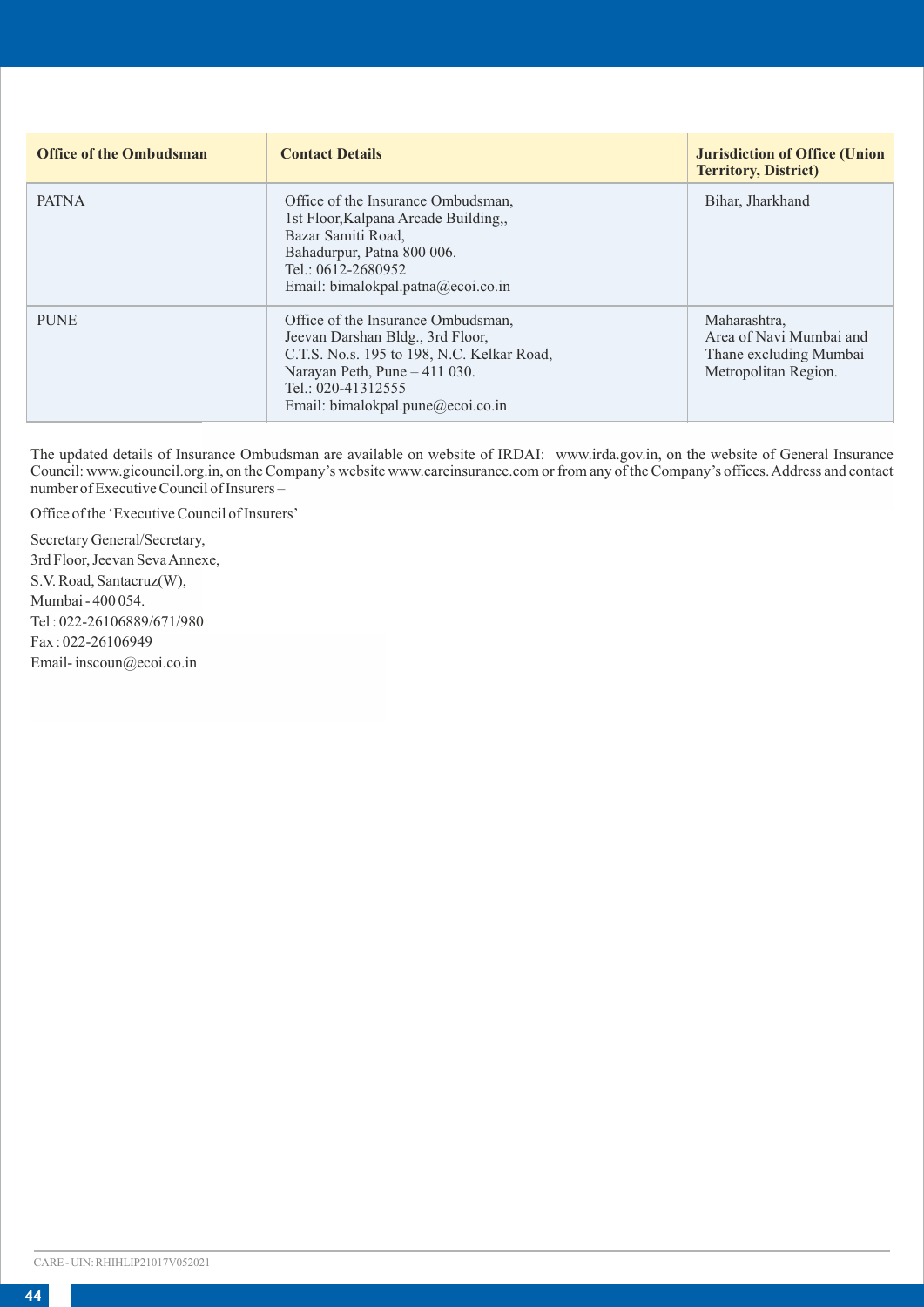| Office of the Ombudsman | Contact Details | Jurisdiction of Office (Union Territory, District) |
|---|---|---|
| PATNA | Office of the Insurance Ombudsman,<br>1st Floor,Kalpana Arcade Building,,<br>Bazar Samiti Road,<br>Bahadurpur, Patna 800 006.<br>Tel.: 0612-2680952<br>Email: bimalokpal.patna@ecoi.co.in | Bihar, Jharkhand |
| PUNE | Office of the Insurance Ombudsman,<br>Jeevan Darshan Bldg., 3rd Floor,<br>C.T.S. No.s. 195 to 198, N.C. Kelkar Road,<br>Narayan Peth, Pune – 411 030.<br>Tel.: 020-41312555<br>Email: bimalokpal.pune@ecoi.co.in | Maharashtra,<br>Area of Navi Mumbai and Thane excluding Mumbai Metropolitan Region. |

The updated details of Insurance Ombudsman are available on website of IRDAI: www.irda.gov.in, on the website of General Insurance Council: www.gicouncil.org.in, on the Company's website www.careinsurance.com or from any of the Company's offices. Address and contact number of Executive Council of Insurers –

Office of the 'Executive Council of Insurers'

Secretary General/Secretary,
3rd Floor, Jeevan Seva Annexe,
S.V. Road, Santacruz(W),
Mumbai - 400 054.
Tel : 022-26106889/671/980
Fax : 022-26106949
Email- inscoun@ecoi.co.in

CARE - UIN: RHIHLIP21017V052021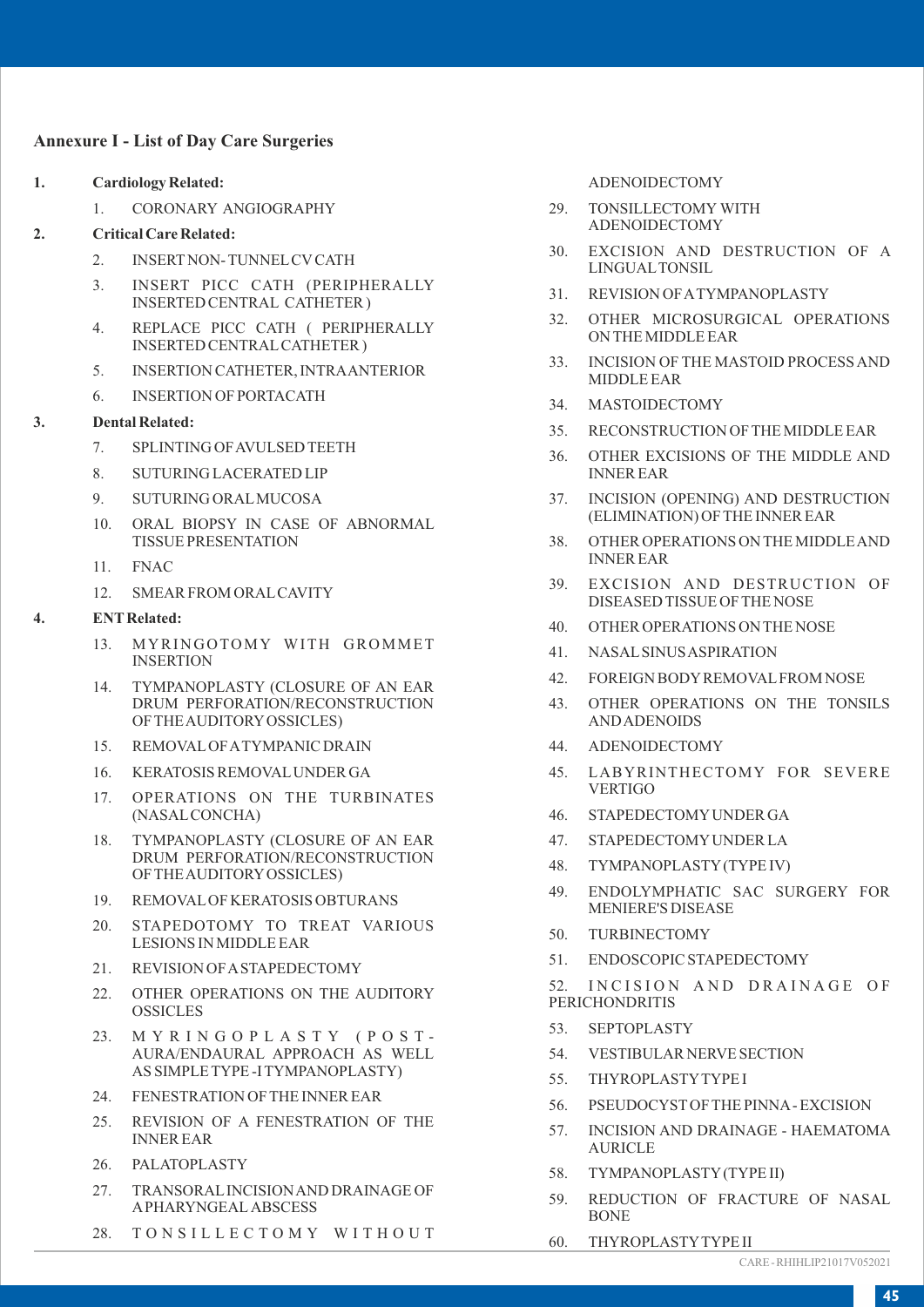## Annexure I - List of Day Care Surgeries

**1. Cardiology Related:**

1. CORONARY ANGIOGRAPHY

**2. Critical Care Related:**

2. INSERT NON- TUNNEL CV CATH
3. INSERT PICC CATH (PERIPHERALLY INSERTED CENTRAL CATHETER )
4. REPLACE PICC CATH ( PERIPHERALLY INSERTED CENTRAL CATHETER )
5. INSERTION CATHETER, INTRA ANTERIOR
6. INSERTION OF PORTACATH

**3. Dental Related:**

7. SPLINTING OF AVULSED TEETH
8. SUTURING LACERATED LIP
9. SUTURING ORAL MUCOSA
10. ORAL BIOPSY IN CASE OF ABNORMAL TISSUE PRESENTATION
11. FNAC
12. SMEAR FROM ORAL CAVITY

**4. ENT Related:**

13. MYRINGOTOMY WITH GROMMET INSERTION
14. TYMPANOPLASTY (CLOSURE OF AN EAR DRUM PERFORATION/RECONSTRUCTION OF THE AUDITORY OSSICLES)
15. REMOVAL OF A TYMPANIC DRAIN
16. KERATOSIS REMOVAL UNDER GA
17. OPERATIONS ON THE TURBINATES (NASAL CONCHA)
18. TYMPANOPLASTY (CLOSURE OF AN EAR DRUM PERFORATION/RECONSTRUCTION OF THE AUDITORY OSSICLES)
19. REMOVAL OF KERATOSIS OBTURANS
20. STAPEDOTOMY TO TREAT VARIOUS LESIONS IN MIDDLE EAR
21. REVISION OF A STAPEDECTOMY
22. OTHER OPERATIONS ON THE AUDITORY OSSICLES
23. MYRINGOPLASTY (POST-AURA/ENDAURAL APPROACH AS WELL AS SIMPLE TYPE -I TYMPANOPLASTY)
24. FENESTRATION OF THE INNER EAR
25. REVISION OF A FENESTRATION OF THE INNER EAR
26. PALATOPLASTY
27. TRANSORAL INCISION AND DRAINAGE OF A PHARYNGEAL ABSCESS
28. TONSILLECTOMY WITHOUT ADENOIDECTOMY
29. TONSILLECTOMY WITH ADENOIDECTOMY
30. EXCISION AND DESTRUCTION OF A LINGUAL TONSIL
31. REVISION OF A TYMPANOPLASTY
32. OTHER MICROSURGICAL OPERATIONS ON THE MIDDLE EAR
33. INCISION OF THE MASTOID PROCESS AND MIDDLE EAR
34. MASTOIDECTOMY
35. RECONSTRUCTION OF THE MIDDLE EAR
36. OTHER EXCISIONS OF THE MIDDLE AND INNER EAR
37. INCISION (OPENING) AND DESTRUCTION (ELIMINATION) OF THE INNER EAR
38. OTHER OPERATIONS ON THE MIDDLE AND INNER EAR
39. EXCISION AND DESTRUCTION OF DISEASED TISSUE OF THE NOSE
40. OTHER OPERATIONS ON THE NOSE
41. NASAL SINUS ASPIRATION
42. FOREIGN BODY REMOVAL FROM NOSE
43. OTHER OPERATIONS ON THE TONSILS AND ADENOIDS
44. ADENOIDECTOMY
45. LABYRINTHECTOMY FOR SEVERE VERTIGO
46. STAPEDECTOMY UNDER GA
47. STAPEDECTOMY UNDER LA
48. TYMPANOPLASTY (TYPE IV)
49. ENDOLYMPHATIC SAC SURGERY FOR MENIERE'S DISEASE
50. TURBINECTOMY
51. ENDOSCOPIC STAPEDECTOMY
52. INCISION AND DRAINAGE OF PERICHONDRITIS
53. SEPTOPLASTY
54. VESTIBULAR NERVE SECTION
55. THYROPLASTY TYPE I
56. PSEUDOCYST OF THE PINNA - EXCISION
57. INCISION AND DRAINAGE - HAEMATOMA AURICLE
58. TYMPANOPLASTY (TYPE II)
59. REDUCTION OF FRACTURE OF NASAL BONE
60. THYROPLASTY TYPE II

CARE - RHIHLIP21017V052021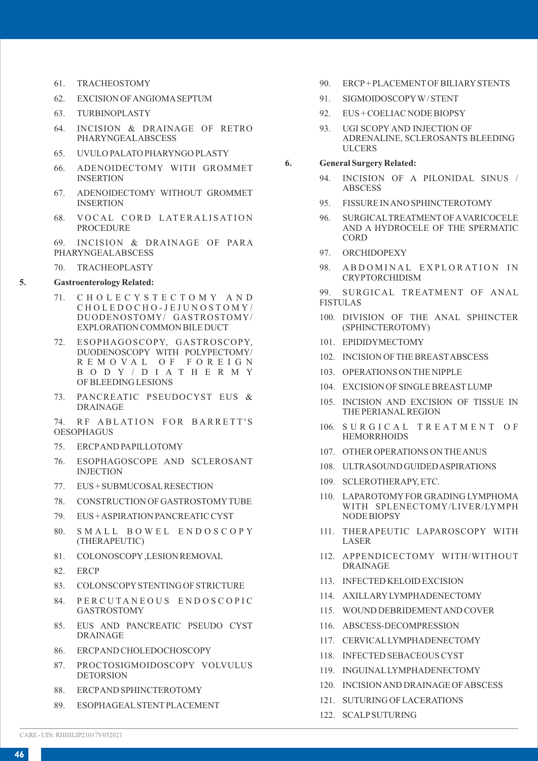61. TRACHEOSTOMY
62. EXCISION OF ANGIOMA SEPTUM
63. TURBINOPLASTY
64. INCISION & DRAINAGE OF RETRO PHARYNGEAL ABSCESS
65. UVULO PALATO PHARYNGO PLASTY
66. ADENOIDECTOMY WITH GROMMET INSERTION
67. ADENOIDECTOMY WITHOUT GROMMET INSERTION
68. VOCAL CORD LATERALISATION PROCEDURE
69. INCISION & DRAINAGE OF PARA PHARYNGEAL ABSCESS
70. TRACHEOPLASTY

**5. Gastroenterology Related:**

71. CHOLECYSTECTOMY AND CHOLEDOCHO-JEJUNOSTOMY/ DUODENOSTOMY/ GASTROSTOMY/ EXPLORATION COMMON BILE DUCT
72. ESOPHAGOSCOPY, GASTROSCOPY, DUODENOSCOPY WITH POLYPECTOMY/ REMOVAL OF FOREIGN BODY/DIATHERMY OF BLEEDING LESIONS
73. PANCREATIC PSEUDOCYST EUS & DRAINAGE
74. RF ABLATION FOR BARRETT'S OESOPHAGUS
75. ERCP AND PAPILLOTOMY
76. ESOPHAGOSCOPE AND SCLEROSANT INJECTION
77. EUS + SUBMUCOSAL RESECTION
78. CONSTRUCTION OF GASTROSTOMY TUBE
79. EUS + ASPIRATION PANCREATIC CYST
80. SMALL BOWEL ENDOSCOPY (THERAPEUTIC)
81. COLONOSCOPY ,LESION REMOVAL
82. ERCP
83. COLONSCOPY STENTING OF STRICTURE
84. PERCUTANEOUS ENDOSCOPIC GASTROSTOMY
85. EUS AND PANCREATIC PSEUDO CYST DRAINAGE
86. ERCP AND CHOLEDOCHOSCOPY
87. PROCTOSIGMOIDOSCOPY VOLVULUS DETORSION
88. ERCP AND SPHINCTEROTOMY
89. ESOPHAGEAL STENT PLACEMENT
90. ERCP + PLACEMENT OF BILIARY STENTS
91. SIGMOIDOSCOPY W / STENT
92. EUS + COELIAC NODE BIOPSY
93. UGI SCOPY AND INJECTION OF ADRENALINE, SCLEROSANTS BLEEDING ULCERS

**6. General Surgery Related:**

94. INCISION OF A PILONIDAL SINUS / ABSCESS
95. FISSURE IN ANO SPHINCTEROTOMY
96. SURGICAL TREATMENT OF A VARICOCELE AND A HYDROCELE OF THE SPERMATIC CORD
97. ORCHIDOPEXY
98. ABDOMINAL EXPLORATION IN CRYPTORCHIDISM
99. SURGICAL TREATMENT OF ANAL FISTULAS
100. DIVISION OF THE ANAL SPHINCTER (SPHINCTEROTOMY)
101. EPIDIDYMECTOMY
102. INCISION OF THE BREAST ABSCESS
103. OPERATIONS ON THE NIPPLE
104. EXCISION OF SINGLE BREAST LUMP
105. INCISION AND EXCISION OF TISSUE IN THE PERIANAL REGION
106. SURGICAL TREATMENT OF HEMORRHOIDS
107. OTHER OPERATIONS ON THE ANUS
108. ULTRASOUND GUIDED ASPIRATIONS
109. SCLEROTHERAPY, ETC.
110. LAPAROTOMY FOR GRADING LYMPHOMA WITH SPLENECTOMY/LIVER/LYMPH NODE BIOPSY
111. THERAPEUTIC LAPAROSCOPY WITH LASER
112. APPENDICECTOMY WITH/WITHOUT DRAINAGE
113. INFECTED KELOID EXCISION
114. AXILLARY LYMPHADENECTOMY
115. WOUND DEBRIDEMENT AND COVER
116. ABSCESS-DECOMPRESSION
117. CERVICAL LYMPHADENECTOMY
118. INFECTED SEBACEOUS CYST
119. INGUINAL LYMPHADENECTOMY
120. INCISION AND DRAINAGE OF ABSCESS
121. SUTURING OF LACERATIONS
122. SCALP SUTURING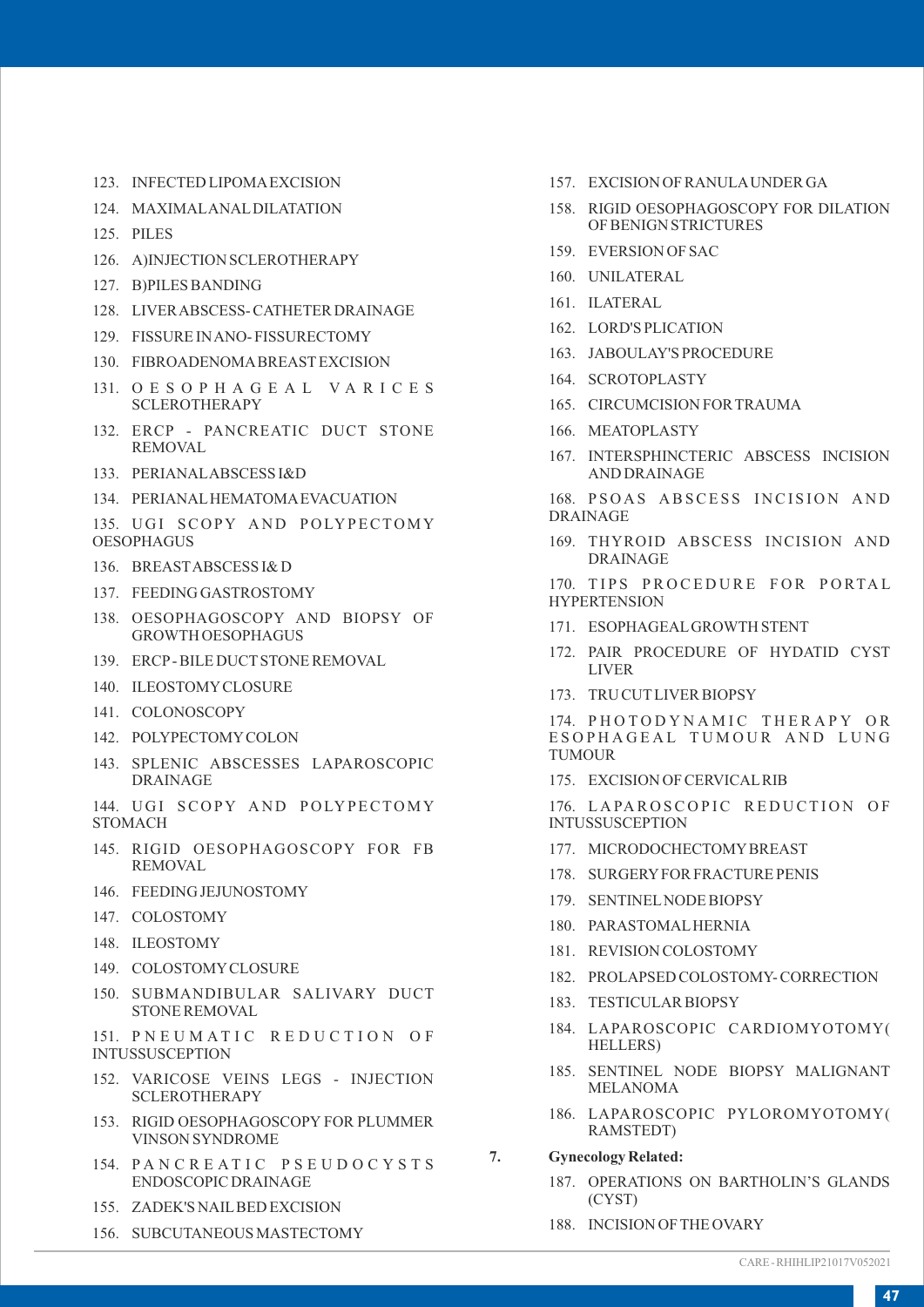123. INFECTED LIPOMA EXCISION
124. MAXIMAL ANAL DILATATION
125. PILES
126. A)INJECTION SCLEROTHERAPY
127. B)PILES BANDING
128. LIVER ABSCESS- CATHETER DRAINAGE
129. FISSURE IN ANO- FISSURECTOMY
130. FIBROADENOMA BREAST EXCISION
131. OESOPHAGEAL VARICES SCLEROTHERAPY
132. ERCP - PANCREATIC DUCT STONE REMOVAL
133. PERIANAL ABSCESS I&D
134. PERIANAL HEMATOMA EVACUATION
135. UGI SCOPY AND POLYPECTOMY OESOPHAGUS
136. BREAST ABSCESS I& D
137. FEEDING GASTROSTOMY
138. OESOPHAGOSCOPY AND BIOPSY OF GROWTH OESOPHAGUS
139. ERCP - BILE DUCT STONE REMOVAL
140. ILEOSTOMY CLOSURE
141. COLONOSCOPY
142. POLYPECTOMY COLON
143. SPLENIC ABSCESSES LAPAROSCOPIC DRAINAGE
144. UGI SCOPY AND POLYPECTOMY STOMACH
145. RIGID OESOPHAGOSCOPY FOR FB REMOVAL
146. FEEDING JEJUNOSTOMY
147. COLOSTOMY
148. ILEOSTOMY
149. COLOSTOMY CLOSURE
150. SUBMANDIBULAR SALIVARY DUCT STONE REMOVAL
151. PNEUMATIC REDUCTION OF INTUSSUSCEPTION
152. VARICOSE VEINS LEGS - INJECTION SCLEROTHERAPY
153. RIGID OESOPHAGOSCOPY FOR PLUMMER VINSON SYNDROME
154. PANCREATIC PSEUDOCYSTS ENDOSCOPIC DRAINAGE
155. ZADEK'S NAIL BED EXCISION
156. SUBCUTANEOUS MASTECTOMY
157. EXCISION OF RANULA UNDER GA
158. RIGID OESOPHAGOSCOPY FOR DILATION OF BENIGN STRICTURES
159. EVERSION OF SAC
160. UNILATERAL
161. ILATERAL
162. LORD'S PLICATION
163. JABOULAY'S PROCEDURE
164. SCROTOPLASTY
165. CIRCUMCISION FOR TRAUMA
166. MEATOPLASTY
167. INTERSPHINCTERIC ABSCESS INCISION AND DRAINAGE
168. PSOAS ABSCESS INCISION AND DRAINAGE
169. THYROID ABSCESS INCISION AND DRAINAGE
170. TIPS PROCEDURE FOR PORTAL HYPERTENSION
171. ESOPHAGEAL GROWTH STENT
172. PAIR PROCEDURE OF HYDATID CYST LIVER
173. TRU CUT LIVER BIOPSY
174. PHOTODYNAMIC THERAPY OR ESOPHAGEAL TUMOUR AND LUNG TUMOUR
175. EXCISION OF CERVICAL RIB
176. LAPAROSCOPIC REDUCTION OF INTUSSUSCEPTION
177. MICRODOCHECTOMY BREAST
178. SURGERY FOR FRACTURE PENIS
179. SENTINEL NODE BIOPSY
180. PARASTOMAL HERNIA
181. REVISION COLOSTOMY
182. PROLAPSED COLOSTOMY- CORRECTION
183. TESTICULAR BIOPSY
184. LAPAROSCOPIC CARDIOMYOTOMY( HELLERS)
185. SENTINEL NODE BIOPSY MALIGNANT MELANOMA
186. LAPAROSCOPIC PYLOROMYOTOMY( RAMSTEDT)

7. **Gynecology Related:**

187. OPERATIONS ON BARTHOLIN'S GLANDS (CYST)
188. INCISION OF THE OVARY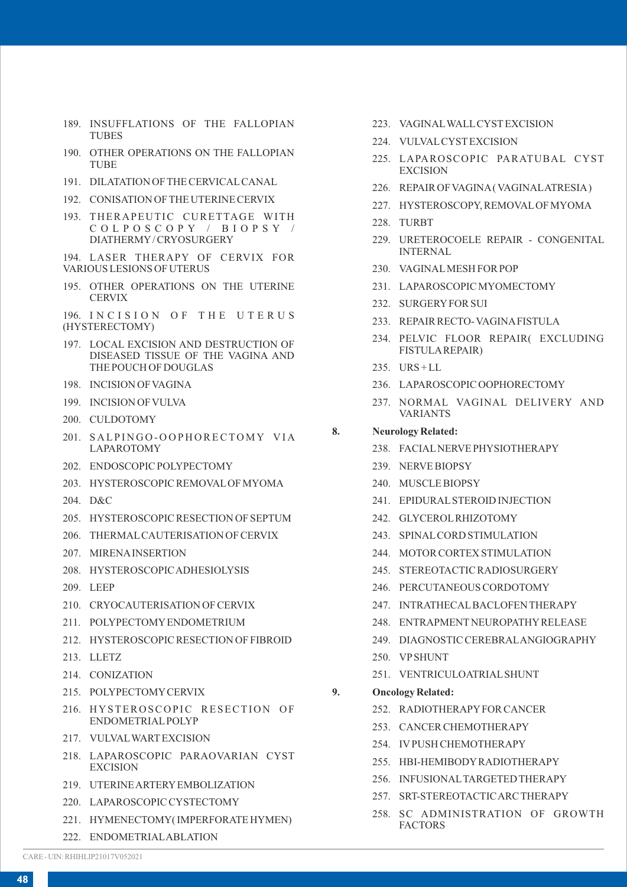189. INSUFFLATIONS OF THE FALLOPIAN TUBES
190. OTHER OPERATIONS ON THE FALLOPIAN TUBE
191. DILATATION OF THE CERVICAL CANAL
192. CONISATION OF THE UTERINE CERVIX
193. THERAPEUTIC CURETTAGE WITH COLPOSCOPY / BIOPSY / DIATHERMY / CRYOSURGERY
194. LASER THERAPY OF CERVIX FOR VARIOUS LESIONS OF UTERUS
195. OTHER OPERATIONS ON THE UTERINE CERVIX
196. INCISION OF THE UTERUS (HYSTERECTOMY)
197. LOCAL EXCISION AND DESTRUCTION OF DISEASED TISSUE OF THE VAGINA AND THE POUCH OF DOUGLAS
198. INCISION OF VAGINA
199. INCISION OF VULVA
200. CULDOTOMY
201. SALPINGO-OOPHORECTOMY VIA LAPAROTOMY
202. ENDOSCOPIC POLYPECTOMY
203. HYSTEROSCOPIC REMOVAL OF MYOMA
204. D&C
205. HYSTEROSCOPIC RESECTION OF SEPTUM
206. THERMAL CAUTERISATION OF CERVIX
207. MIRENA INSERTION
208. HYSTEROSCOPIC ADHESIOLYSIS
209. LEEP
210. CRYOCAUTERISATION OF CERVIX
211. POLYPECTOMY ENDOMETRIUM
212. HYSTEROSCOPIC RESECTION OF FIBROID
213. LLETZ
214. CONIZATION
215. POLYPECTOMY CERVIX
216. HYSTEROSCOPIC RESECTION OF ENDOMETRIAL POLYP
217. VULVAL WART EXCISION
218. LAPAROSCOPIC PARAOVARIAN CYST EXCISION
219. UTERINE ARTERY EMBOLIZATION
220. LAPAROSCOPIC CYSTECTOMY
221. HYMENECTOMY( IMPERFORATE HYMEN)
222. ENDOMETRIAL ABLATION
223. VAGINAL WALL CYST EXCISION
224. VULVAL CYST EXCISION
225. LAPAROSCOPIC PARATUBAL CYST EXCISION
226. REPAIR OF VAGINA ( VAGINAL ATRESIA )
227. HYSTEROSCOPY, REMOVAL OF MYOMA
228. TURBT
229. URETEROCOELE REPAIR - CONGENITAL INTERNAL
230. VAGINAL MESH FOR POP
231. LAPAROSCOPIC MYOMECTOMY
232. SURGERY FOR SUI
233. REPAIR RECTO- VAGINA FISTULA
234. PELVIC FLOOR REPAIR( EXCLUDING FISTULA REPAIR)
235. URS + LL
236. LAPAROSCOPIC OOPHORECTOMY
237. NORMAL VAGINAL DELIVERY AND VARIANTS

**8. Neurology Related:**

238. FACIAL NERVE PHYSIOTHERAPY
239. NERVE BIOPSY
240. MUSCLE BIOPSY
241. EPIDURAL STEROID INJECTION
242. GLYCEROL RHIZOTOMY
243. SPINAL CORD STIMULATION
244. MOTOR CORTEX STIMULATION
245. STEREOTACTIC RADIOSURGERY
246. PERCUTANEOUS CORDOTOMY
247. INTRATHECAL BACLOFEN THERAPY
248. ENTRAPMENT NEUROPATHY RELEASE
249. DIAGNOSTIC CEREBRAL ANGIOGRAPHY
250. VP SHUNT
251. VENTRICULOATRIAL SHUNT

**9. Oncology Related:**

252. RADIOTHERAPY FOR CANCER
253. CANCER CHEMOTHERAPY
254. IV PUSH CHEMOTHERAPY
255. HBI-HEMIBODY RADIOTHERAPY
256. INFUSIONAL TARGETED THERAPY
257. SRT-STEREOTACTIC ARC THERAPY
258. SC ADMINISTRATION OF GROWTH FACTORS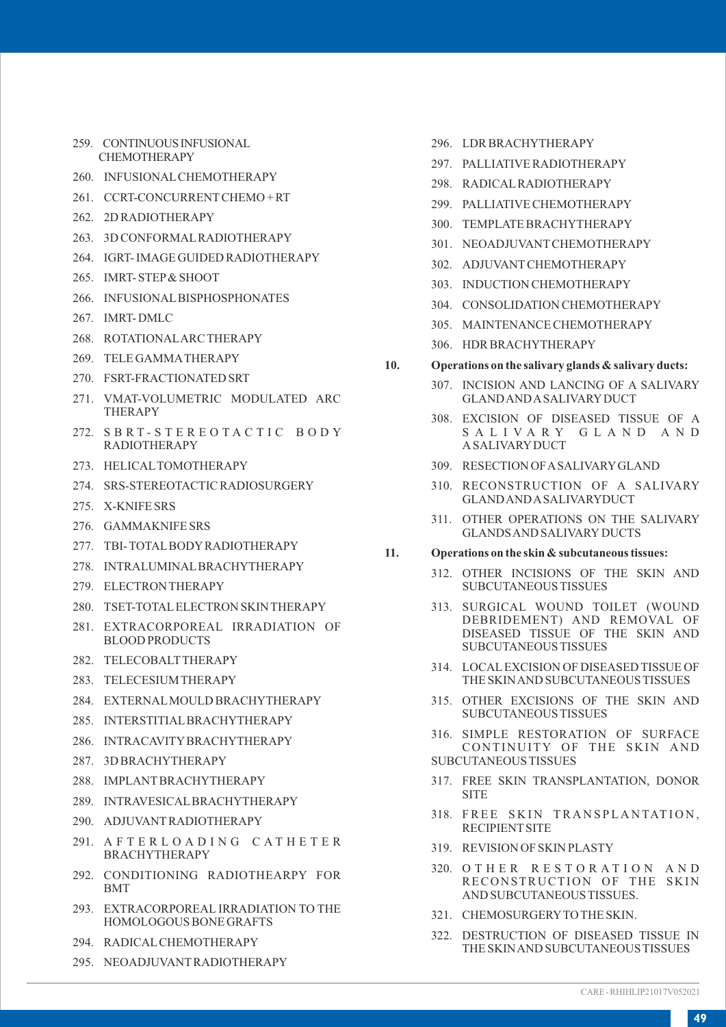259. CONTINUOUS INFUSIONAL CHEMOTHERAPY
260. INFUSIONAL CHEMOTHERAPY
261. CCRT-CONCURRENT CHEMO + RT
262. 2D RADIOTHERAPY
263. 3D CONFORMAL RADIOTHERAPY
264. IGRT- IMAGE GUIDED RADIOTHERAPY
265. IMRT- STEP & SHOOT
266. INFUSIONAL BISPHOSPHONATES
267. IMRT- DMLC
268. ROTATIONAL ARC THERAPY
269. TELE GAMMA THERAPY
270. FSRT-FRACTIONATED SRT
271. VMAT-VOLUMETRIC MODULATED ARC THERAPY
272. SBRT-STEREOTACTIC BODY RADIOTHERAPY
273. HELICAL TOMOTHERAPY
274. SRS-STEREOTACTIC RADIOSURGERY
275. X-KNIFE SRS
276. GAMMAKNIFE SRS
277. TBI- TOTAL BODY RADIOTHERAPY
278. INTRALUMINAL BRACHYTHERAPY
279. ELECTRON THERAPY
280. TSET-TOTAL ELECTRON SKIN THERAPY
281. EXTRACORPOREAL IRRADIATION OF BLOOD PRODUCTS
282. TELECOBALT THERAPY
283. TELECESIUM THERAPY
284. EXTERNAL MOULD BRACHYTHERAPY
285. INTERSTITIAL BRACHYTHERAPY
286. INTRACAVITY BRACHYTHERAPY
287. 3D BRACHYTHERAPY
288. IMPLANT BRACHYTHERAPY
289. INTRAVESICAL BRACHYTHERAPY
290. ADJUVANT RADIOTHERAPY
291. AFTERLOADING CATHETER BRACHYTHERAPY
292. CONDITIONING RADIOTHEARPY FOR BMT
293. EXTRACORPOREAL IRRADIATION TO THE HOMOLOGOUS BONE GRAFTS
294. RADICAL CHEMOTHERAPY
295. NEOADJUVANT RADIOTHERAPY
296. LDR BRACHYTHERAPY
297. PALLIATIVE RADIOTHERAPY
298. RADICAL RADIOTHERAPY
299. PALLIATIVE CHEMOTHERAPY
300. TEMPLATE BRACHYTHERAPY
301. NEOADJUVANT CHEMOTHERAPY
302. ADJUVANT CHEMOTHERAPY
303. INDUCTION CHEMOTHERAPY
304. CONSOLIDATION CHEMOTHERAPY
305. MAINTENANCE CHEMOTHERAPY
306. HDR BRACHYTHERAPY

**10. Operations on the salivary glands & salivary ducts:**

307. INCISION AND LANCING OF A SALIVARY GLAND AND A SALIVARY DUCT
308. EXCISION OF DISEASED TISSUE OF A SALIVARY GLAND AND A SALIVARY DUCT
309. RESECTION OF A SALIVARY GLAND
310. RECONSTRUCTION OF A SALIVARY GLAND AND A SALIVARY DUCT
311. OTHER OPERATIONS ON THE SALIVARY GLANDS AND SALIVARY DUCTS

**11. Operations on the skin & subcutaneous tissues:**

312. OTHER INCISIONS OF THE SKIN AND SUBCUTANEOUS TISSUES
313. SURGICAL WOUND TOILET (WOUND DEBRIDEMENT) AND REMOVAL OF DISEASED TISSUE OF THE SKIN AND SUBCUTANEOUS TISSUES
314. LOCAL EXCISION OF DISEASED TISSUE OF THE SKIN AND SUBCUTANEOUS TISSUES
315. OTHER EXCISIONS OF THE SKIN AND SUBCUTANEOUS TISSUES
316. SIMPLE RESTORATION OF SURFACE CONTINUITY OF THE SKIN AND SUBCUTANEOUS TISSUES
317. FREE SKIN TRANSPLANTATION, DONOR SITE
318. FREE SKIN TRANSPLANTATION, RECIPIENT SITE
319. REVISION OF SKIN PLASTY
320. OTHER RESTORATION AND RECONSTRUCTION OF THE SKIN AND SUBCUTANEOUS TISSUES.
321. CHEMOSURGERY TO THE SKIN.
322. DESTRUCTION OF DISEASED TISSUE IN THE SKIN AND SUBCUTANEOUS TISSUES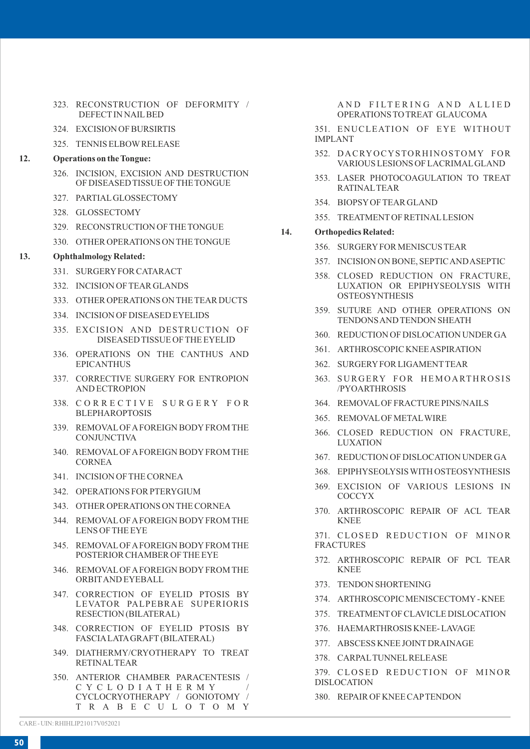323. RECONSTRUCTION OF DEFORMITY / DEFECT IN NAIL BED

324. EXCISION OF BURSIRTIS

325. TENNIS ELBOW RELEASE

**12. Operations on the Tongue:**

326. INCISION, EXCISION AND DESTRUCTION OF DISEASED TISSUE OF THE TONGUE

327. PARTIAL GLOSSECTOMY

328. GLOSSECTOMY

329. RECONSTRUCTION OF THE TONGUE

330. OTHER OPERATIONS ON THE TONGUE

**13. Ophthalmology Related:**

331. SURGERY FOR CATARACT

332. INCISION OF TEAR GLANDS

333. OTHER OPERATIONS ON THE TEAR DUCTS

334. INCISION OF DISEASED EYELIDS

335. EXCISION AND DESTRUCTION OF DISEASED TISSUE OF THE EYELID

336. OPERATIONS ON THE CANTHUS AND EPICANTHUS

337. CORRECTIVE SURGERY FOR ENTROPION AND ECTROPION

338. CORRECTIVE SURGERY FOR BLEPHAROPTOSIS

339. REMOVAL OF A FOREIGN BODY FROM THE CONJUNCTIVA

340. REMOVAL OF A FOREIGN BODY FROM THE CORNEA

341. INCISION OF THE CORNEA

342. OPERATIONS FOR PTERYGIUM

343. OTHER OPERATIONS ON THE CORNEA

344. REMOVAL OF A FOREIGN BODY FROM THE LENS OF THE EYE

345. REMOVAL OF A FOREIGN BODY FROM THE POSTERIOR CHAMBER OF THE EYE

346. REMOVAL OF A FOREIGN BODY FROM THE ORBIT AND EYEBALL

347. CORRECTION OF EYELID PTOSIS BY LEVATOR PALPEBRAE SUPERIORIS RESECTION (BILATERAL)

348. CORRECTION OF EYELID PTOSIS BY FASCIA LATA GRAFT (BILATERAL)

349. DIATHERMY/CRYOTHERAPY TO TREAT RETINAL TEAR

350. ANTERIOR CHAMBER PARACENTESIS / CYCLODIATHERMY / CYCLOCRYOTHERAPY / GONIOTOMY / TRABECULOTOMY AND FILTERING AND ALLIED OPERATIONS TO TREAT GLAUCOMA

351. ENUCLEATION OF EYE WITHOUT IMPLANT

352. DACRYOCYSTORHINOSTOMY FOR VARIOUS LESIONS OF LACRIMAL GLAND

353. LASER PHOTOCOAGULATION TO TREAT RATINAL TEAR

354. BIOPSY OF TEAR GLAND

355. TREATMENT OF RETINAL LESION

**14. Orthopedics Related:**

356. SURGERY FOR MENISCUS TEAR

357. INCISION ON BONE, SEPTIC AND ASEPTIC

358. CLOSED REDUCTION ON FRACTURE, LUXATION OR EPIPHYSEOLYSIS WITH OSTEOSYNTHESIS

359. SUTURE AND OTHER OPERATIONS ON TENDONS AND TENDON SHEATH

360. REDUCTION OF DISLOCATION UNDER GA

361. ARTHROSCOPIC KNEE ASPIRATION

362. SURGERY FOR LIGAMENT TEAR

363. SURGERY FOR HEMOARTHROSIS /PYOARTHROSIS

364. REMOVAL OF FRACTURE PINS/NAILS

365. REMOVAL OF METAL WIRE

366. CLOSED REDUCTION ON FRACTURE, LUXATION

367. REDUCTION OF DISLOCATION UNDER GA

368. EPIPHYSEOLYSIS WITH OSTEOSYNTHESIS

369. EXCISION OF VARIOUS LESIONS IN COCCYX

370. ARTHROSCOPIC REPAIR OF ACL TEAR KNEE

371. CLOSED REDUCTION OF MINOR FRACTURES

372. ARTHROSCOPIC REPAIR OF PCL TEAR KNEE

373. TENDON SHORTENING

374. ARTHROSCOPIC MENISCECTOMY - KNEE

375. TREATMENT OF CLAVICLE DISLOCATION

376. HAEMARTHROSIS KNEE- LAVAGE

377. ABSCESS KNEE JOINT DRAINAGE

378. CARPAL TUNNEL RELEASE

379. CLOSED REDUCTION OF MINOR DISLOCATION

380. REPAIR OF KNEE CAP TENDON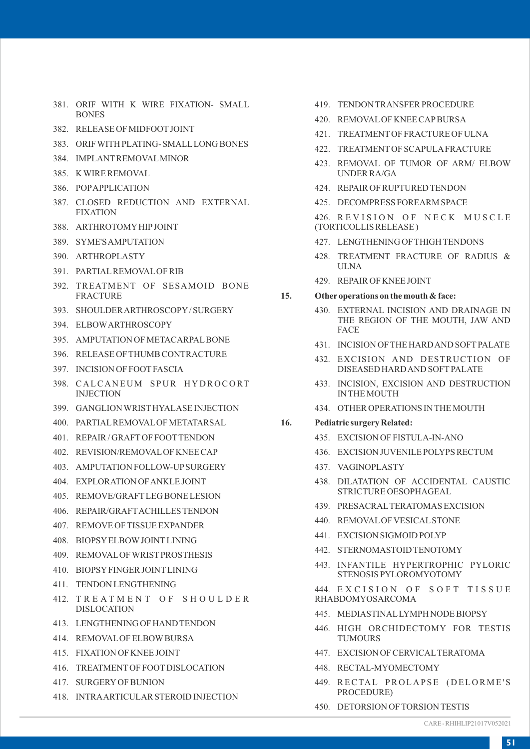381. ORIF WITH K WIRE FIXATION- SMALL BONES
382. RELEASE OF MIDFOOT JOINT
383. ORIF WITH PLATING- SMALL LONG BONES
384. IMPLANT REMOVAL MINOR
385. K WIRE REMOVAL
386. POP APPLICATION
387. CLOSED REDUCTION AND EXTERNAL FIXATION
388. ARTHROTOMY HIP JOINT
389. SYME'S AMPUTATION
390. ARTHROPLASTY
391. PARTIAL REMOVAL OF RIB
392. TREATMENT OF SESAMOID BONE FRACTURE
393. SHOULDER ARTHROSCOPY / SURGERY
394. ELBOW ARTHROSCOPY
395. AMPUTATION OF METACARPAL BONE
396. RELEASE OF THUMB CONTRACTURE
397. INCISION OF FOOT FASCIA
398. CALCANEUM SPUR HYDROCORT INJECTION
399. GANGLION WRIST HYALASE INJECTION
400. PARTIAL REMOVAL OF METATARSAL
401. REPAIR / GRAFT OF FOOT TENDON
402. REVISION/REMOVAL OF KNEE CAP
403. AMPUTATION FOLLOW-UP SURGERY
404. EXPLORATION OF ANKLE JOINT
405. REMOVE/GRAFT LEG BONE LESION
406. REPAIR/GRAFT ACHILLES TENDON
407. REMOVE OF TISSUE EXPANDER
408. BIOPSY ELBOW JOINT LINING
409. REMOVAL OF WRIST PROSTHESIS
410. BIOPSY FINGER JOINT LINING
411. TENDON LENGTHENING
412. TREATMENT OF SHOULDER DISLOCATION
413. LENGTHENING OF HAND TENDON
414. REMOVAL OF ELBOW BURSA
415. FIXATION OF KNEE JOINT
416. TREATMENT OF FOOT DISLOCATION
417. SURGERY OF BUNION
418. INTRA ARTICULAR STEROID INJECTION
419. TENDON TRANSFER PROCEDURE
420. REMOVAL OF KNEE CAP BURSA
421. TREATMENT OF FRACTURE OF ULNA
422. TREATMENT OF SCAPULA FRACTURE
423. REMOVAL OF TUMOR OF ARM/ ELBOW UNDER RA/GA
424. REPAIR OF RUPTURED TENDON
425. DECOMPRESS FOREARM SPACE
426. REVISION OF NECK MUSCLE (TORTICOLLIS RELEASE )
427. LENGTHENING OF THIGH TENDONS
428. TREATMENT FRACTURE OF RADIUS & ULNA
429. REPAIR OF KNEE JOINT

**15. Other operations on the mouth & face:**

430. EXTERNAL INCISION AND DRAINAGE IN THE REGION OF THE MOUTH, JAW AND FACE
431. INCISION OF THE HARD AND SOFT PALATE
432. EXCISION AND DESTRUCTION OF DISEASED HARD AND SOFT PALATE
433. INCISION, EXCISION AND DESTRUCTION IN THE MOUTH
434. OTHER OPERATIONS IN THE MOUTH

**16. Pediatric surgery Related:**

435. EXCISION OF FISTULA-IN-ANO
436. EXCISION JUVENILE POLYPS RECTUM
437. VAGINOPLASTY
438. DILATATION OF ACCIDENTAL CAUSTIC STRICTURE OESOPHAGEAL
439. PRESACRAL TERATOMAS EXCISION
440. REMOVAL OF VESICAL STONE
441. EXCISION SIGMOID POLYP
442. STERNOMASTOID TENOTOMY
443. INFANTILE HYPERTROPHIC PYLORIC STENOSIS PYLOROMYOTOMY
444. EXCISION OF SOFT TISSUE RHABDOMYOSARCOMA
445. MEDIASTINAL LYMPH NODE BIOPSY
446. HIGH ORCHIDECTOMY FOR TESTIS TUMOURS
447. EXCISION OF CERVICAL TERATOMA
448. RECTAL-MYOMECTOMY
449. RECTAL PROLAPSE (DELORME'S PROCEDURE)
450. DETORSION OF TORSION TESTIS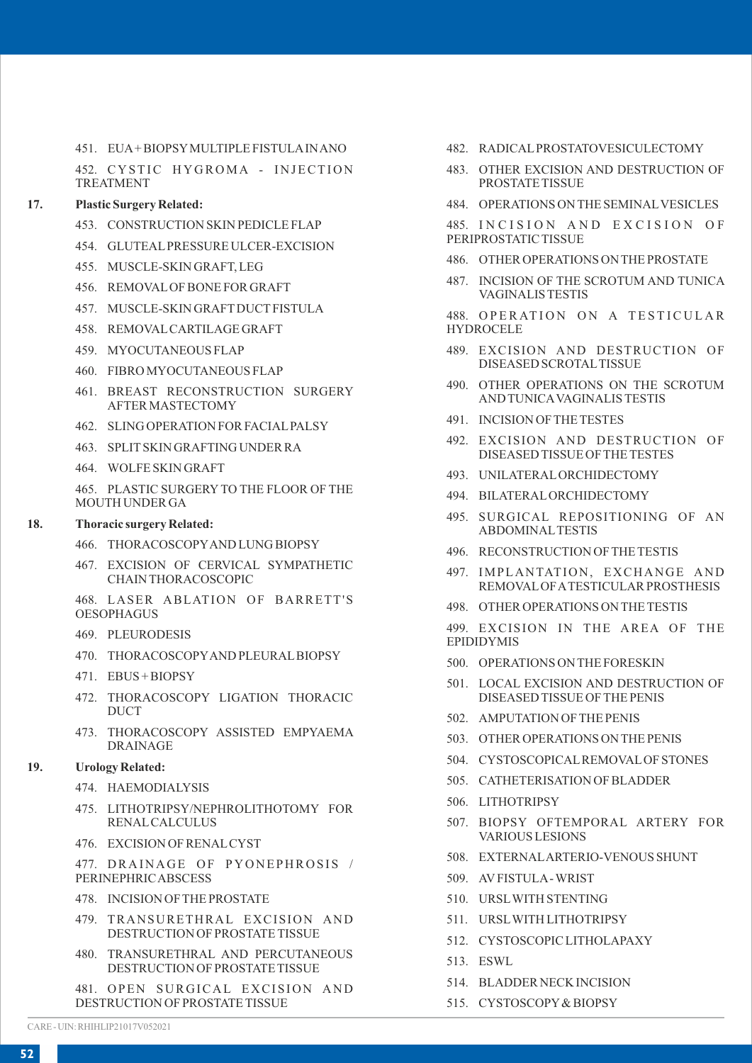451. EUA + BIOPSY MULTIPLE FISTULA IN ANO

452. CYSTIC HYGROMA - INJECTION TREATMENT

**17. Plastic Surgery Related:**

453. CONSTRUCTION SKIN PEDICLE FLAP

454. GLUTEAL PRESSURE ULCER-EXCISION

455. MUSCLE-SKIN GRAFT, LEG

456. REMOVAL OF BONE FOR GRAFT

457. MUSCLE-SKIN GRAFT DUCT FISTULA

458. REMOVAL CARTILAGE GRAFT

459. MYOCUTANEOUS FLAP

460. FIBRO MYOCUTANEOUS FLAP

461. BREAST RECONSTRUCTION SURGERY AFTER MASTECTOMY

462. SLING OPERATION FOR FACIAL PALSY

463. SPLIT SKIN GRAFTING UNDER RA

464. WOLFE SKIN GRAFT

465. PLASTIC SURGERY TO THE FLOOR OF THE MOUTH UNDER GA

**18. Thoracic surgery Related:**

466. THORACOSCOPY AND LUNG BIOPSY

467. EXCISION OF CERVICAL SYMPATHETIC CHAIN THORACOSCOPIC

468. LASER ABLATION OF BARRETT'S OESOPHAGUS

469. PLEURODESIS

470. THORACOSCOPY AND PLEURAL BIOPSY

471. EBUS + BIOPSY

472. THORACOSCOPY LIGATION THORACIC DUCT

473. THORACOSCOPY ASSISTED EMPYAEMA DRAINAGE

**19. Urology Related:**

474. HAEMODIALYSIS

475. LITHOTRIPSY/NEPHROLITHOTOMY FOR RENAL CALCULUS

476. EXCISION OF RENAL CYST

477. DRAINAGE OF PYONEPHROSIS / PERINEPHRIC ABSCESS

478. INCISION OF THE PROSTATE

479. TRANSURETHRAL EXCISION AND DESTRUCTION OF PROSTATE TISSUE

480. TRANSURETHRAL AND PERCUTANEOUS DESTRUCTION OF PROSTATE TISSUE

481. OPEN SURGICAL EXCISION AND DESTRUCTION OF PROSTATE TISSUE

482. RADICAL PROSTATOVESICULECTOMY

483. OTHER EXCISION AND DESTRUCTION OF PROSTATE TISSUE

484. OPERATIONS ON THE SEMINAL VESICLES

485. INCISION AND EXCISION OF PERIPROSTATIC TISSUE

486. OTHER OPERATIONS ON THE PROSTATE

487. INCISION OF THE SCROTUM AND TUNICA VAGINALIS TESTIS

488. OPERATION ON A TESTICULAR HYDROCELE

489. EXCISION AND DESTRUCTION OF DISEASED SCROTAL TISSUE

490. OTHER OPERATIONS ON THE SCROTUM AND TUNICA VAGINALIS TESTIS

491. INCISION OF THE TESTES

492. EXCISION AND DESTRUCTION OF DISEASED TISSUE OF THE TESTES

493. UNILATERAL ORCHIDECTOMY

494. BILATERAL ORCHIDECTOMY

495. SURGICAL REPOSITIONING OF AN ABDOMINAL TESTIS

496. RECONSTRUCTION OF THE TESTIS

497. IMPLANTATION, EXCHANGE AND REMOVAL OF A TESTICULAR PROSTHESIS

498. OTHER OPERATIONS ON THE TESTIS

499. EXCISION IN THE AREA OF THE EPIDIDYMIS

500. OPERATIONS ON THE FORESKIN

501. LOCAL EXCISION AND DESTRUCTION OF DISEASED TISSUE OF THE PENIS

502. AMPUTATION OF THE PENIS

503. OTHER OPERATIONS ON THE PENIS

504. CYSTOSCOPICAL REMOVAL OF STONES

505. CATHETERISATION OF BLADDER

506. LITHOTRIPSY

507. BIOPSY OFTEMPORAL ARTERY FOR VARIOUS LESIONS

508. EXTERNAL ARTERIO-VENOUS SHUNT

509. AV FISTULA - WRIST

510. URSL WITH STENTING

511. URSL WITH LITHOTRIPSY

512. CYSTOSCOPIC LITHOLAPAXY

513. ESWL

514. BLADDER NECK INCISION

515. CYSTOSCOPY & BIOPSY

CARE - UIN: RHIHLIP21017V052021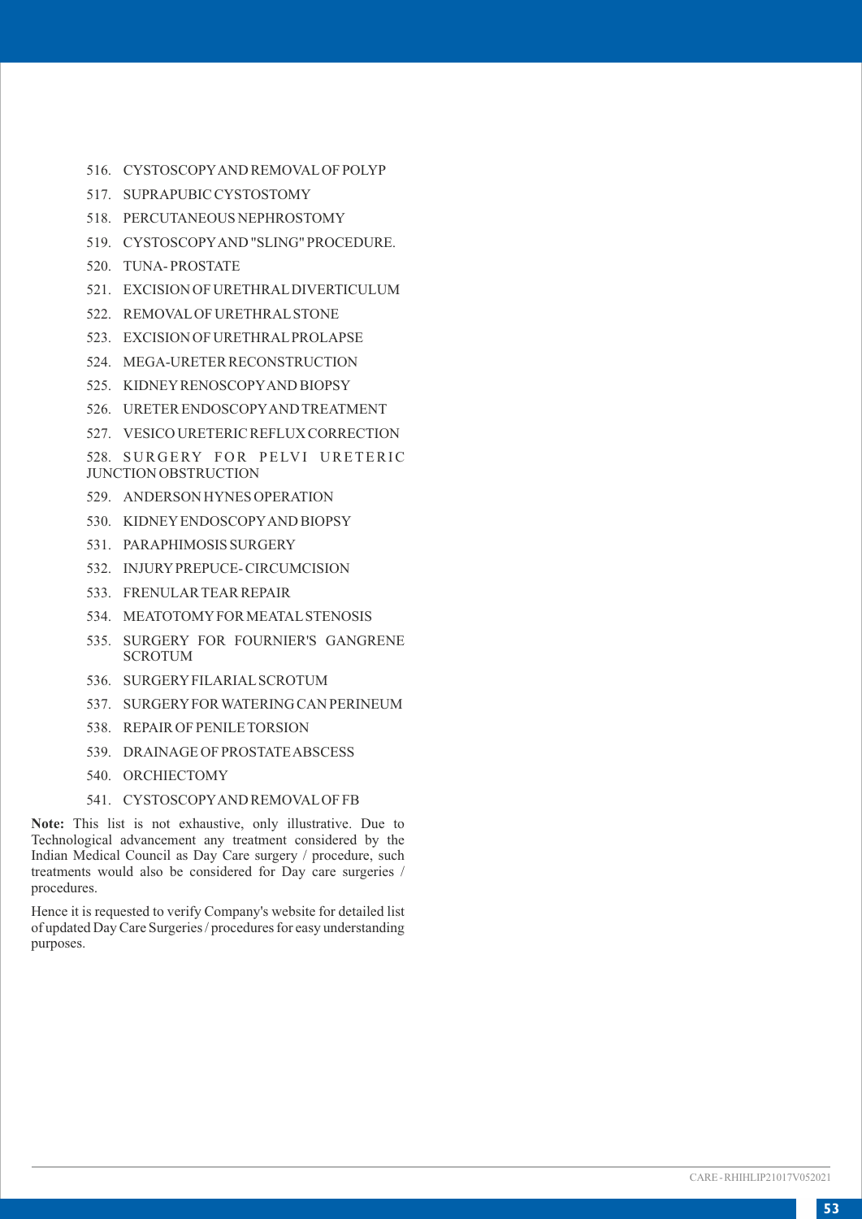516. CYSTOSCOPY AND REMOVAL OF POLYP
517. SUPRAPUBIC CYSTOSTOMY
518. PERCUTANEOUS NEPHROSTOMY
519. CYSTOSCOPY AND "SLING" PROCEDURE.
520. TUNA- PROSTATE
521. EXCISION OF URETHRAL DIVERTICULUM
522. REMOVAL OF URETHRAL STONE
523. EXCISION OF URETHRAL PROLAPSE
524. MEGA-URETER RECONSTRUCTION
525. KIDNEY RENOSCOPY AND BIOPSY
526. URETER ENDOSCOPY AND TREATMENT
527. VESICO URETERIC REFLUX CORRECTION
528. SURGERY FOR PELVI URETERIC JUNCTION OBSTRUCTION
529. ANDERSON HYNES OPERATION
530. KIDNEY ENDOSCOPY AND BIOPSY
531. PARAPHIMOSIS SURGERY
532. INJURY PREPUCE- CIRCUMCISION
533. FRENULAR TEAR REPAIR
534. MEATOTOMY FOR MEATAL STENOSIS
535. SURGERY FOR FOURNIER'S GANGRENE SCROTUM
536. SURGERY FILARIAL SCROTUM
537. SURGERY FOR WATERING CAN PERINEUM
538. REPAIR OF PENILE TORSION
539. DRAINAGE OF PROSTATE ABSCESS
540. ORCHIECTOMY
541. CYSTOSCOPY AND REMOVAL OF FB

**Note:** This list is not exhaustive, only illustrative. Due to Technological advancement any treatment considered by the Indian Medical Council as Day Care surgery / procedure, such treatments would also be considered for Day care surgeries / procedures.

Hence it is requested to verify Company's website for detailed list of updated Day Care Surgeries / procedures for easy understanding purposes.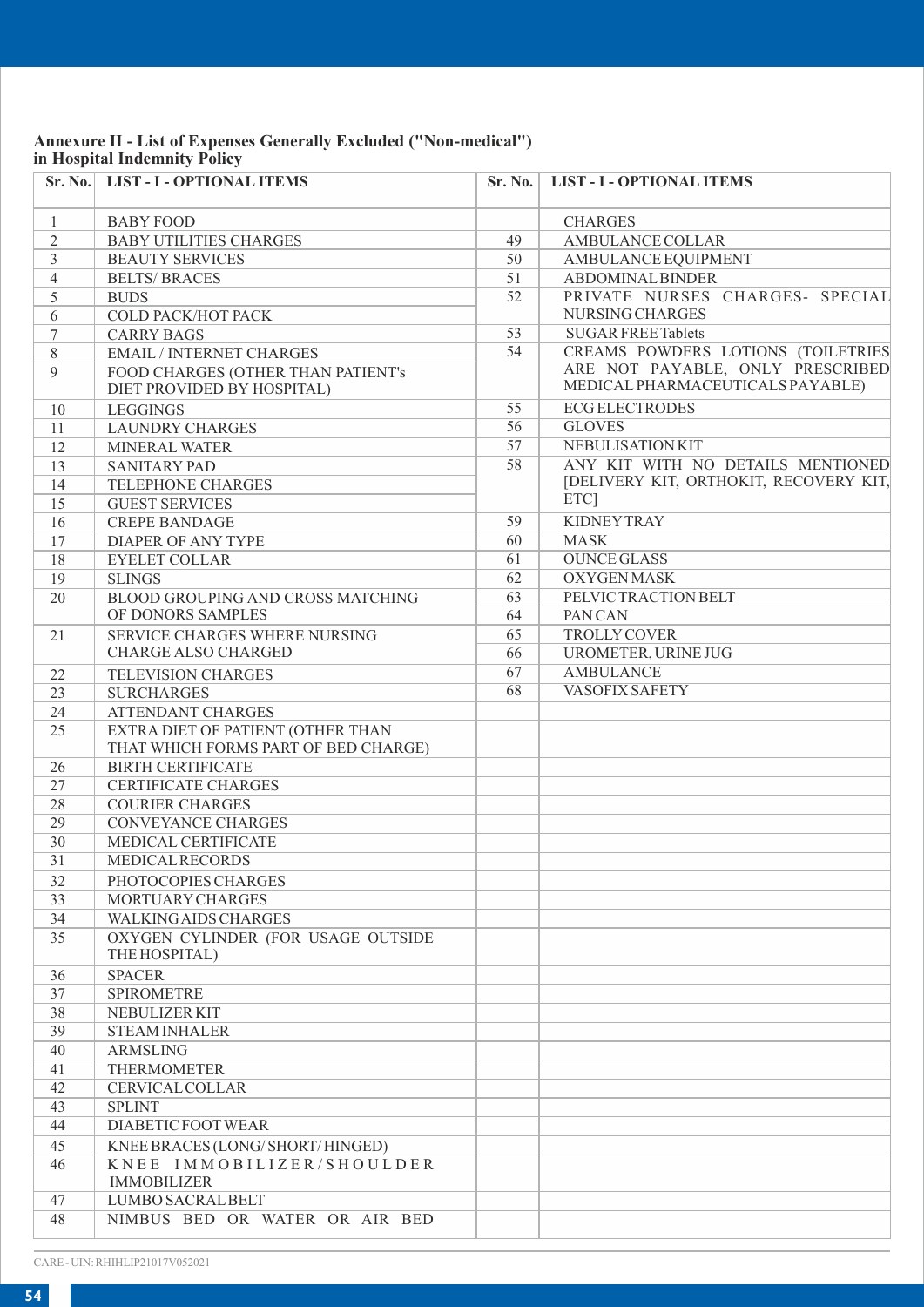**Annexure II - List of Expenses Generally Excluded ("Non-medical") in Hospital Indemnity Policy**

| Sr. No. | LIST - I - OPTIONAL ITEMS |
|---|---|
| 1 | BABY FOOD |
| 2 | BABY UTILITIES CHARGES |
| 3 | BEAUTY SERVICES |
| 4 | BELTS/ BRACES |
| 5 | BUDS |
| 6 | COLD PACK/HOT PACK |
| 7 | CARRY BAGS |
| 8 | EMAIL / INTERNET CHARGES |
| 9 | FOOD CHARGES (OTHER THAN PATIENT's DIET PROVIDED BY HOSPITAL) |
| 10 | LEGGINGS |
| 11 | LAUNDRY CHARGES |
| 12 | MINERAL WATER |
| 13 | SANITARY PAD |
| 14 | TELEPHONE CHARGES |
| 15 | GUEST SERVICES |
| 16 | CREPE BANDAGE |
| 17 | DIAPER OF ANY TYPE |
| 18 | EYELET COLLAR |
| 19 | SLINGS |
| 20 | BLOOD GROUPING AND CROSS MATCHING OF DONORS SAMPLES |
| 21 | SERVICE CHARGES WHERE NURSING CHARGE ALSO CHARGED |
| 22 | TELEVISION CHARGES |
| 23 | SURCHARGES |
| 24 | ATTENDANT CHARGES |
| 25 | EXTRA DIET OF PATIENT (OTHER THAN THAT WHICH FORMS PART OF BED CHARGE) |
| 26 | BIRTH CERTIFICATE |
| 27 | CERTIFICATE CHARGES |
| 28 | COURIER CHARGES |
| 29 | CONVEYANCE CHARGES |
| 30 | MEDICAL CERTIFICATE |
| 31 | MEDICAL RECORDS |
| 32 | PHOTOCOPIES CHARGES |
| 33 | MORTUARY CHARGES |
| 34 | WALKING AIDS CHARGES |
| 35 | OXYGEN CYLINDER (FOR USAGE OUTSIDE THE HOSPITAL) |
| 36 | SPACER |
| 37 | SPIROMETRE |
| 38 | NEBULIZER KIT |
| 39 | STEAM INHALER |
| 40 | ARMSLING |
| 41 | THERMOMETER |
| 42 | CERVICAL COLLAR |
| 43 | SPLINT |
| 44 | DIABETIC FOOT WEAR |
| 45 | KNEE BRACES (LONG/ SHORT/ HINGED) |
| 46 | KNEE IMMOBILIZER/SHOULDER IMMOBILIZER |
| 47 | LUMBO SACRAL BELT |
| 48 | NIMBUS BED OR WATER OR AIR BED CHARGES |
| 49 | AMBULANCE COLLAR |
| 50 | AMBULANCE EQUIPMENT |
| 51 | ABDOMINAL BINDER |
| 52 | PRIVATE NURSES CHARGES- SPECIAL NURSING CHARGES |
| 53 | SUGAR FREE Tablets |
| 54 | CREAMS POWDERS LOTIONS (TOILETRIES ARE NOT PAYABLE, ONLY PRESCRIBED MEDICAL PHARMACEUTICALS PAYABLE) |
| 55 | ECG ELECTRODES |
| 56 | GLOVES |
| 57 | NEBULISATION KIT |
| 58 | ANY KIT WITH NO DETAILS MENTIONED [DELIVERY KIT, ORTHOKIT, RECOVERY KIT, ETC] |
| 59 | KIDNEY TRAY |
| 60 | MASK |
| 61 | OUNCE GLASS |
| 62 | OXYGEN MASK |
| 63 | PELVIC TRACTION BELT |
| 64 | PAN CAN |
| 65 | TROLLY COVER |
| 66 | UROMETER, URINE JUG |
| 67 | AMBULANCE |
| 68 | VASOFIX SAFETY |

CARE - UIN: RHIHLIP21017V052021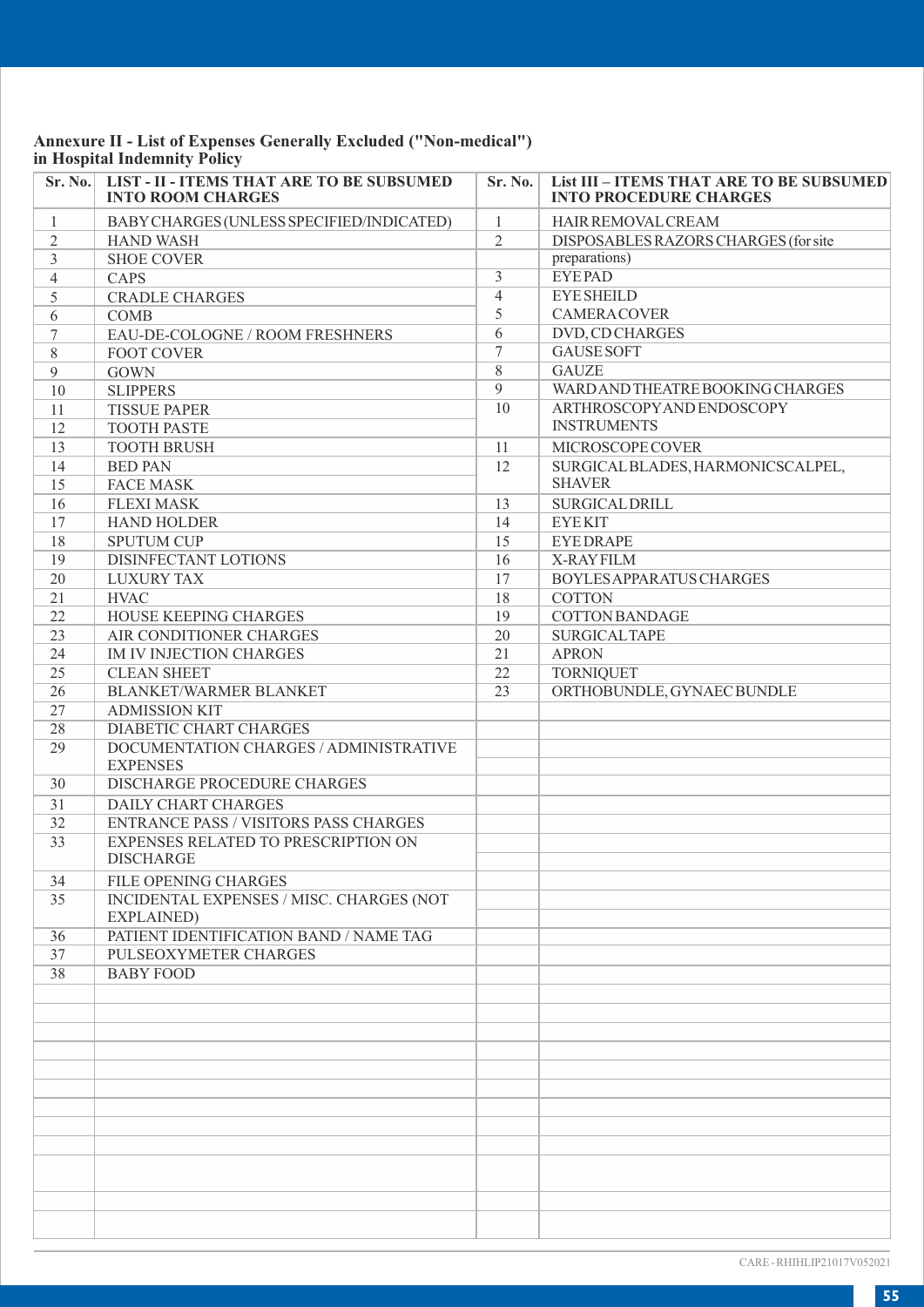**Annexure II - List of Expenses Generally Excluded ("Non-medical") in Hospital Indemnity Policy**

| Sr. No. | LIST - II - ITEMS THAT ARE TO BE SUBSUMED INTO ROOM CHARGES | Sr. No. | List III – ITEMS THAT ARE TO BE SUBSUMED INTO PROCEDURE CHARGES |
|---|---|---|---|
| 1 | BABY CHARGES (UNLESS SPECIFIED/INDICATED) | 1 | HAIR REMOVAL CREAM |
| 2 | HAND WASH | 2 | DISPOSABLES RAZORS CHARGES (for site preparations) |
| 3 | SHOE COVER | | |
| 4 | CAPS | 3 | EYE PAD |
| 5 | CRADLE CHARGES | 4 | EYE SHEILD |
| 6 | COMB | 5 | CAMERA COVER |
| 7 | EAU-DE-COLOGNE / ROOM FRESHNERS | 6 | DVD, CD CHARGES |
| 8 | FOOT COVER | 7 | GAUSE SOFT |
| 9 | GOWN | 8 | GAUZE |
| 10 | SLIPPERS | 9 | WARD AND THEATRE BOOKING CHARGES |
| 11 | TISSUE PAPER | 10 | ARTHROSCOPY AND ENDOSCOPY INSTRUMENTS |
| 12 | TOOTH PASTE | | |
| 13 | TOOTH BRUSH | 11 | MICROSCOPE COVER |
| 14 | BED PAN | 12 | SURGICAL BLADES, HARMONICSCALPEL, SHAVER |
| 15 | FACE MASK | | |
| 16 | FLEXI MASK | 13 | SURGICAL DRILL |
| 17 | HAND HOLDER | 14 | EYE KIT |
| 18 | SPUTUM CUP | 15 | EYE DRAPE |
| 19 | DISINFECTANT LOTIONS | 16 | X-RAY FILM |
| 20 | LUXURY TAX | 17 | BOYLES APPARATUS CHARGES |
| 21 | HVAC | 18 | COTTON |
| 22 | HOUSE KEEPING CHARGES | 19 | COTTON BANDAGE |
| 23 | AIR CONDITIONER CHARGES | 20 | SURGICAL TAPE |
| 24 | IM IV INJECTION CHARGES | 21 | APRON |
| 25 | CLEAN SHEET | 22 | TORNIQUET |
| 26 | BLANKET/WARMER BLANKET | 23 | ORTHOBUNDLE, GYNAEC BUNDLE |
| 27 | ADMISSION KIT | | |
| 28 | DIABETIC CHART CHARGES | | |
| 29 | DOCUMENTATION CHARGES / ADMINISTRATIVE EXPENSES | | |
| 30 | DISCHARGE PROCEDURE CHARGES | | |
| 31 | DAILY CHART CHARGES | | |
| 32 | ENTRANCE PASS / VISITORS PASS CHARGES | | |
| 33 | EXPENSES RELATED TO PRESCRIPTION ON DISCHARGE | | |
| 34 | FILE OPENING CHARGES | | |
| 35 | INCIDENTAL EXPENSES / MISC. CHARGES (NOT EXPLAINED) | | |
| 36 | PATIENT IDENTIFICATION BAND / NAME TAG | | |
| 37 | PULSEOXYMETER CHARGES | | |
| 38 | BABY FOOD | | |

CARE - RHIHLIP21017V052021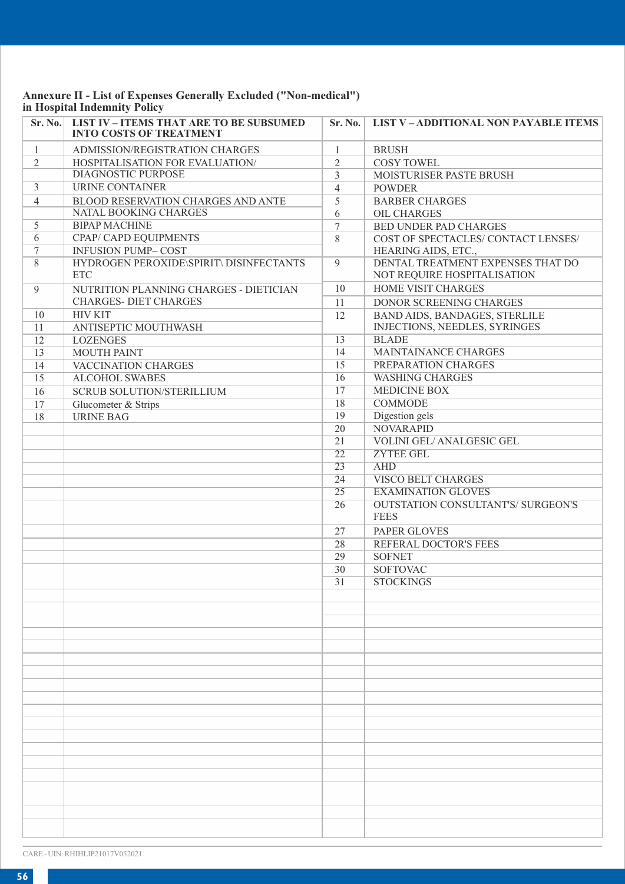**Annexure II - List of Expenses Generally Excluded ("Non-medical") in Hospital Indemnity Policy**

| Sr. No. | LIST IV – ITEMS THAT ARE TO BE SUBSUMED INTO COSTS OF TREATMENT | Sr. No. | LIST V – ADDITIONAL NON PAYABLE ITEMS |
|---|---|---|---|
| 1 | ADMISSION/REGISTRATION CHARGES | 1 | BRUSH |
| 2 | HOSPITALISATION FOR EVALUATION/ DIAGNOSTIC PURPOSE | 2 | COSY TOWEL |
| | | 3 | MOISTURISER PASTE BRUSH |
| 3 | URINE CONTAINER | 4 | POWDER |
| 4 | BLOOD RESERVATION CHARGES AND ANTE NATAL BOOKING CHARGES | 5 | BARBER CHARGES |
| | | 6 | OIL CHARGES |
| 5 | BIPAP MACHINE | 7 | BED UNDER PAD CHARGES |
| 6 | CPAP/ CAPD EQUIPMENTS | 8 | COST OF SPECTACLES/ CONTACT LENSES/ HEARING AIDS, ETC., |
| 7 | INFUSION PUMP– COST | | |
| 8 | HYDROGEN PEROXIDE\SPIRIT\ DISINFECTANTS ETC | 9 | DENTAL TREATMENT EXPENSES THAT DO NOT REQUIRE HOSPITALISATION |
| 9 | NUTRITION PLANNING CHARGES - DIETICIAN CHARGES- DIET CHARGES | 10 | HOME VISIT CHARGES |
| | | 11 | DONOR SCREENING CHARGES |
| 10 | HIV KIT | 12 | BAND AIDS, BANDAGES, STERLILE INJECTIONS, NEEDLES, SYRINGES |
| 11 | ANTISEPTIC MOUTHWASH | | |
| 12 | LOZENGES | 13 | BLADE |
| 13 | MOUTH PAINT | 14 | MAINTAINANCE CHARGES |
| 14 | VACCINATION CHARGES | 15 | PREPARATION CHARGES |
| 15 | ALCOHOL SWABES | 16 | WASHING CHARGES |
| 16 | SCRUB SOLUTION/STERILLIUM | 17 | MEDICINE BOX |
| 17 | Glucometer & Strips | 18 | COMMODE |
| 18 | URINE BAG | 19 | Digestion gels |
| | | 20 | NOVARAPID |
| | | 21 | VOLINI GEL/ ANALGESIC GEL |
| | | 22 | ZYTEE GEL |
| | | 23 | AHD |
| | | 24 | VISCO BELT CHARGES |
| | | 25 | EXAMINATION GLOVES |
| | | 26 | OUTSTATION CONSULTANT'S/ SURGEON'S FEES |
| | | 27 | PAPER GLOVES |
| | | 28 | REFERAL DOCTOR'S FEES |
| | | 29 | SOFNET |
| | | 30 | SOFTOVAC |
| | | 31 | STOCKINGS |

CARE - UIN: RHIHLIP21017V052021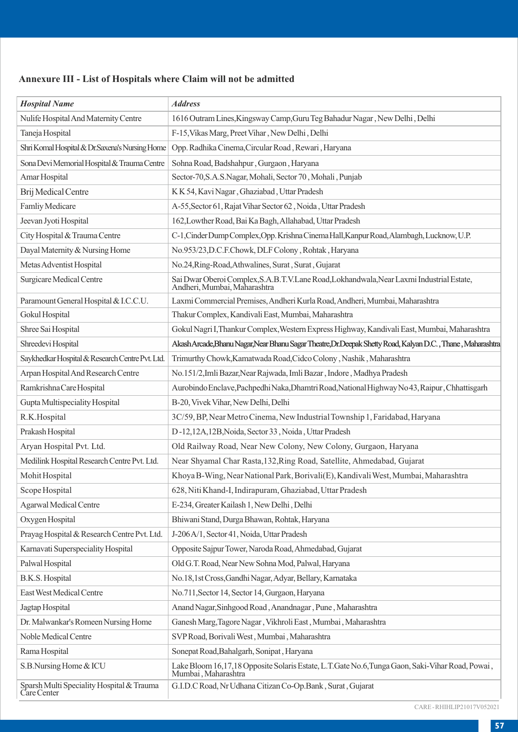**Annexure III - List of Hospitals where Claim will not be admitted**

| *Hospital Name* | *Address* |
|---|---|
| Nulife Hospital And Maternity Centre | 1616 Outram Lines,Kingsway Camp,Guru Teg Bahadur Nagar , New Delhi , Delhi |
| Taneja Hospital | F-15,Vikas Marg, Preet Vihar , New Delhi , Delhi |
| Shri Komal Hospital & Dr.Saxena's Nursing Home | Opp. Radhika Cinema,Circular Road , Rewari , Haryana |
| Sona Devi Memorial Hospital & Trauma Centre | Sohna Road, Badshahpur , Gurgaon , Haryana |
| Amar Hospital | Sector-70,S.A.S.Nagar, Mohali, Sector 70 , Mohali , Punjab |
| Brij Medical Centre | K K 54, Kavi Nagar , Ghaziabad , Uttar Pradesh |
| Famliy Medicare | A-55,Sector 61, Rajat Vihar Sector 62 , Noida , Uttar Pradesh |
| Jeevan Jyoti Hospital | 162,Lowther Road, Bai Ka Bagh, Allahabad, Uttar Pradesh |
| City Hospital & Trauma Centre | C-1,Cinder Dump Complex,Opp. Krishna Cinema Hall,Kanpur Road, Alambagh, Lucknow, U.P. |
| Dayal Maternity & Nursing Home | No.953/23,D.C.F.Chowk, DLF Colony , Rohtak , Haryana |
| Metas Adventist Hospital | No.24,Ring-Road,Athwalines, Surat , Surat , Gujarat |
| Surgicare Medical Centre | Sai Dwar Oberoi Complex,S.A.B.T.V.Lane Road,Lokhandwala,Near Laxmi Industrial Estate, Andheri, Mumbai, Maharashtra |
| Paramount General Hospital & I.C.C.U. | Laxmi Commercial Premises, Andheri Kurla Road, Andheri, Mumbai, Maharashtra |
| Gokul Hospital | Thakur Complex, Kandivali East, Mumbai, Maharashtra |
| Shree Sai Hospital | Gokul Nagri I,Thankur Complex,Western Express Highway, Kandivali East, Mumbai, Maharashtra |
| Shreedevi Hospital | Akash Arcade,Bhanu Nagar,Near Bhanu Sagar Theatre,Dr.Deepak Shetty Road, Kalyan D.C. , Thane , Maharashtra |
| Saykhedkar Hospital & Research Centre Pvt. Ltd. | Trimurthy Chowk,Kamatwada Road,Cidco Colony , Nashik , Maharashtra |
| Arpan Hospital And Research Centre | No.151/2,Imli Bazar,Near Rajwada, Imli Bazar , Indore , Madhya Pradesh |
| Ramkrishna Care Hospital | Aurobindo Enclave,Pachpedhi Naka,Dhamtri Road,National Highway No 43, Raipur , Chhattisgarh |
| Gupta Multispeciality Hospital | B-20, Vivek Vihar, New Delhi, Delhi |
| R.K.Hospital | 3C/59, BP, Near Metro Cinema, New Industrial Township 1, Faridabad, Haryana |
| Prakash Hospital | D -12,12A,12B,Noida, Sector 33 , Noida , Uttar Pradesh |
| Aryan Hospital Pvt. Ltd. | Old Railway Road, Near New Colony, New Colony, Gurgaon, Haryana |
| Medilink Hospital Research Centre Pvt. Ltd. | Near Shyamal Char Rasta,132,Ring Road, Satellite, Ahmedabad, Gujarat |
| Mohit Hospital | Khoya B-Wing, Near National Park, Borivali(E), Kandivali West, Mumbai, Maharashtra |
| Scope Hospital | 628, Niti Khand-I, Indirapuram, Ghaziabad, Uttar Pradesh |
| Agarwal Medical Centre | E-234, Greater Kailash 1, New Delhi , Delhi |
| Oxygen Hospital | Bhiwani Stand, Durga Bhawan, Rohtak, Haryana |
| Prayag Hospital & Research Centre Pvt. Ltd. | J-206 A/1, Sector 41, Noida, Uttar Pradesh |
| Karnavati Superspeciality Hospital | Opposite Sajpur Tower, Naroda Road, Ahmedabad, Gujarat |
| Palwal Hospital | Old G.T. Road, Near New Sohna Mod, Palwal, Haryana |
| B.K.S. Hospital | No.18,1st Cross,Gandhi Nagar, Adyar, Bellary, Karnataka |
| East West Medical Centre | No.711,Sector 14, Sector 14, Gurgaon, Haryana |
| Jagtap Hospital | Anand Nagar,Sinhgood Road , Anandnagar , Pune , Maharashtra |
| Dr. Malwankar's Romeen Nursing Home | Ganesh Marg,Tagore Nagar , Vikhroli East , Mumbai , Maharashtra |
| Noble Medical Centre | SVP Road, Borivali West , Mumbai , Maharashtra |
| Rama Hospital | Sonepat Road,Bahalgarh, Sonipat , Haryana |
| S.B.Nursing Home & ICU | Lake Bloom 16,17,18 Opposite Solaris Estate, L.T.Gate No.6,Tunga Gaon, Saki-Vihar Road, Powai , Mumbai , Maharashtra |
| Sparsh Multi Speciality Hospital & Trauma Care Center | G.I.D.C Road, Nr Udhana Citizan Co-Op.Bank , Surat , Gujarat |

CARE - RHIHLIP21017V052021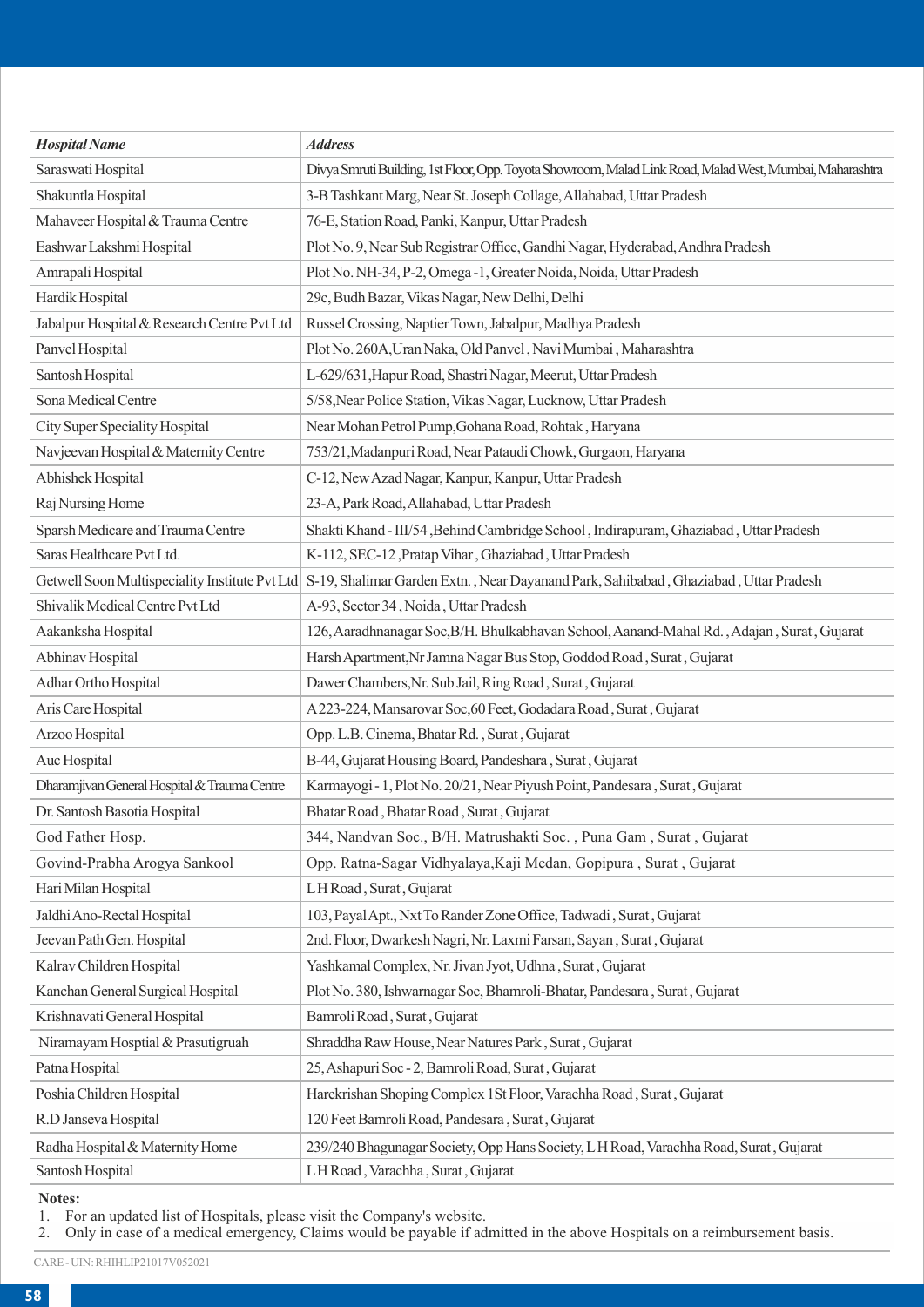| *Hospital Name* | *Address* |
|---|---|
| Saraswati Hospital | Divya Smruti Building, 1st Floor, Opp. Toyota Showroom, Malad Link Road, Malad West, Mumbai, Maharashtra |
| Shakuntla Hospital | 3-B Tashkant Marg, Near St. Joseph Collage, Allahabad, Uttar Pradesh |
| Mahaveer Hospital & Trauma Centre | 76-E, Station Road, Panki, Kanpur, Uttar Pradesh |
| Eashwar Lakshmi Hospital | Plot No. 9, Near Sub Registrar Office, Gandhi Nagar, Hyderabad, Andhra Pradesh |
| Amrapali Hospital | Plot No. NH-34, P-2, Omega -1, Greater Noida, Noida, Uttar Pradesh |
| Hardik Hospital | 29c, Budh Bazar, Vikas Nagar, New Delhi, Delhi |
| Jabalpur Hospital & Research Centre Pvt Ltd | Russel Crossing, Naptier Town, Jabalpur, Madhya Pradesh |
| Panvel Hospital | Plot No. 260A,Uran Naka, Old Panvel , Navi Mumbai , Maharashtra |
| Santosh Hospital | L-629/631,Hapur Road, Shastri Nagar, Meerut, Uttar Pradesh |
| Sona Medical Centre | 5/58,Near Police Station, Vikas Nagar, Lucknow, Uttar Pradesh |
| City Super Speciality Hospital | Near Mohan Petrol Pump,Gohana Road, Rohtak , Haryana |
| Navjeevan Hospital & Maternity Centre | 753/21,Madanpuri Road, Near Pataudi Chowk, Gurgaon, Haryana |
| Abhishek Hospital | C-12, New Azad Nagar, Kanpur, Kanpur, Uttar Pradesh |
| Raj Nursing Home | 23-A, Park Road, Allahabad, Uttar Pradesh |
| Sparsh Medicare and Trauma Centre | Shakti Khand - III/54 ,Behind Cambridge School , Indirapuram, Ghaziabad , Uttar Pradesh |
| Saras Healthcare Pvt Ltd. | K-112, SEC-12 ,Pratap Vihar , Ghaziabad , Uttar Pradesh |
| Getwell Soon Multispeciality Institute Pvt Ltd | S-19, Shalimar Garden Extn. , Near Dayanand Park, Sahibabad , Ghaziabad , Uttar Pradesh |
| Shivalik Medical Centre Pvt Ltd | A-93, Sector 34 , Noida , Uttar Pradesh |
| Aakanksha Hospital | 126, Aaradhnanagar Soc,B/H. Bhulkabhavan School, Aanand-Mahal Rd. , Adajan , Surat , Gujarat |
| Abhinav Hospital | Harsh Apartment,Nr Jamna Nagar Bus Stop, Goddod Road , Surat , Gujarat |
| Adhar Ortho Hospital | Dawer Chambers,Nr. Sub Jail, Ring Road , Surat , Gujarat |
| Aris Care Hospital | A 223-224, Mansarovar Soc,60 Feet, Godadara Road , Surat , Gujarat |
| Arzoo Hospital | Opp. L.B. Cinema, Bhatar Rd. , Surat , Gujarat |
| Auc Hospital | B-44, Gujarat Housing Board, Pandeshara , Surat , Gujarat |
| Dharamjivan General Hospital & Trauma Centre | Karmayogi - 1, Plot No. 20/21, Near Piyush Point, Pandesara , Surat , Gujarat |
| Dr. Santosh Basotia Hospital | Bhatar Road , Bhatar Road , Surat , Gujarat |
| God Father Hosp. | 344, Nandvan Soc., B/H. Matrushakti Soc. , Puna Gam , Surat , Gujarat |
| Govind-Prabha Arogya Sankool | Opp. Ratna-Sagar Vidhyalaya,Kaji Medan, Gopipura , Surat , Gujarat |
| Hari Milan Hospital | L H Road , Surat , Gujarat |
| Jaldhi Ano-Rectal Hospital | 103, Payal Apt., Nxt To Rander Zone Office, Tadwadi , Surat , Gujarat |
| Jeevan Path Gen. Hospital | 2nd. Floor, Dwarkesh Nagri, Nr. Laxmi Farsan, Sayan , Surat , Gujarat |
| Kalrav Children Hospital | Yashkamal Complex, Nr. Jivan Jyot, Udhna , Surat , Gujarat |
| Kanchan General Surgical Hospital | Plot No. 380, Ishwarnagar Soc, Bhamroli-Bhatar, Pandesara , Surat , Gujarat |
| Krishnavati General Hospital | Bamroli Road , Surat , Gujarat |
| Niramayam Hosptial & Prasutigruah | Shraddha Raw House, Near Natures Park , Surat , Gujarat |
| Patna Hospital | 25, Ashapuri Soc - 2, Bamroli Road, Surat , Gujarat |
| Poshia Children Hospital | Harekrishan Shoping Complex 1St Floor, Varachha Road , Surat , Gujarat |
| R.D Janseva Hospital | 120 Feet Bamroli Road, Pandesara , Surat , Gujarat |
| Radha Hospital & Maternity Home | 239/240 Bhagunagar Society, Opp Hans Society, L H Road, Varachha Road, Surat , Gujarat |
| Santosh Hospital | L H Road , Varachha , Surat , Gujarat |

**Notes:**

1. For an updated list of Hospitals, please visit the Company's website.
2. Only in case of a medical emergency, Claims would be payable if admitted in the above Hospitals on a reimbursement basis.

CARE - UIN: RHIHLIP21017V052021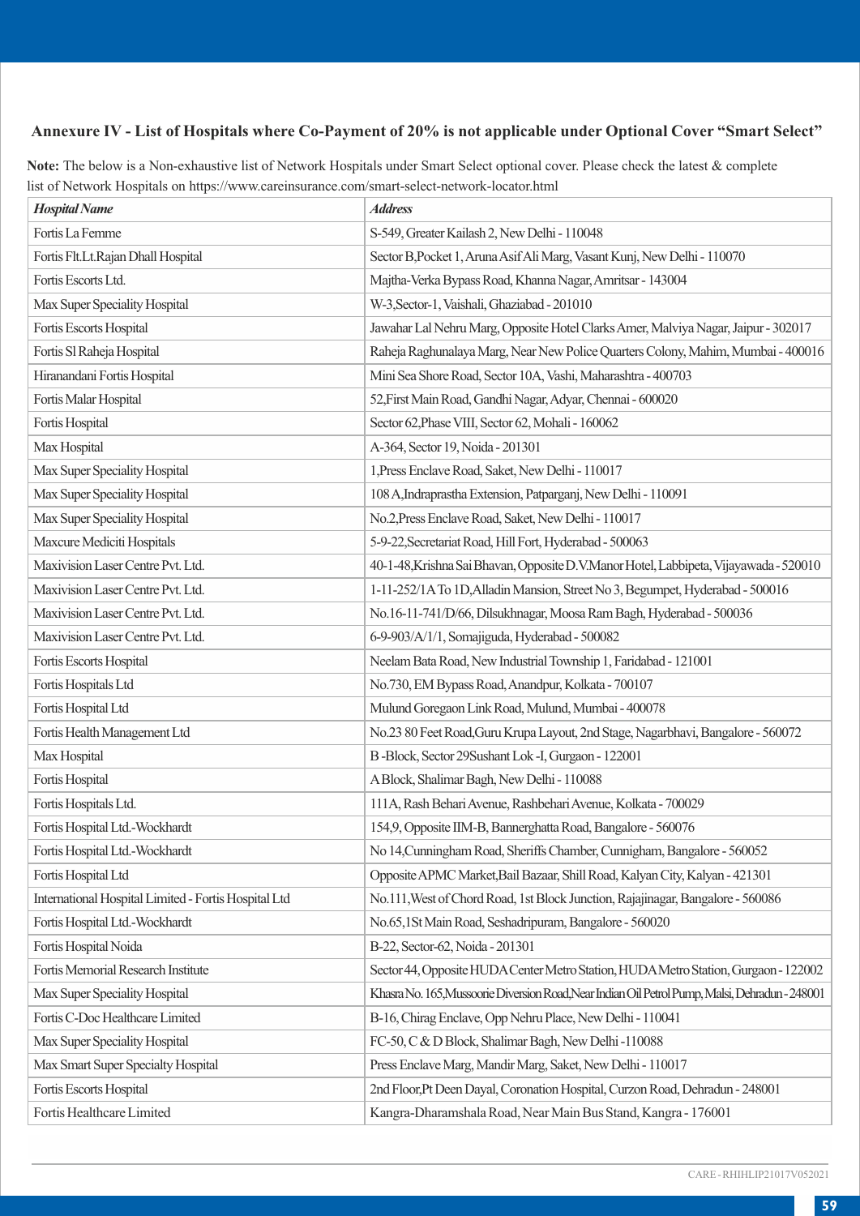## Annexure IV - List of Hospitals where Co-Payment of 20% is not applicable under Optional Cover "Smart Select"

**Note:** The below is a Non-exhaustive list of Network Hospitals under Smart Select optional cover. Please check the latest & complete list of Network Hospitals on https://www.careinsurance.com/smart-select-network-locator.html

| ***Hospital Name*** | ***Address*** |
|---|---|
| Fortis La Femme | S-549, Greater Kailash 2, New Delhi - 110048 |
| Fortis Flt.Lt.Rajan Dhall Hospital | Sector B,Pocket 1, Aruna Asif Ali Marg, Vasant Kunj, New Delhi - 110070 |
| Fortis Escorts Ltd. | Majtha-Verka Bypass Road, Khanna Nagar, Amritsar - 143004 |
| Max Super Speciality Hospital | W-3,Sector-1, Vaishali, Ghaziabad - 201010 |
| Fortis Escorts Hospital | Jawahar Lal Nehru Marg, Opposite Hotel Clarks Amer, Malviya Nagar, Jaipur - 302017 |
| Fortis Sl Raheja Hospital | Raheja Raghunalaya Marg, Near New Police Quarters Colony, Mahim, Mumbai - 400016 |
| Hiranandani Fortis Hospital | Mini Sea Shore Road, Sector 10A, Vashi, Maharashtra - 400703 |
| Fortis Malar Hospital | 52,First Main Road, Gandhi Nagar, Adyar, Chennai - 600020 |
| Fortis Hospital | Sector 62,Phase VIII, Sector 62, Mohali - 160062 |
| Max Hospital | A-364, Sector 19, Noida - 201301 |
| Max Super Speciality Hospital | 1,Press Enclave Road, Saket, New Delhi - 110017 |
| Max Super Speciality Hospital | 108 A,Indraprastha Extension, Patparganj, New Delhi - 110091 |
| Max Super Speciality Hospital | No.2,Press Enclave Road, Saket, New Delhi - 110017 |
| Maxcure Mediciti Hospitals | 5-9-22,Secretariat Road, Hill Fort, Hyderabad - 500063 |
| Maxivision Laser Centre Pvt. Ltd. | 40-1-48,Krishna Sai Bhavan, Opposite D.V.Manor Hotel, Labbipeta, Vijayawada - 520010 |
| Maxivision Laser Centre Pvt. Ltd. | 1-11-252/1A To 1D,Alladin Mansion, Street No 3, Begumpet, Hyderabad - 500016 |
| Maxivision Laser Centre Pvt. Ltd. | No.16-11-741/D/66, Dilsukhnagar, Moosa Ram Bagh, Hyderabad - 500036 |
| Maxivision Laser Centre Pvt. Ltd. | 6-9-903/A/1/1, Somajiguda, Hyderabad - 500082 |
| Fortis Escorts Hospital | Neelam Bata Road, New Industrial Township 1, Faridabad - 121001 |
| Fortis Hospitals Ltd | No.730, EM Bypass Road, Anandpur, Kolkata - 700107 |
| Fortis Hospital Ltd | Mulund Goregaon Link Road, Mulund, Mumbai - 400078 |
| Fortis Health Management Ltd | No.23 80 Feet Road,Guru Krupa Layout, 2nd Stage, Nagarbhavi, Bangalore - 560072 |
| Max Hospital | B -Block, Sector 29Sushant Lok -I, Gurgaon - 122001 |
| Fortis Hospital | A Block, Shalimar Bagh, New Delhi - 110088 |
| Fortis Hospitals Ltd. | 111A, Rash Behari Avenue, Rashbehari Avenue, Kolkata - 700029 |
| Fortis Hospital Ltd.-Wockhardt | 154,9, Opposite IIM-B, Bannerghatta Road, Bangalore - 560076 |
| Fortis Hospital Ltd.-Wockhardt | No 14,Cunningham Road, Sheriffs Chamber, Cunnigham, Bangalore - 560052 |
| Fortis Hospital Ltd | Opposite APMC Market,Bail Bazaar, Shill Road, Kalyan City, Kalyan - 421301 |
| International Hospital Limited - Fortis Hospital Ltd | No.111,West of Chord Road, 1st Block Junction, Rajajinagar, Bangalore - 560086 |
| Fortis Hospital Ltd.-Wockhardt | No.65,1St Main Road, Seshadripuram, Bangalore - 560020 |
| Fortis Hospital Noida | B-22, Sector-62, Noida - 201301 |
| Fortis Memorial Research Institute | Sector 44, Opposite HUDA Center Metro Station, HUDA Metro Station, Gurgaon - 122002 |
| Max Super Speciality Hospital | Khasra No. 165,Mussoorie Diversion Road,Near Indian Oil Petrol Pump, Malsi, Dehradun - 248001 |
| Fortis C-Doc Healthcare Limited | B-16, Chirag Enclave, Opp Nehru Place, New Delhi - 110041 |
| Max Super Speciality Hospital | FC-50, C & D Block, Shalimar Bagh, New Delhi -110088 |
| Max Smart Super Specialty Hospital | Press Enclave Marg, Mandir Marg, Saket, New Delhi - 110017 |
| Fortis Escorts Hospital | 2nd Floor,Pt Deen Dayal, Coronation Hospital, Curzon Road, Dehradun - 248001 |
| Fortis Healthcare Limited | Kangra-Dharamshala Road, Near Main Bus Stand, Kangra - 176001 |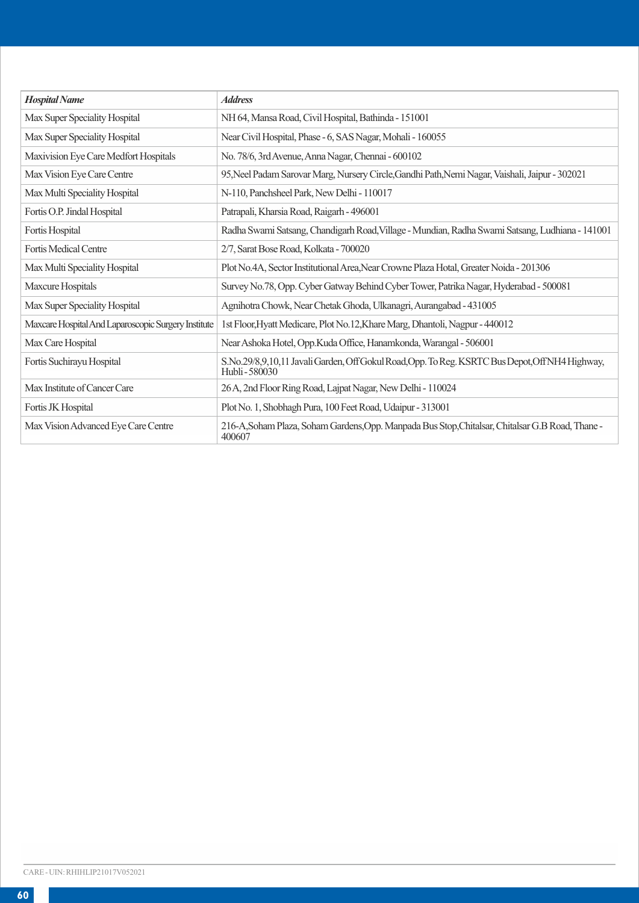| *Hospital Name* | *Address* |
|---|---|
| Max Super Speciality Hospital | NH 64, Mansa Road, Civil Hospital, Bathinda - 151001 |
| Max Super Speciality Hospital | Near Civil Hospital, Phase - 6, SAS Nagar, Mohali - 160055 |
| Maxivision Eye Care Medfort Hospitals | No. 78/6, 3rd Avenue, Anna Nagar, Chennai - 600102 |
| Max Vision Eye Care Centre | 95,Neel Padam Sarovar Marg, Nursery Circle,Gandhi Path,Nemi Nagar, Vaishali, Jaipur - 302021 |
| Max Multi Speciality Hospital | N-110, Panchsheel Park, New Delhi - 110017 |
| Fortis O.P. Jindal Hospital | Patrapali, Kharsia Road, Raigarh - 496001 |
| Fortis Hospital | Radha Swami Satsang, Chandigarh Road,Village - Mundian, Radha Swami Satsang, Ludhiana - 141001 |
| Fortis Medical Centre | 2/7, Sarat Bose Road, Kolkata - 700020 |
| Max Multi Speciality Hospital | Plot No.4A, Sector Institutional Area,Near Crowne Plaza Hotal, Greater Noida - 201306 |
| Maxcure Hospitals | Survey No.78, Opp. Cyber Gatway Behind Cyber Tower, Patrika Nagar, Hyderabad - 500081 |
| Max Super Speciality Hospital | Agnihotra Chowk, Near Chetak Ghoda, Ulkanagri, Aurangabad - 431005 |
| Maxcare Hospital And Laparoscopic Surgery Institute | 1st Floor,Hyatt Medicare, Plot No.12,Khare Marg, Dhantoli, Nagpur - 440012 |
| Max Care Hospital | Near Ashoka Hotel, Opp.Kuda Office, Hanamkonda, Warangal - 506001 |
| Fortis Suchirayu Hospital | S.No.29/8,9,10,11 Javali Garden, Off Gokul Road,Opp. To Reg. KSRTC Bus Depot,Off NH4 Highway, Hubli - 580030 |
| Max Institute of Cancer Care | 26 A, 2nd Floor Ring Road, Lajpat Nagar, New Delhi - 110024 |
| Fortis JK Hospital | Plot No. 1, Shobhagh Pura, 100 Feet Road, Udaipur - 313001 |
| Max Vision Advanced Eye Care Centre | 216-A,Soham Plaza, Soham Gardens,Opp. Manpada Bus Stop,Chitalsar, Chitalsar G.B Road, Thane - 400607 |

CARE - UIN: RHIHLIP21017V052021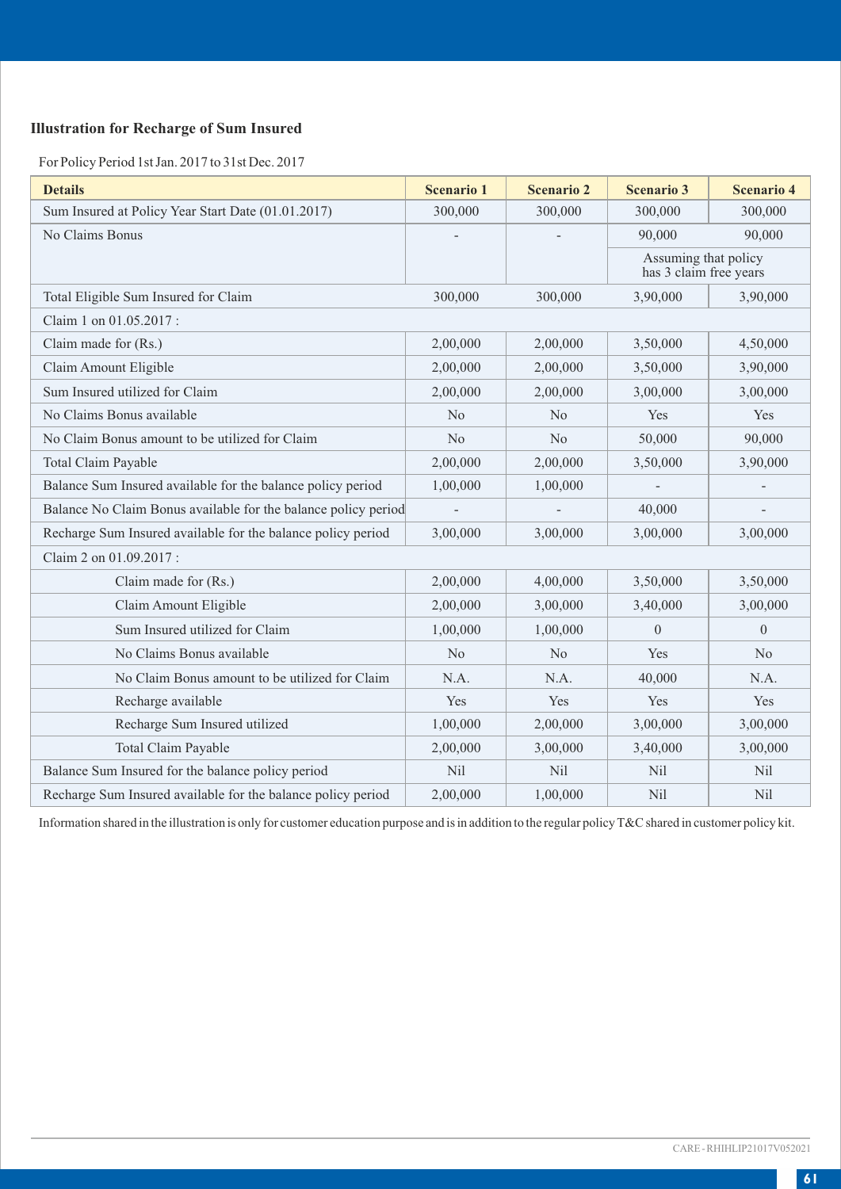## Illustration for Recharge of Sum Insured

For Policy Period 1st Jan. 2017 to 31st Dec. 2017

| Details | Scenario 1 | Scenario 2 | Scenario 3 | Scenario 4 |
|---|---|---|---|---|
| Sum Insured at Policy Year Start Date (01.01.2017) | 300,000 | 300,000 | 300,000 | 300,000 |
| No Claims Bonus | - | - | 90,000 | 90,000 |
| | | | Assuming that policy has 3 claim free years | |
| Total Eligible Sum Insured for Claim | 300,000 | 300,000 | 3,90,000 | 3,90,000 |
| Claim 1 on 01.05.2017 : | | | | |
| Claim made for (Rs.) | 2,00,000 | 2,00,000 | 3,50,000 | 4,50,000 |
| Claim Amount Eligible | 2,00,000 | 2,00,000 | 3,50,000 | 3,90,000 |
| Sum Insured utilized for Claim | 2,00,000 | 2,00,000 | 3,00,000 | 3,00,000 |
| No Claims Bonus available | No | No | Yes | Yes |
| No Claim Bonus amount to be utilized for Claim | No | No | 50,000 | 90,000 |
| Total Claim Payable | 2,00,000 | 2,00,000 | 3,50,000 | 3,90,000 |
| Balance Sum Insured available for the balance policy period | 1,00,000 | 1,00,000 | - | - |
| Balance No Claim Bonus available for the balance policy period | - | - | 40,000 | - |
| Recharge Sum Insured available for the balance policy period | 3,00,000 | 3,00,000 | 3,00,000 | 3,00,000 |
| Claim 2 on 01.09.2017 : | | | | |
| Claim made for (Rs.) | 2,00,000 | 4,00,000 | 3,50,000 | 3,50,000 |
| Claim Amount Eligible | 2,00,000 | 3,00,000 | 3,40,000 | 3,00,000 |
| Sum Insured utilized for Claim | 1,00,000 | 1,00,000 | 0 | 0 |
| No Claims Bonus available | No | No | Yes | No |
| No Claim Bonus amount to be utilized for Claim | N.A. | N.A. | 40,000 | N.A. |
| Recharge available | Yes | Yes | Yes | Yes |
| Recharge Sum Insured utilized | 1,00,000 | 2,00,000 | 3,00,000 | 3,00,000 |
| Total Claim Payable | 2,00,000 | 3,00,000 | 3,40,000 | 3,00,000 |
| Balance Sum Insured for the balance policy period | Nil | Nil | Nil | Nil |
| Recharge Sum Insured available for the balance policy period | 2,00,000 | 1,00,000 | Nil | Nil |

Information shared in the illustration is only for customer education purpose and is in addition to the regular policy T&C shared in customer policy kit.

CARE - RHIHLIP21017V052021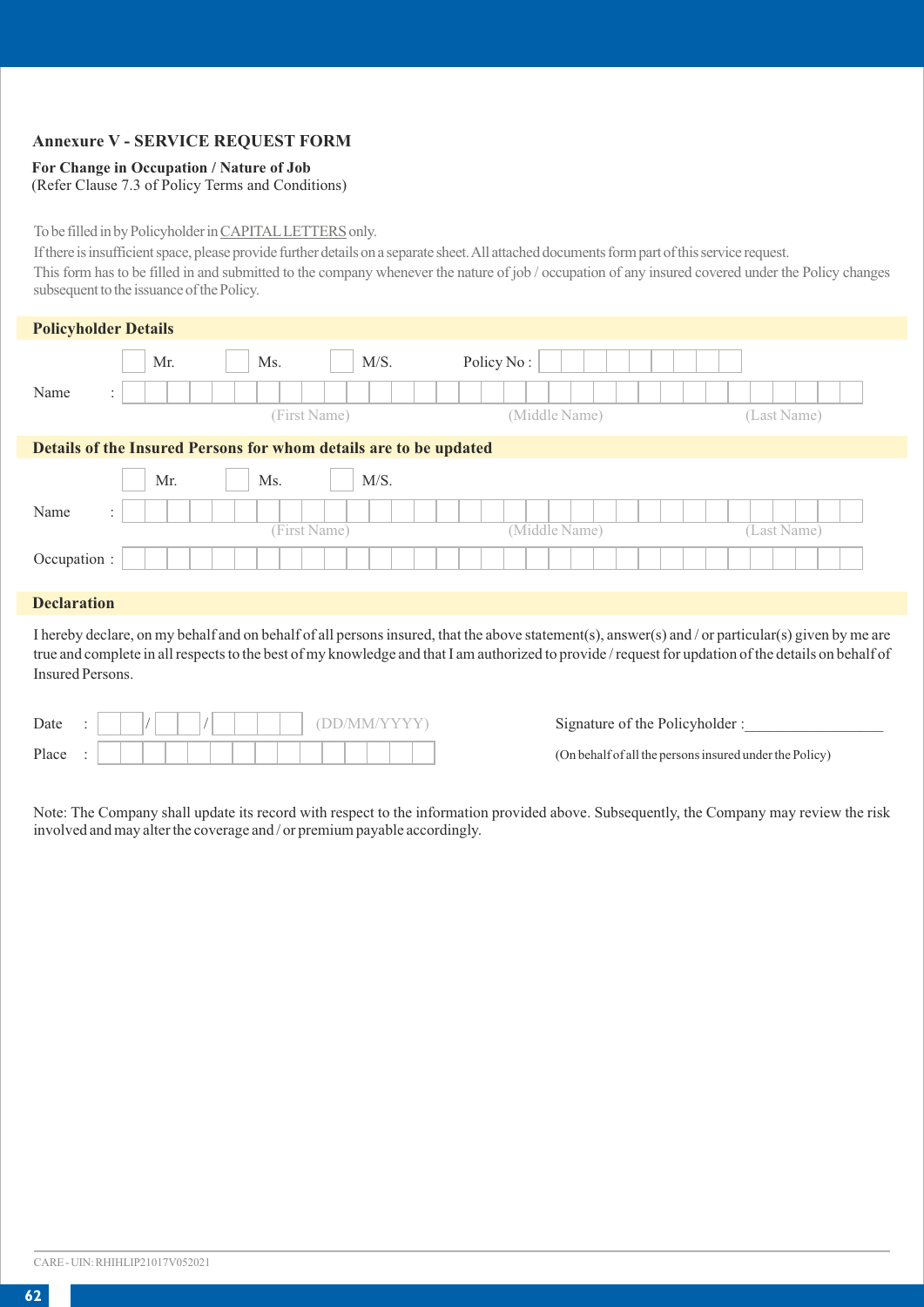## Annexure V - SERVICE REQUEST FORM

**For Change in Occupation / Nature of Job**
(Refer Clause 7.3 of Policy Terms and Conditions)

To be filled in by Policyholder in CAPITAL LETTERS only.
If there is insufficient space, please provide further details on a separate sheet. All attached documents form part of this service request.
This form has to be filled in and submitted to the company whenever the nature of job / occupation of any insured covered under the Policy changes subsequent to the issuance of the Policy.

### Policyholder Details

☐ Mr. ☐ Ms. ☐ M/S. Policy No :

Name : (First Name) (Middle Name) (Last Name)

### Details of the Insured Persons for whom details are to be updated

☐ Mr. ☐ Ms. ☐ M/S.

Name : (First Name) (Middle Name) (Last Name)

Occupation :

### Declaration

I hereby declare, on my behalf and on behalf of all persons insured, that the above statement(s), answer(s) and / or particular(s) given by me are true and complete in all respects to the best of my knowledge and that I am authorized to provide / request for updation of the details on behalf of Insured Persons.

Date : / / (DD/MM/YYYY)

Place :

Signature of the Policyholder :_________________
(On behalf of all the persons insured under the Policy)

Note: The Company shall update its record with respect to the information provided above. Subsequently, the Company may review the risk involved and may alter the coverage and / or premium payable accordingly.

CARE - UIN: RHIHLIP21017V052021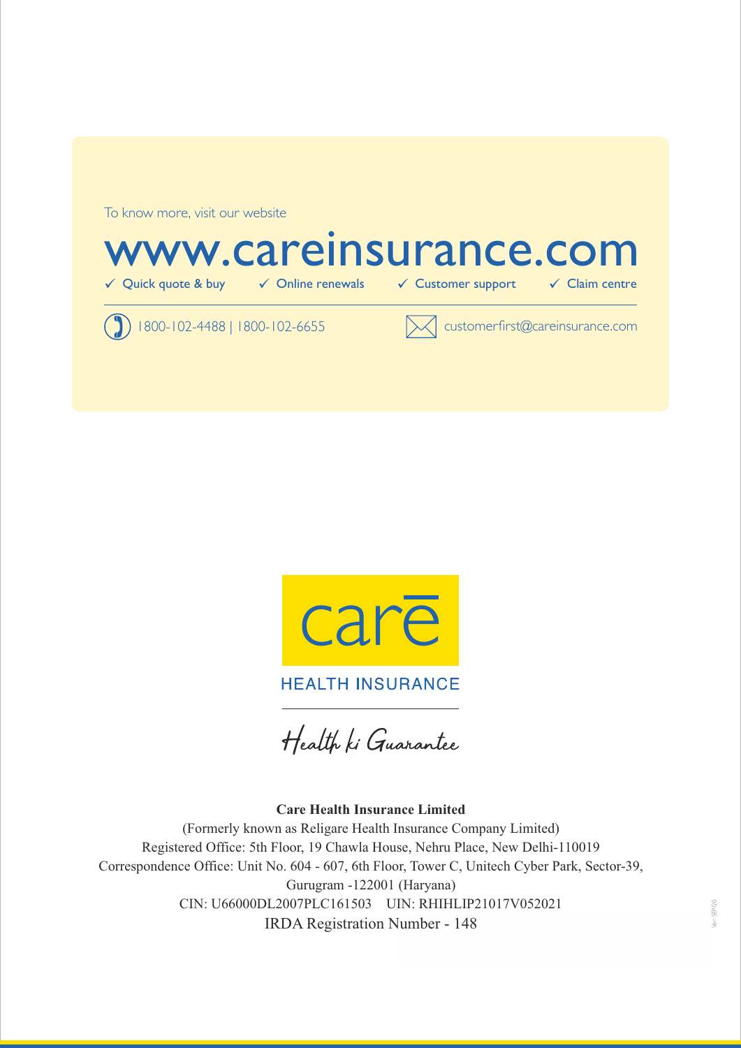To know more, visit our website

# www.careinsurance.com

✓ Quick quote & buy ✓ Online renewals ✓ Customer support ✓ Claim centre

1800-102-4488 | 1800-102-6655

customerfirst@careinsurance.com

care

HEALTH INSURANCE

Health ki Guarantee

**Care Health Insurance Limited**

(Formerly known as Religare Health Insurance Company Limited)

Registered Office: 5th Floor, 19 Chawla House, Nehru Place, New Delhi-110019

Correspondence Office: Unit No. 604 - 607, 6th Floor, Tower C, Unitech Cyber Park, Sector-39, Gurugram -122001 (Haryana)

CIN: U66000DL2007PLC161503 UIN: RHIHLIP21017V052021

IRDA Registration Number - 148

Ver. SEP'20